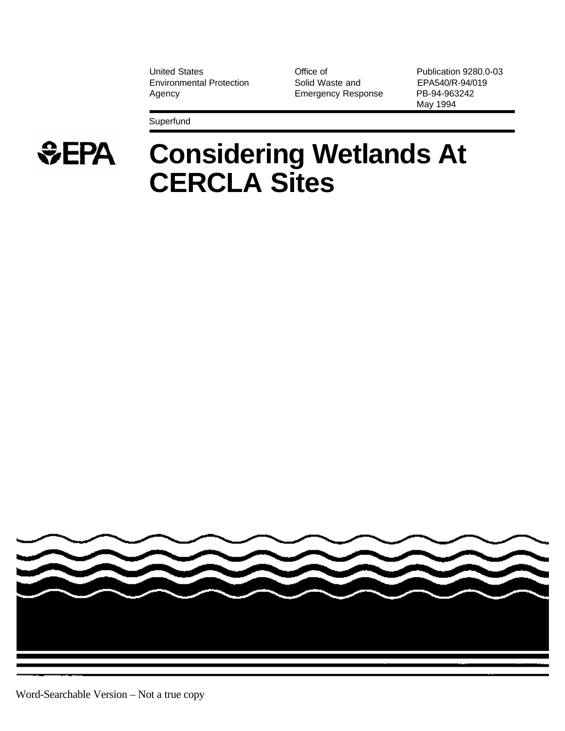United States Environmental Protection Agency

Office of Solid Waste and Emergency Response

Publication 9280.0-03
EPA540/R-94/019
PB-94-963242
May 1994

Superfund

EPA

# Considering Wetlands At CERCLA Sites

Word-Searchable Version – Not a true copy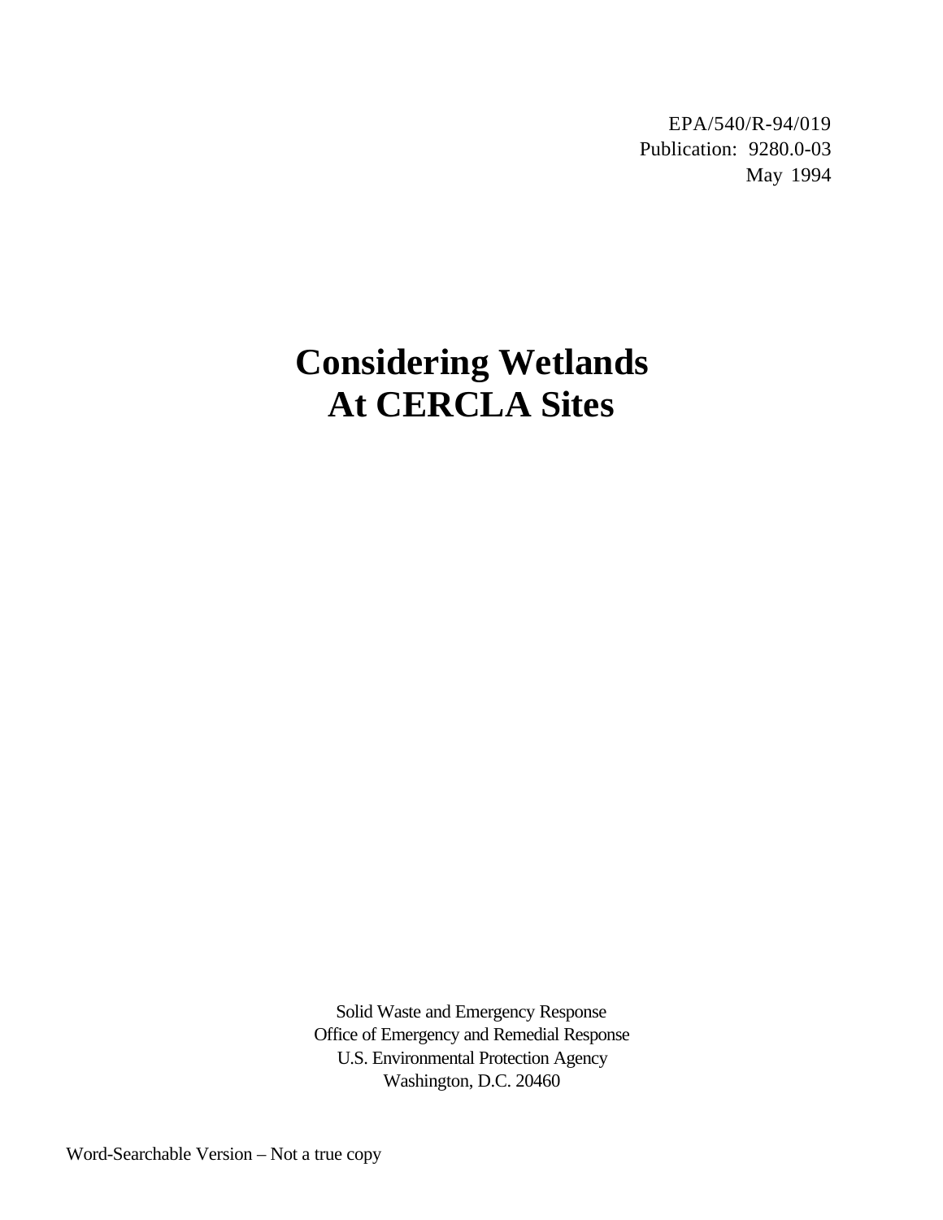EPA/540/R-94/019
Publication: 9280.0-03
May 1994

# Considering Wetlands At CERCLA Sites

Solid Waste and Emergency Response
Office of Emergency and Remedial Response
U.S. Environmental Protection Agency
Washington, D.C. 20460

Word-Searchable Version – Not a true copy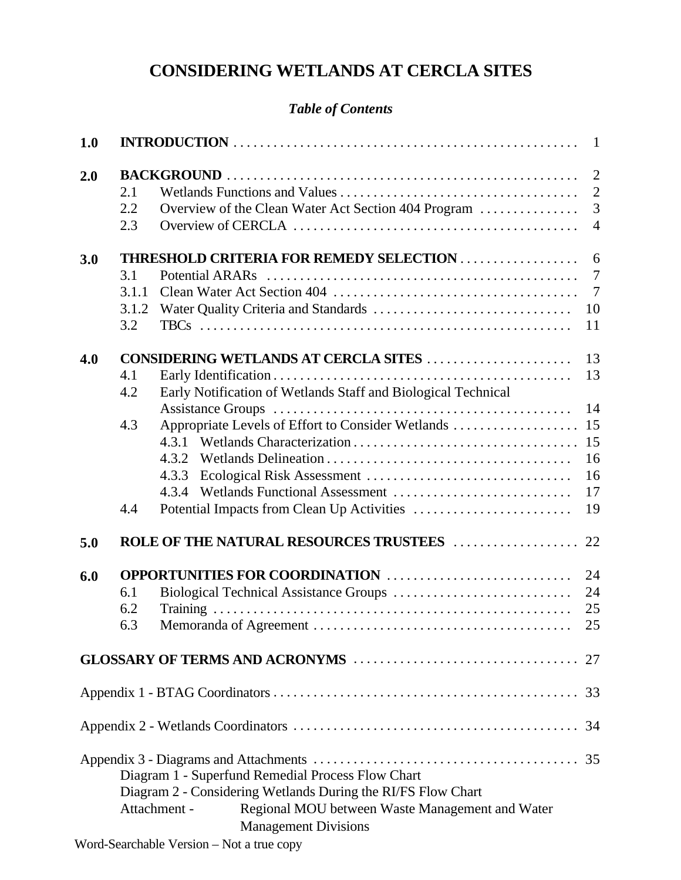# CONSIDERING WETLANDS AT CERCLA SITES

***Table of Contents***

| | | | |
|---|---|---|---|
| **1.0** | **INTRODUCTION** | | 1 |
| **2.0** | **BACKGROUND** | | 2 |
| | 2.1 | Wetlands Functions and Values | 2 |
| | 2.2 | Overview of the Clean Water Act Section 404 Program | 3 |
| | 2.3 | Overview of CERCLA | 4 |
| **3.0** | **THRESHOLD CRITERIA FOR REMEDY SELECTION** | | 6 |
| | 3.1 | Potential ARARs | 7 |
| | 3.1.1 | Clean Water Act Section 404 | 7 |
| | 3.1.2 | Water Quality Criteria and Standards | 10 |
| | 3.2 | TBCs | 11 |
| **4.0** | **CONSIDERING WETLANDS AT CERCLA SITES** | | 13 |
| | 4.1 | Early Identification | 13 |
| | 4.2 | Early Notification of Wetlands Staff and Biological Technical Assistance Groups | 14 |
| | 4.3 | Appropriate Levels of Effort to Consider Wetlands | 15 |
| | | 4.3.1 Wetlands Characterization | 15 |
| | | 4.3.2 Wetlands Delineation | 16 |
| | | 4.3.3 Ecological Risk Assessment | 16 |
| | | 4.3.4 Wetlands Functional Assessment | 17 |
| | 4.4 | Potential Impacts from Clean Up Activities | 19 |
| **5.0** | **ROLE OF THE NATURAL RESOURCES TRUSTEES** | | 22 |
| **6.0** | **OPPORTUNITIES FOR COORDINATION** | | 24 |
| | 6.1 | Biological Technical Assistance Groups | 24 |
| | 6.2 | Training | 25 |
| | 6.3 | Memoranda of Agreement | 25 |
| **GLOSSARY OF TERMS AND ACRONYMS** | | | 27 |
| Appendix 1 - BTAG Coordinators | | | 33 |
| Appendix 2 - Wetlands Coordinators | | | 34 |
| Appendix 3 - Diagrams and Attachments | | | 35 |

Diagram 1 - Superfund Remedial Process Flow Chart
Diagram 2 - Considering Wetlands During the RI/FS Flow Chart
Attachment - Regional MOU between Waste Management and Water Management Divisions

Word-Searchable Version – Not a true copy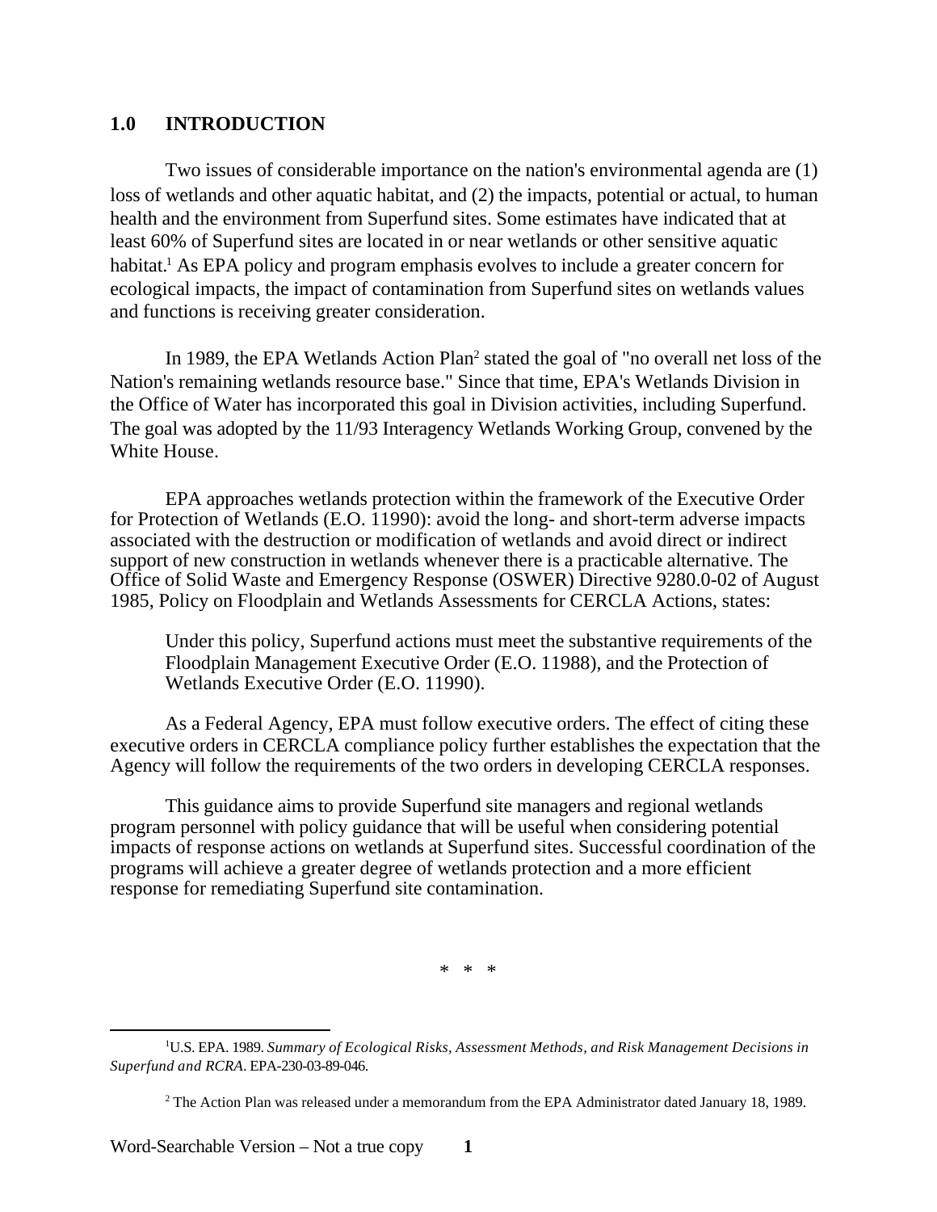## 1.0 INTRODUCTION

Two issues of considerable importance on the nation's environmental agenda are (1) loss of wetlands and other aquatic habitat, and (2) the impacts, potential or actual, to human health and the environment from Superfund sites. Some estimates have indicated that at least 60% of Superfund sites are located in or near wetlands or other sensitive aquatic habitat.[1] As EPA policy and program emphasis evolves to include a greater concern for ecological impacts, the impact of contamination from Superfund sites on wetlands values and functions is receiving greater consideration.

In 1989, the EPA Wetlands Action Plan[2] stated the goal of "no overall net loss of the Nation's remaining wetlands resource base." Since that time, EPA's Wetlands Division in the Office of Water has incorporated this goal in Division activities, including Superfund. The goal was adopted by the 11/93 Interagency Wetlands Working Group, convened by the White House.

EPA approaches wetlands protection within the framework of the Executive Order for Protection of Wetlands (E.O. 11990): avoid the long- and short-term adverse impacts associated with the destruction or modification of wetlands and avoid direct or indirect support of new construction in wetlands whenever there is a practicable alternative. The Office of Solid Waste and Emergency Response (OSWER) Directive 9280.0-02 of August 1985, Policy on Floodplain and Wetlands Assessments for CERCLA Actions, states:

> Under this policy, Superfund actions must meet the substantive requirements of the Floodplain Management Executive Order (E.O. 11988), and the Protection of Wetlands Executive Order (E.O. 11990).

As a Federal Agency, EPA must follow executive orders. The effect of citing these executive orders in CERCLA compliance policy further establishes the expectation that the Agency will follow the requirements of the two orders in developing CERCLA responses.

This guidance aims to provide Superfund site managers and regional wetlands program personnel with policy guidance that will be useful when considering potential impacts of response actions on wetlands at Superfund sites. Successful coordination of the programs will achieve a greater degree of wetlands protection and a more efficient response for remediating Superfund site contamination.

\* \* \*

[1] U.S. EPA. 1989. *Summary of Ecological Risks, Assessment Methods, and Risk Management Decisions in Superfund and RCRA*. EPA-230-03-89-046.

[2] The Action Plan was released under a memorandum from the EPA Administrator dated January 18, 1989.

Word-Searchable Version – Not a true copy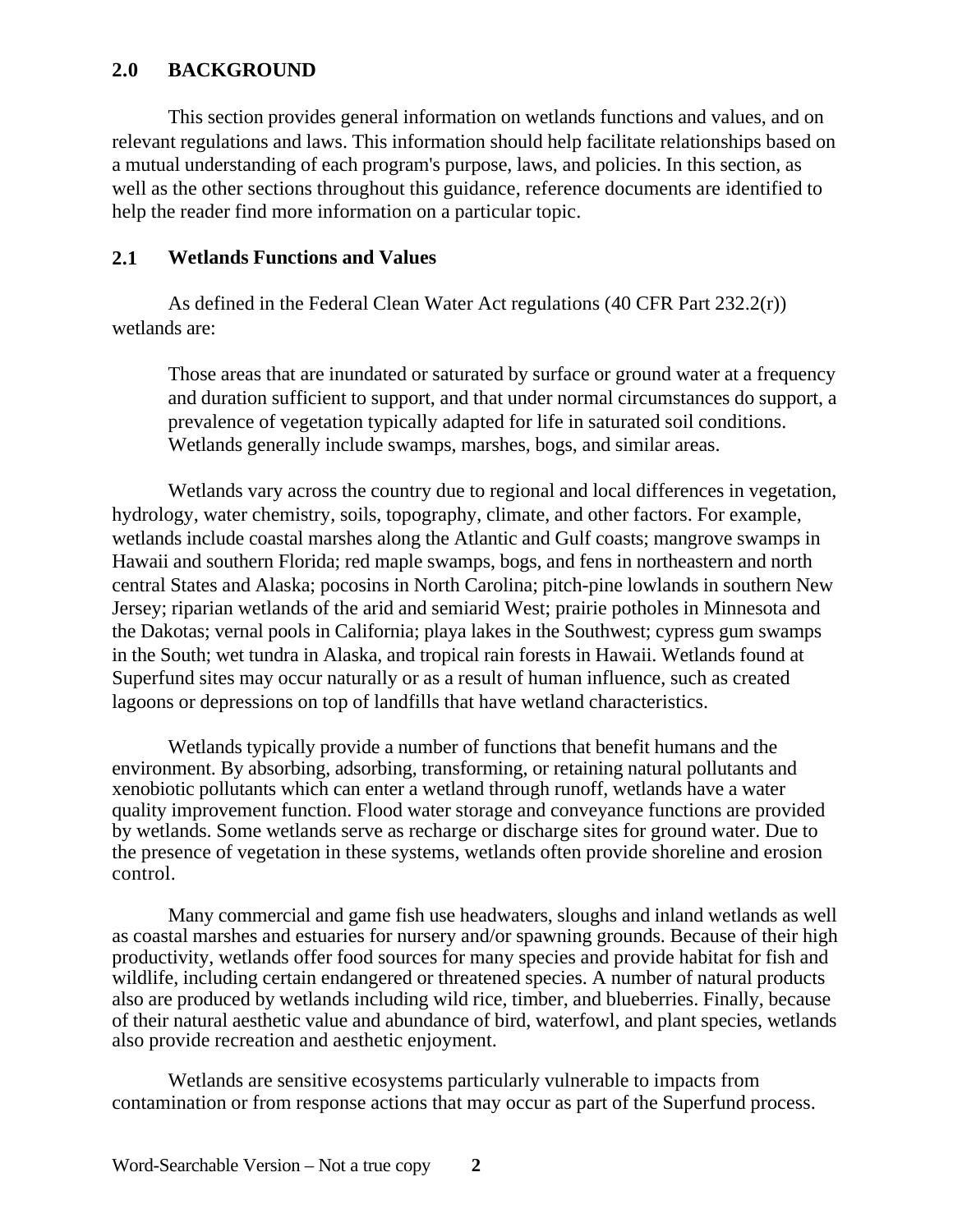## 2.0 BACKGROUND

This section provides general information on wetlands functions and values, and on relevant regulations and laws. This information should help facilitate relationships based on a mutual understanding of each program's purpose, laws, and policies. In this section, as well as the other sections throughout this guidance, reference documents are identified to help the reader find more information on a particular topic.

### 2.1 Wetlands Functions and Values

As defined in the Federal Clean Water Act regulations (40 CFR Part 232.2(r)) wetlands are:

> Those areas that are inundated or saturated by surface or ground water at a frequency and duration sufficient to support, and that under normal circumstances do support, a prevalence of vegetation typically adapted for life in saturated soil conditions. Wetlands generally include swamps, marshes, bogs, and similar areas.

Wetlands vary across the country due to regional and local differences in vegetation, hydrology, water chemistry, soils, topography, climate, and other factors. For example, wetlands include coastal marshes along the Atlantic and Gulf coasts; mangrove swamps in Hawaii and southern Florida; red maple swamps, bogs, and fens in northeastern and north central States and Alaska; pocosins in North Carolina; pitch-pine lowlands in southern New Jersey; riparian wetlands of the arid and semiarid West; prairie potholes in Minnesota and the Dakotas; vernal pools in California; playa lakes in the Southwest; cypress gum swamps in the South; wet tundra in Alaska, and tropical rain forests in Hawaii. Wetlands found at Superfund sites may occur naturally or as a result of human influence, such as created lagoons or depressions on top of landfills that have wetland characteristics.

Wetlands typically provide a number of functions that benefit humans and the environment. By absorbing, adsorbing, transforming, or retaining natural pollutants and xenobiotic pollutants which can enter a wetland through runoff, wetlands have a water quality improvement function. Flood water storage and conveyance functions are provided by wetlands. Some wetlands serve as recharge or discharge sites for ground water. Due to the presence of vegetation in these systems, wetlands often provide shoreline and erosion control.

Many commercial and game fish use headwaters, sloughs and inland wetlands as well as coastal marshes and estuaries for nursery and/or spawning grounds. Because of their high productivity, wetlands offer food sources for many species and provide habitat for fish and wildlife, including certain endangered or threatened species. A number of natural products also are produced by wetlands including wild rice, timber, and blueberries. Finally, because of their natural aesthetic value and abundance of bird, waterfowl, and plant species, wetlands also provide recreation and aesthetic enjoyment.

Wetlands are sensitive ecosystems particularly vulnerable to impacts from contamination or from response actions that may occur as part of the Superfund process.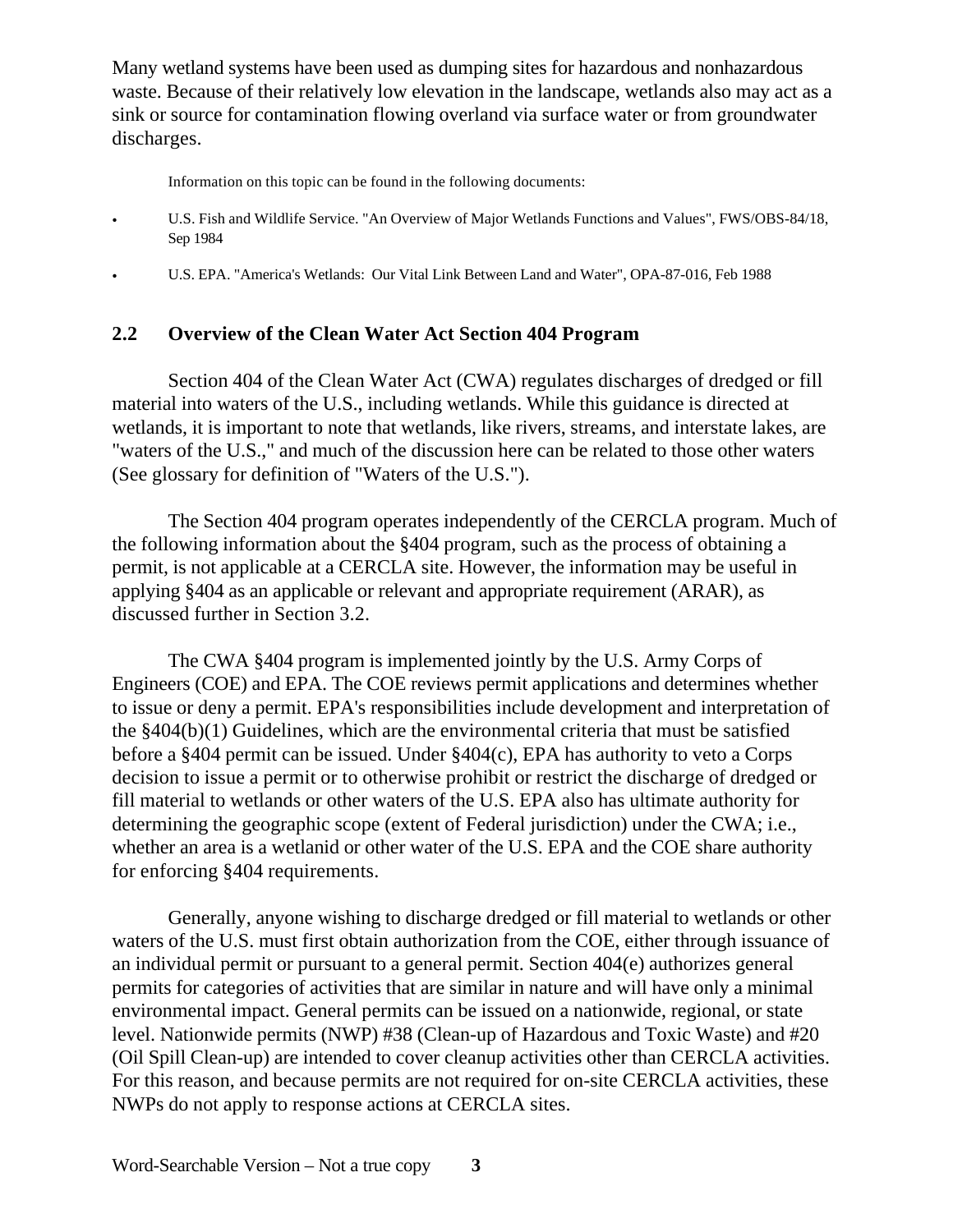Many wetland systems have been used as dumping sites for hazardous and nonhazardous waste. Because of their relatively low elevation in the landscape, wetlands also may act as a sink or source for contamination flowing overland via surface water or from groundwater discharges.

Information on this topic can be found in the following documents:

- U.S. Fish and Wildlife Service. "An Overview of Major Wetlands Functions and Values", FWS/OBS-84/18, Sep 1984
- U.S. EPA. "America's Wetlands: Our Vital Link Between Land and Water", OPA-87-016, Feb 1988

## 2.2 Overview of the Clean Water Act Section 404 Program

Section 404 of the Clean Water Act (CWA) regulates discharges of dredged or fill material into waters of the U.S., including wetlands. While this guidance is directed at wetlands, it is important to note that wetlands, like rivers, streams, and interstate lakes, are "waters of the U.S.," and much of the discussion here can be related to those other waters (See glossary for definition of "Waters of the U.S.").

The Section 404 program operates independently of the CERCLA program. Much of the following information about the §404 program, such as the process of obtaining a permit, is not applicable at a CERCLA site. However, the information may be useful in applying §404 as an applicable or relevant and appropriate requirement (ARAR), as discussed further in Section 3.2.

The CWA §404 program is implemented jointly by the U.S. Army Corps of Engineers (COE) and EPA. The COE reviews permit applications and determines whether to issue or deny a permit. EPA's responsibilities include development and interpretation of the §404(b)(1) Guidelines, which are the environmental criteria that must be satisfied before a §404 permit can be issued. Under §404(c), EPA has authority to veto a Corps decision to issue a permit or to otherwise prohibit or restrict the discharge of dredged or fill material to wetlands or other waters of the U.S. EPA also has ultimate authority for determining the geographic scope (extent of Federal jurisdiction) under the CWA; i.e., whether an area is a wetlanid or other water of the U.S. EPA and the COE share authority for enforcing §404 requirements.

Generally, anyone wishing to discharge dredged or fill material to wetlands or other waters of the U.S. must first obtain authorization from the COE, either through issuance of an individual permit or pursuant to a general permit. Section 404(e) authorizes general permits for categories of activities that are similar in nature and will have only a minimal environmental impact. General permits can be issued on a nationwide, regional, or state level. Nationwide permits (NWP) #38 (Clean-up of Hazardous and Toxic Waste) and #20 (Oil Spill Clean-up) are intended to cover cleanup activities other than CERCLA activities. For this reason, and because permits are not required for on-site CERCLA activities, these NWPs do not apply to response actions at CERCLA sites.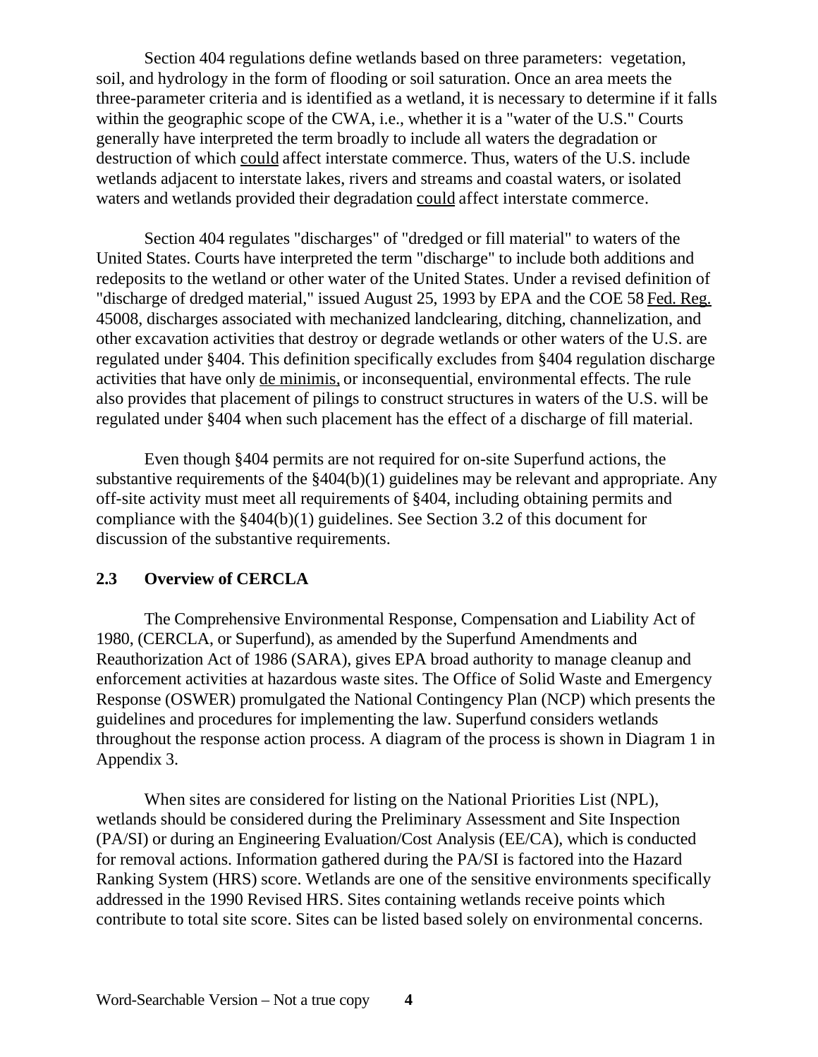Section 404 regulations define wetlands based on three parameters: vegetation, soil, and hydrology in the form of flooding or soil saturation. Once an area meets the three-parameter criteria and is identified as a wetland, it is necessary to determine if it falls within the geographic scope of the CWA, i.e., whether it is a "water of the U.S." Courts generally have interpreted the term broadly to include all waters the degradation or destruction of which could affect interstate commerce. Thus, waters of the U.S. include wetlands adjacent to interstate lakes, rivers and streams and coastal waters, or isolated waters and wetlands provided their degradation could affect interstate commerce.

Section 404 regulates "discharges" of "dredged or fill material" to waters of the United States. Courts have interpreted the term "discharge" to include both additions and redeposits to the wetland or other water of the United States. Under a revised definition of "discharge of dredged material," issued August 25, 1993 by EPA and the COE 58 Fed. Reg. 45008, discharges associated with mechanized landclearing, ditching, channelization, and other excavation activities that destroy or degrade wetlands or other waters of the U.S. are regulated under §404. This definition specifically excludes from §404 regulation discharge activities that have only de minimis, or inconsequential, environmental effects. The rule also provides that placement of pilings to construct structures in waters of the U.S. will be regulated under §404 when such placement has the effect of a discharge of fill material.

Even though §404 permits are not required for on-site Superfund actions, the substantive requirements of the §404(b)(1) guidelines may be relevant and appropriate. Any off-site activity must meet all requirements of §404, including obtaining permits and compliance with the §404(b)(1) guidelines. See Section 3.2 of this document for discussion of the substantive requirements.

## 2.3 Overview of CERCLA

The Comprehensive Environmental Response, Compensation and Liability Act of 1980, (CERCLA, or Superfund), as amended by the Superfund Amendments and Reauthorization Act of 1986 (SARA), gives EPA broad authority to manage cleanup and enforcement activities at hazardous waste sites. The Office of Solid Waste and Emergency Response (OSWER) promulgated the National Contingency Plan (NCP) which presents the guidelines and procedures for implementing the law. Superfund considers wetlands throughout the response action process. A diagram of the process is shown in Diagram 1 in Appendix 3.

When sites are considered for listing on the National Priorities List (NPL), wetlands should be considered during the Preliminary Assessment and Site Inspection (PA/SI) or during an Engineering Evaluation/Cost Analysis (EE/CA), which is conducted for removal actions. Information gathered during the PA/SI is factored into the Hazard Ranking System (HRS) score. Wetlands are one of the sensitive environments specifically addressed in the 1990 Revised HRS. Sites containing wetlands receive points which contribute to total site score. Sites can be listed based solely on environmental concerns.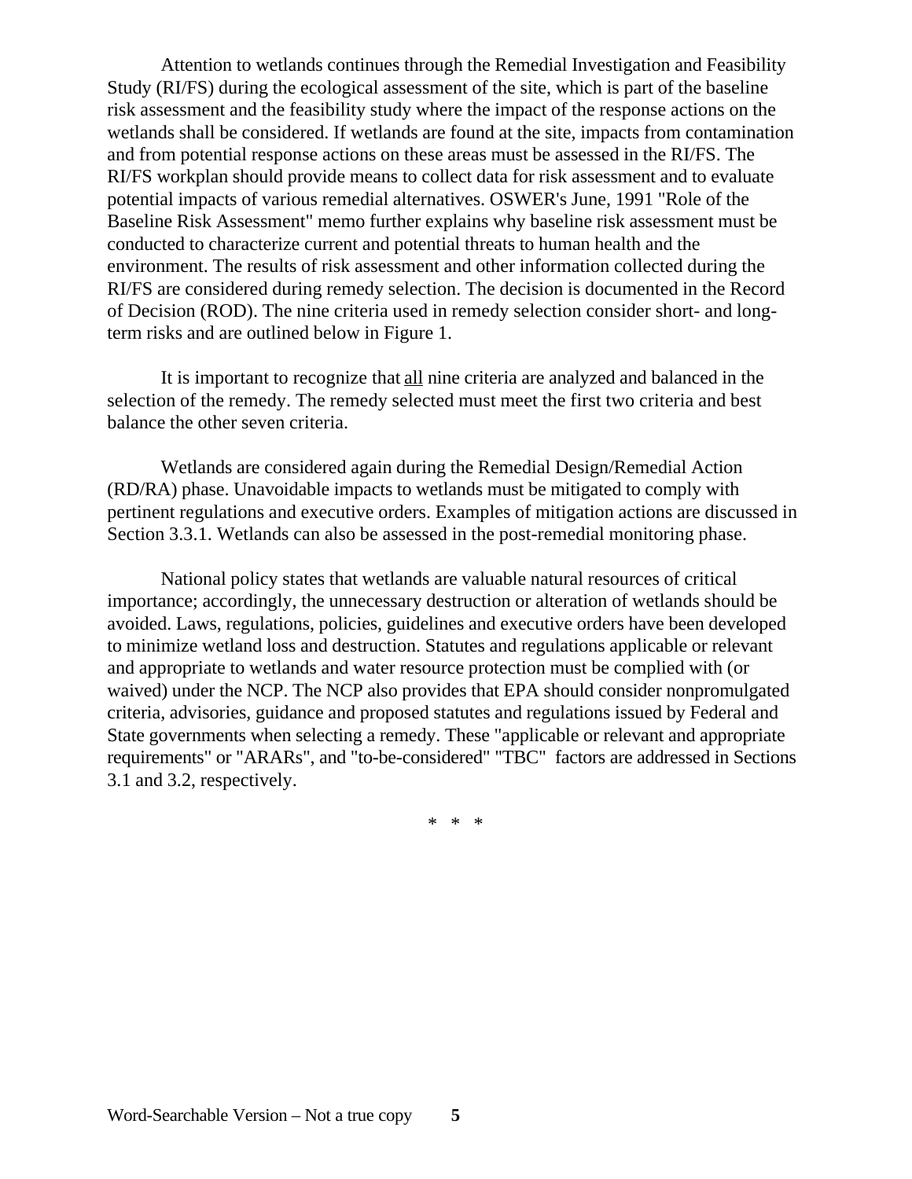Attention to wetlands continues through the Remedial Investigation and Feasibility Study (RI/FS) during the ecological assessment of the site, which is part of the baseline risk assessment and the feasibility study where the impact of the response actions on the wetlands shall be considered. If wetlands are found at the site, impacts from contamination and from potential response actions on these areas must be assessed in the RI/FS. The RI/FS workplan should provide means to collect data for risk assessment and to evaluate potential impacts of various remedial alternatives. OSWER's June, 1991 "Role of the Baseline Risk Assessment" memo further explains why baseline risk assessment must be conducted to characterize current and potential threats to human health and the environment. The results of risk assessment and other information collected during the RI/FS are considered during remedy selection. The decision is documented in the Record of Decision (ROD). The nine criteria used in remedy selection consider short- and long-term risks and are outlined below in Figure 1.

It is important to recognize that <u>all</u> nine criteria are analyzed and balanced in the selection of the remedy. The remedy selected must meet the first two criteria and best balance the other seven criteria.

Wetlands are considered again during the Remedial Design/Remedial Action (RD/RA) phase. Unavoidable impacts to wetlands must be mitigated to comply with pertinent regulations and executive orders. Examples of mitigation actions are discussed in Section 3.3.1. Wetlands can also be assessed in the post-remedial monitoring phase.

National policy states that wetlands are valuable natural resources of critical importance; accordingly, the unnecessary destruction or alteration of wetlands should be avoided. Laws, regulations, policies, guidelines and executive orders have been developed to minimize wetland loss and destruction. Statutes and regulations applicable or relevant and appropriate to wetlands and water resource protection must be complied with (or waived) under the NCP. The NCP also provides that EPA should consider nonpromulgated criteria, advisories, guidance and proposed statutes and regulations issued by Federal and State governments when selecting a remedy. These "applicable or relevant and appropriate requirements" or "ARARs", and "to-be-considered" "TBC" factors are addressed in Sections 3.1 and 3.2, respectively.

\* \* \*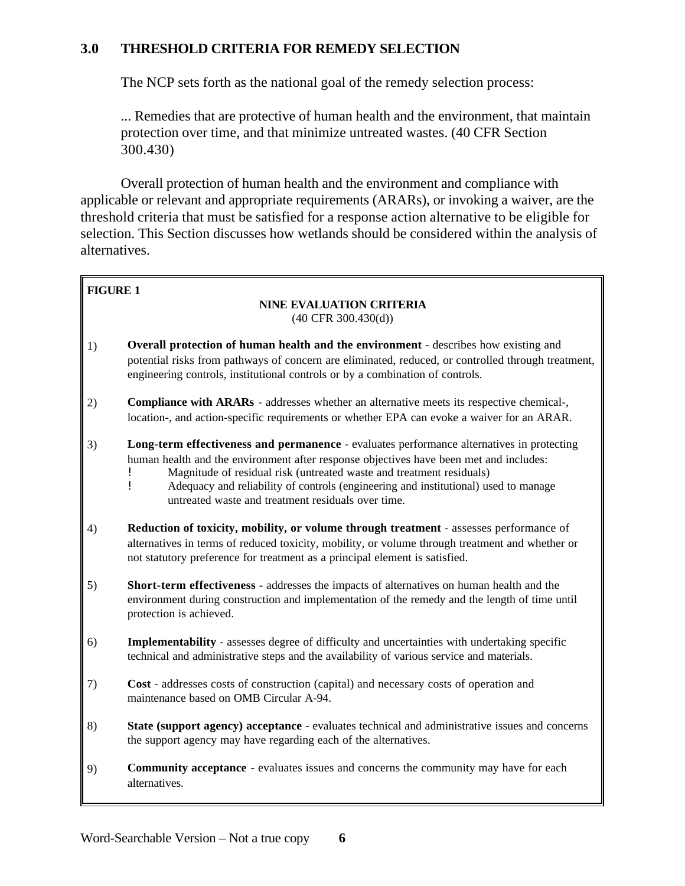## 3.0 THRESHOLD CRITERIA FOR REMEDY SELECTION

The NCP sets forth as the national goal of the remedy selection process:

> ... Remedies that are protective of human health and the environment, that maintain protection over time, and that minimize untreated wastes. (40 CFR Section 300.430)

Overall protection of human health and the environment and compliance with applicable or relevant and appropriate requirements (ARARs), or invoking a waiver, are the threshold criteria that must be satisfied for a response action alternative to be eligible for selection. This Section discusses how wetlands should be considered within the analysis of alternatives.

**FIGURE 1**

**NINE EVALUATION CRITERIA**
(40 CFR 300.430(d))

1) **Overall protection of human health and the environment** - describes how existing and potential risks from pathways of concern are eliminated, reduced, or controlled through treatment, engineering controls, institutional controls or by a combination of controls.

2) **Compliance with ARARs** - addresses whether an alternative meets its respective chemical-, location-, and action-specific requirements or whether EPA can evoke a waiver for an ARAR.

3) **Long-term effectiveness and permanence** - evaluates performance alternatives in protecting human health and the environment after response objectives have been met and includes:
   - Magnitude of residual risk (untreated waste and treatment residuals)
   - Adequacy and reliability of controls (engineering and institutional) used to manage untreated waste and treatment residuals over time.

4) **Reduction of toxicity, mobility, or volume through treatment** - assesses performance of alternatives in terms of reduced toxicity, mobility, or volume through treatment and whether or not statutory preference for treatment as a principal element is satisfied.

5) **Short-term effectiveness** - addresses the impacts of alternatives on human health and the environment during construction and implementation of the remedy and the length of time until protection is achieved.

6) **Implementability** - assesses degree of difficulty and uncertainties with undertaking specific technical and administrative steps and the availability of various service and materials.

7) **Cost** - addresses costs of construction (capital) and necessary costs of operation and maintenance based on OMB Circular A-94.

8) **State (support agency) acceptance** - evaluates technical and administrative issues and concerns the support agency may have regarding each of the alternatives.

9) **Community acceptance** - evaluates issues and concerns the community may have for each alternatives.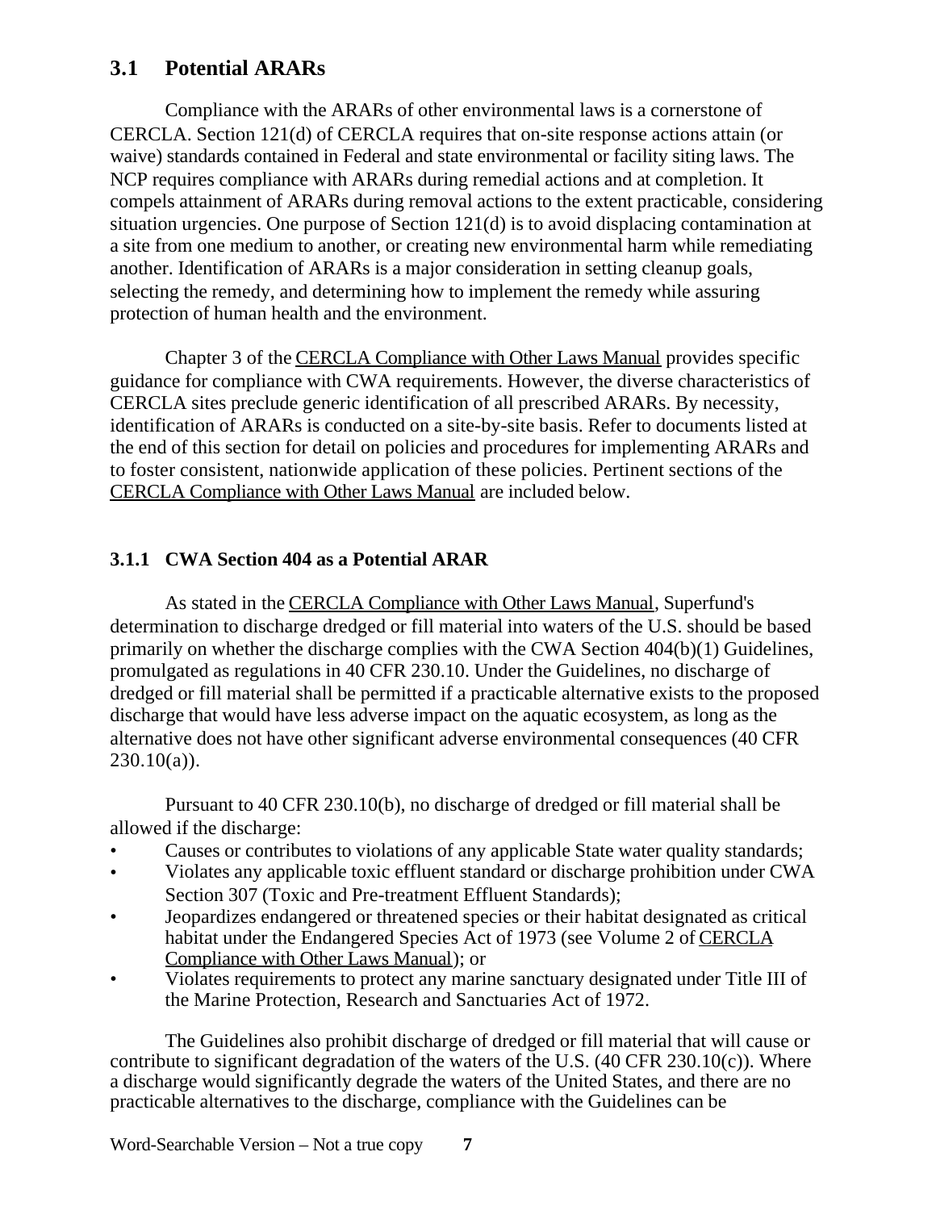## 3.1 Potential ARARs

Compliance with the ARARs of other environmental laws is a cornerstone of CERCLA. Section 121(d) of CERCLA requires that on-site response actions attain (or waive) standards contained in Federal and state environmental or facility siting laws. The NCP requires compliance with ARARs during remedial actions and at completion. It compels attainment of ARARs during removal actions to the extent practicable, considering situation urgencies. One purpose of Section 121(d) is to avoid displacing contamination at a site from one medium to another, or creating new environmental harm while remediating another. Identification of ARARs is a major consideration in setting cleanup goals, selecting the remedy, and determining how to implement the remedy while assuring protection of human health and the environment.

Chapter 3 of the CERCLA Compliance with Other Laws Manual provides specific guidance for compliance with CWA requirements. However, the diverse characteristics of CERCLA sites preclude generic identification of all prescribed ARARs. By necessity, identification of ARARs is conducted on a site-by-site basis. Refer to documents listed at the end of this section for detail on policies and procedures for implementing ARARs and to foster consistent, nationwide application of these policies. Pertinent sections of the CERCLA Compliance with Other Laws Manual are included below.

### 3.1.1 CWA Section 404 as a Potential ARAR

As stated in the CERCLA Compliance with Other Laws Manual, Superfund's determination to discharge dredged or fill material into waters of the U.S. should be based primarily on whether the discharge complies with the CWA Section 404(b)(1) Guidelines, promulgated as regulations in 40 CFR 230.10. Under the Guidelines, no discharge of dredged or fill material shall be permitted if a practicable alternative exists to the proposed discharge that would have less adverse impact on the aquatic ecosystem, as long as the alternative does not have other significant adverse environmental consequences (40 CFR 230.10(a)).

Pursuant to 40 CFR 230.10(b), no discharge of dredged or fill material shall be allowed if the discharge:

- Causes or contributes to violations of any applicable State water quality standards;
- Violates any applicable toxic effluent standard or discharge prohibition under CWA Section 307 (Toxic and Pre-treatment Effluent Standards);
- Jeopardizes endangered or threatened species or their habitat designated as critical habitat under the Endangered Species Act of 1973 (see Volume 2 of CERCLA Compliance with Other Laws Manual); or
- Violates requirements to protect any marine sanctuary designated under Title III of the Marine Protection, Research and Sanctuaries Act of 1972.

The Guidelines also prohibit discharge of dredged or fill material that will cause or contribute to significant degradation of the waters of the U.S. (40 CFR 230.10(c)). Where a discharge would significantly degrade the waters of the United States, and there are no practicable alternatives to the discharge, compliance with the Guidelines can be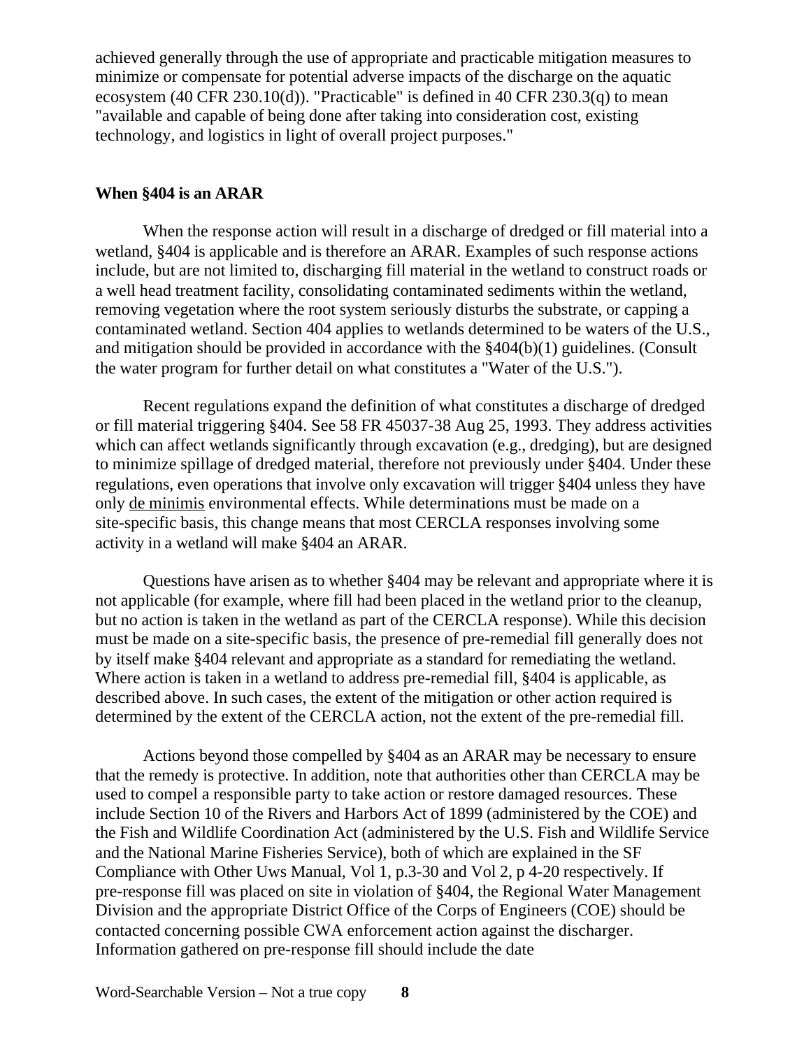achieved generally through the use of appropriate and practicable mitigation measures to minimize or compensate for potential adverse impacts of the discharge on the aquatic ecosystem (40 CFR 230.10(d)). "Practicable" is defined in 40 CFR 230.3(q) to mean "available and capable of being done after taking into consideration cost, existing technology, and logistics in light of overall project purposes."

**When §404 is an ARAR**

When the response action will result in a discharge of dredged or fill material into a wetland, §404 is applicable and is therefore an ARAR. Examples of such response actions include, but are not limited to, discharging fill material in the wetland to construct roads or a well head treatment facility, consolidating contaminated sediments within the wetland, removing vegetation where the root system seriously disturbs the substrate, or capping a contaminated wetland. Section 404 applies to wetlands determined to be waters of the U.S., and mitigation should be provided in accordance with the §404(b)(1) guidelines. (Consult the water program for further detail on what constitutes a "Water of the U.S.").

Recent regulations expand the definition of what constitutes a discharge of dredged or fill material triggering §404. See 58 FR 45037-38 Aug 25, 1993. They address activities which can affect wetlands significantly through excavation (e.g., dredging), but are designed to minimize spillage of dredged material, therefore not previously under §404. Under these regulations, even operations that involve only excavation will trigger §404 unless they have only de minimis environmental effects. While determinations must be made on a site-specific basis, this change means that most CERCLA responses involving some activity in a wetland will make §404 an ARAR.

Questions have arisen as to whether §404 may be relevant and appropriate where it is not applicable (for example, where fill had been placed in the wetland prior to the cleanup, but no action is taken in the wetland as part of the CERCLA response). While this decision must be made on a site-specific basis, the presence of pre-remedial fill generally does not by itself make §404 relevant and appropriate as a standard for remediating the wetland. Where action is taken in a wetland to address pre-remedial fill, §404 is applicable, as described above. In such cases, the extent of the mitigation or other action required is determined by the extent of the CERCLA action, not the extent of the pre-remedial fill.

Actions beyond those compelled by §404 as an ARAR may be necessary to ensure that the remedy is protective. In addition, note that authorities other than CERCLA may be used to compel a responsible party to take action or restore damaged resources. These include Section 10 of the Rivers and Harbors Act of 1899 (administered by the COE) and the Fish and Wildlife Coordination Act (administered by the U.S. Fish and Wildlife Service and the National Marine Fisheries Service), both of which are explained in the SF Compliance with Other Uws Manual, Vol 1, p.3-30 and Vol 2, p 4-20 respectively. If pre-response fill was placed on site in violation of §404, the Regional Water Management Division and the appropriate District Office of the Corps of Engineers (COE) should be contacted concerning possible CWA enforcement action against the discharger. Information gathered on pre-response fill should include the date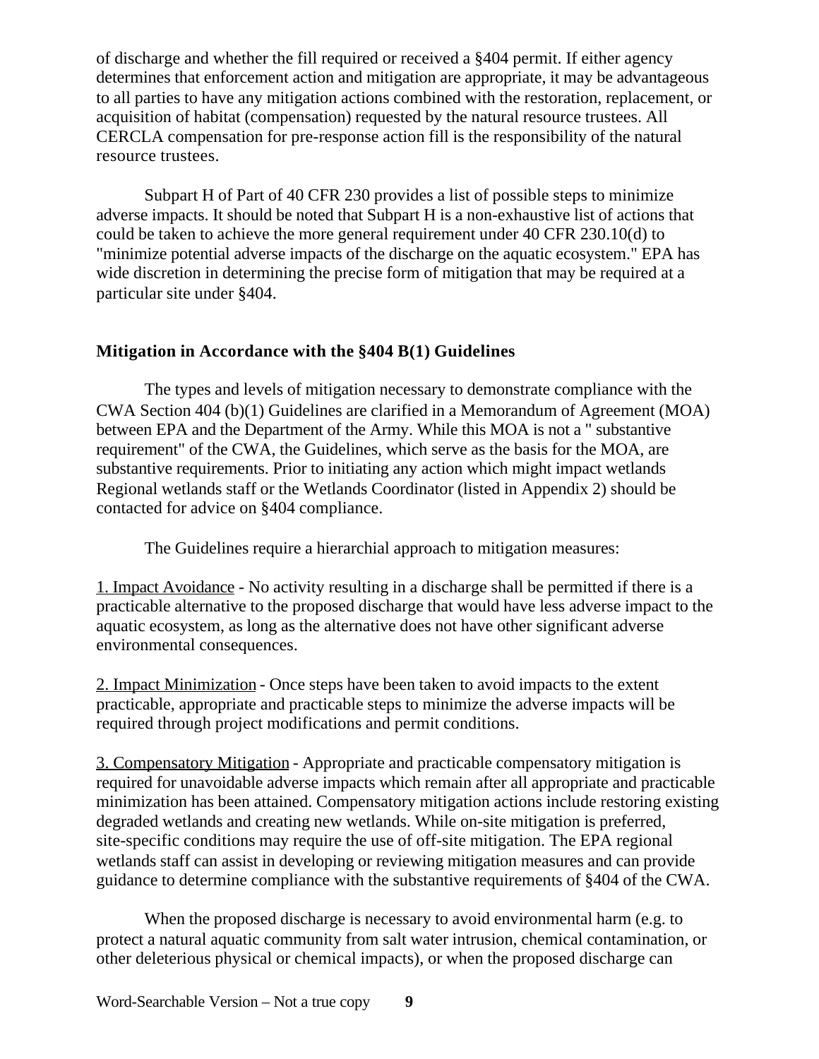of discharge and whether the fill required or received a §404 permit. If either agency determines that enforcement action and mitigation are appropriate, it may be advantageous to all parties to have any mitigation actions combined with the restoration, replacement, or acquisition of habitat (compensation) requested by the natural resource trustees. All CERCLA compensation for pre-response action fill is the responsibility of the natural resource trustees.

Subpart H of Part of 40 CFR 230 provides a list of possible steps to minimize adverse impacts. It should be noted that Subpart H is a non-exhaustive list of actions that could be taken to achieve the more general requirement under 40 CFR 230.10(d) to "minimize potential adverse impacts of the discharge on the aquatic ecosystem." EPA has wide discretion in determining the precise form of mitigation that may be required at a particular site under §404.

## Mitigation in Accordance with the §404 B(1) Guidelines

The types and levels of mitigation necessary to demonstrate compliance with the CWA Section 404 (b)(1) Guidelines are clarified in a Memorandum of Agreement (MOA) between EPA and the Department of the Army. While this MOA is not a " substantive requirement" of the CWA, the Guidelines, which serve as the basis for the MOA, are substantive requirements. Prior to initiating any action which might impact wetlands Regional wetlands staff or the Wetlands Coordinator (listed in Appendix 2) should be contacted for advice on §404 compliance.

The Guidelines require a hierarchial approach to mitigation measures:

1. Impact Avoidance - No activity resulting in a discharge shall be permitted if there is a practicable alternative to the proposed discharge that would have less adverse impact to the aquatic ecosystem, as long as the alternative does not have other significant adverse environmental consequences.

2. Impact Minimization - Once steps have been taken to avoid impacts to the extent practicable, appropriate and practicable steps to minimize the adverse impacts will be required through project modifications and permit conditions.

3. Compensatory Mitigation - Appropriate and practicable compensatory mitigation is required for unavoidable adverse impacts which remain after all appropriate and practicable minimization has been attained. Compensatory mitigation actions include restoring existing degraded wetlands and creating new wetlands. While on-site mitigation is preferred, site-specific conditions may require the use of off-site mitigation. The EPA regional wetlands staff can assist in developing or reviewing mitigation measures and can provide guidance to determine compliance with the substantive requirements of §404 of the CWA.

When the proposed discharge is necessary to avoid environmental harm (e.g. to protect a natural aquatic community from salt water intrusion, chemical contamination, or other deleterious physical or chemical impacts), or when the proposed discharge can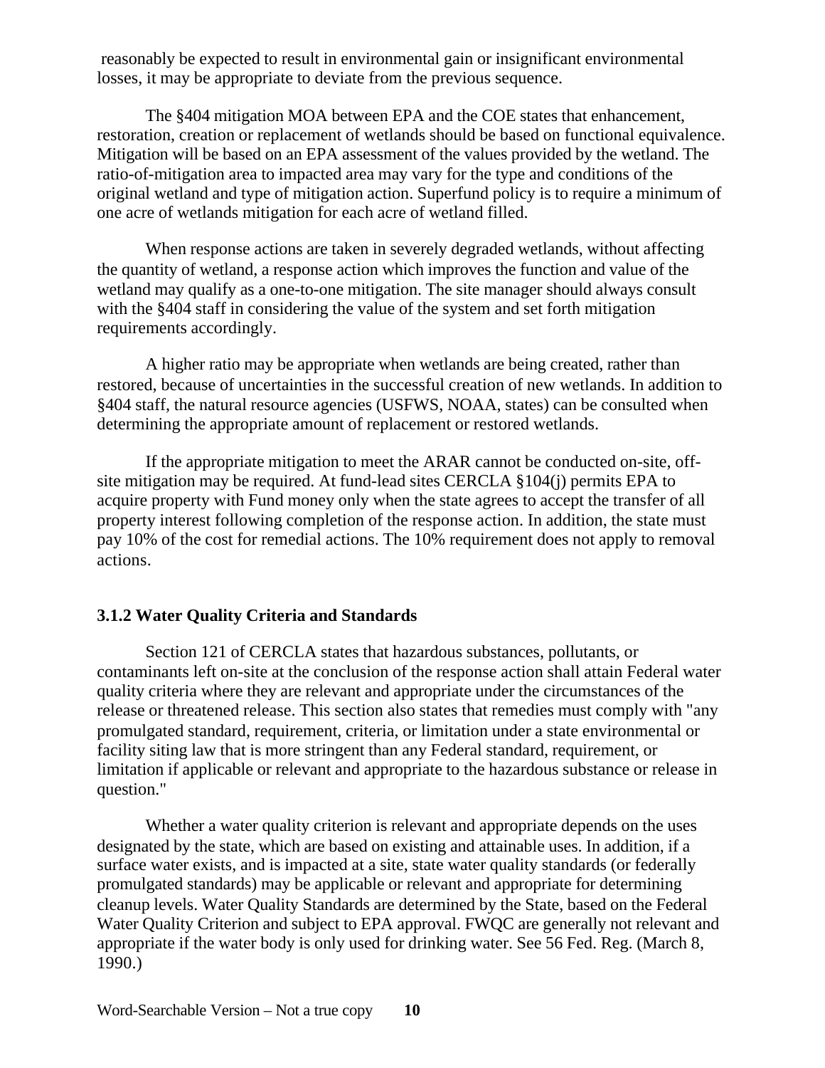reasonably be expected to result in environmental gain or insignificant environmental losses, it may be appropriate to deviate from the previous sequence.

The §404 mitigation MOA between EPA and the COE states that enhancement, restoration, creation or replacement of wetlands should be based on functional equivalence. Mitigation will be based on an EPA assessment of the values provided by the wetland. The ratio-of-mitigation area to impacted area may vary for the type and conditions of the original wetland and type of mitigation action. Superfund policy is to require a minimum of one acre of wetlands mitigation for each acre of wetland filled.

When response actions are taken in severely degraded wetlands, without affecting the quantity of wetland, a response action which improves the function and value of the wetland may qualify as a one-to-one mitigation. The site manager should always consult with the §404 staff in considering the value of the system and set forth mitigation requirements accordingly.

A higher ratio may be appropriate when wetlands are being created, rather than restored, because of uncertainties in the successful creation of new wetlands. In addition to §404 staff, the natural resource agencies (USFWS, NOAA, states) can be consulted when determining the appropriate amount of replacement or restored wetlands.

If the appropriate mitigation to meet the ARAR cannot be conducted on-site, off-site mitigation may be required. At fund-lead sites CERCLA §104(j) permits EPA to acquire property with Fund money only when the state agrees to accept the transfer of all property interest following completion of the response action. In addition, the state must pay 10% of the cost for remedial actions. The 10% requirement does not apply to removal actions.

### 3.1.2 Water Quality Criteria and Standards

Section 121 of CERCLA states that hazardous substances, pollutants, or contaminants left on-site at the conclusion of the response action shall attain Federal water quality criteria where they are relevant and appropriate under the circumstances of the release or threatened release. This section also states that remedies must comply with "any promulgated standard, requirement, criteria, or limitation under a state environmental or facility siting law that is more stringent than any Federal standard, requirement, or limitation if applicable or relevant and appropriate to the hazardous substance or release in question."

Whether a water quality criterion is relevant and appropriate depends on the uses designated by the state, which are based on existing and attainable uses. In addition, if a surface water exists, and is impacted at a site, state water quality standards (or federally promulgated standards) may be applicable or relevant and appropriate for determining cleanup levels. Water Quality Standards are determined by the State, based on the Federal Water Quality Criterion and subject to EPA approval. FWQC are generally not relevant and appropriate if the water body is only used for drinking water. See 56 Fed. Reg. (March 8, 1990.)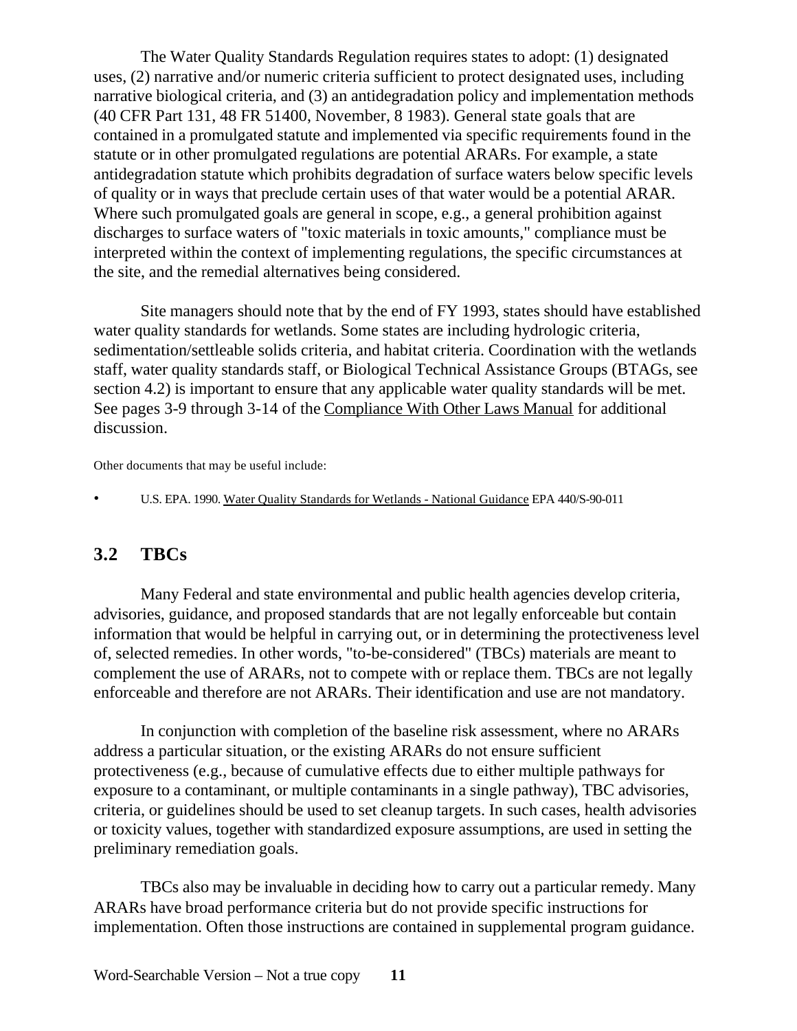The Water Quality Standards Regulation requires states to adopt: (1) designated uses, (2) narrative and/or numeric criteria sufficient to protect designated uses, including narrative biological criteria, and (3) an antidegradation policy and implementation methods (40 CFR Part 131, 48 FR 51400, November, 8 1983). General state goals that are contained in a promulgated statute and implemented via specific requirements found in the statute or in other promulgated regulations are potential ARARs. For example, a state antidegradation statute which prohibits degradation of surface waters below specific levels of quality or in ways that preclude certain uses of that water would be a potential ARAR. Where such promulgated goals are general in scope, e.g., a general prohibition against discharges to surface waters of "toxic materials in toxic amounts," compliance must be interpreted within the context of implementing regulations, the specific circumstances at the site, and the remedial alternatives being considered.

Site managers should note that by the end of FY 1993, states should have established water quality standards for wetlands. Some states are including hydrologic criteria, sedimentation/settleable solids criteria, and habitat criteria. Coordination with the wetlands staff, water quality standards staff, or Biological Technical Assistance Groups (BTAGs, see section 4.2) is important to ensure that any applicable water quality standards will be met. See pages 3-9 through 3-14 of the Compliance With Other Laws Manual for additional discussion.

Other documents that may be useful include:

- U.S. EPA. 1990. Water Quality Standards for Wetlands - National Guidance EPA 440/S-90-011

## 3.2 TBCs

Many Federal and state environmental and public health agencies develop criteria, advisories, guidance, and proposed standards that are not legally enforceable but contain information that would be helpful in carrying out, or in determining the protectiveness level of, selected remedies. In other words, "to-be-considered" (TBCs) materials are meant to complement the use of ARARs, not to compete with or replace them. TBCs are not legally enforceable and therefore are not ARARs. Their identification and use are not mandatory.

In conjunction with completion of the baseline risk assessment, where no ARARs address a particular situation, or the existing ARARs do not ensure sufficient protectiveness (e.g., because of cumulative effects due to either multiple pathways for exposure to a contaminant, or multiple contaminants in a single pathway), TBC advisories, criteria, or guidelines should be used to set cleanup targets. In such cases, health advisories or toxicity values, together with standardized exposure assumptions, are used in setting the preliminary remediation goals.

TBCs also may be invaluable in deciding how to carry out a particular remedy. Many ARARs have broad performance criteria but do not provide specific instructions for implementation. Often those instructions are contained in supplemental program guidance.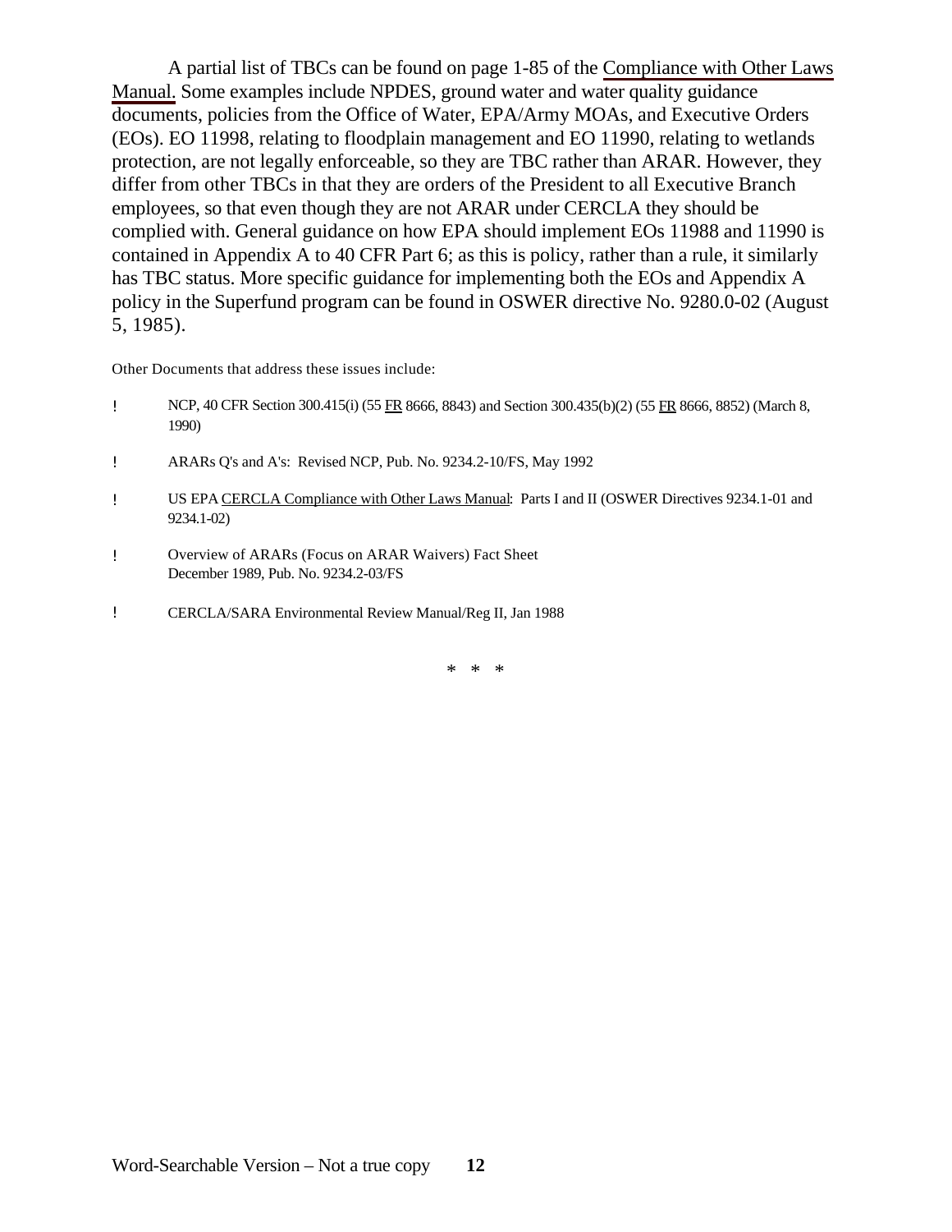A partial list of TBCs can be found on page 1-85 of the Compliance with Other Laws Manual. Some examples include NPDES, ground water and water quality guidance documents, policies from the Office of Water, EPA/Army MOAs, and Executive Orders (EOs). EO 11998, relating to floodplain management and EO 11990, relating to wetlands protection, are not legally enforceable, so they are TBC rather than ARAR. However, they differ from other TBCs in that they are orders of the President to all Executive Branch employees, so that even though they are not ARAR under CERCLA they should be complied with. General guidance on how EPA should implement EOs 11988 and 11990 is contained in Appendix A to 40 CFR Part 6; as this is policy, rather than a rule, it similarly has TBC status. More specific guidance for implementing both the EOs and Appendix A policy in the Superfund program can be found in OSWER directive No. 9280.0-02 (August 5, 1985).

Other Documents that address these issues include:

- NCP, 40 CFR Section 300.415(i) (55 FR 8666, 8843) and Section 300.435(b)(2) (55 FR 8666, 8852) (March 8, 1990)
- ARARs Q's and A's: Revised NCP, Pub. No. 9234.2-10/FS, May 1992
- US EPA CERCLA Compliance with Other Laws Manual: Parts I and II (OSWER Directives 9234.1-01 and 9234.1-02)
- Overview of ARARs (Focus on ARAR Waivers) Fact Sheet December 1989, Pub. No. 9234.2-03/FS
- CERCLA/SARA Environmental Review Manual/Reg II, Jan 1988

\* \* \*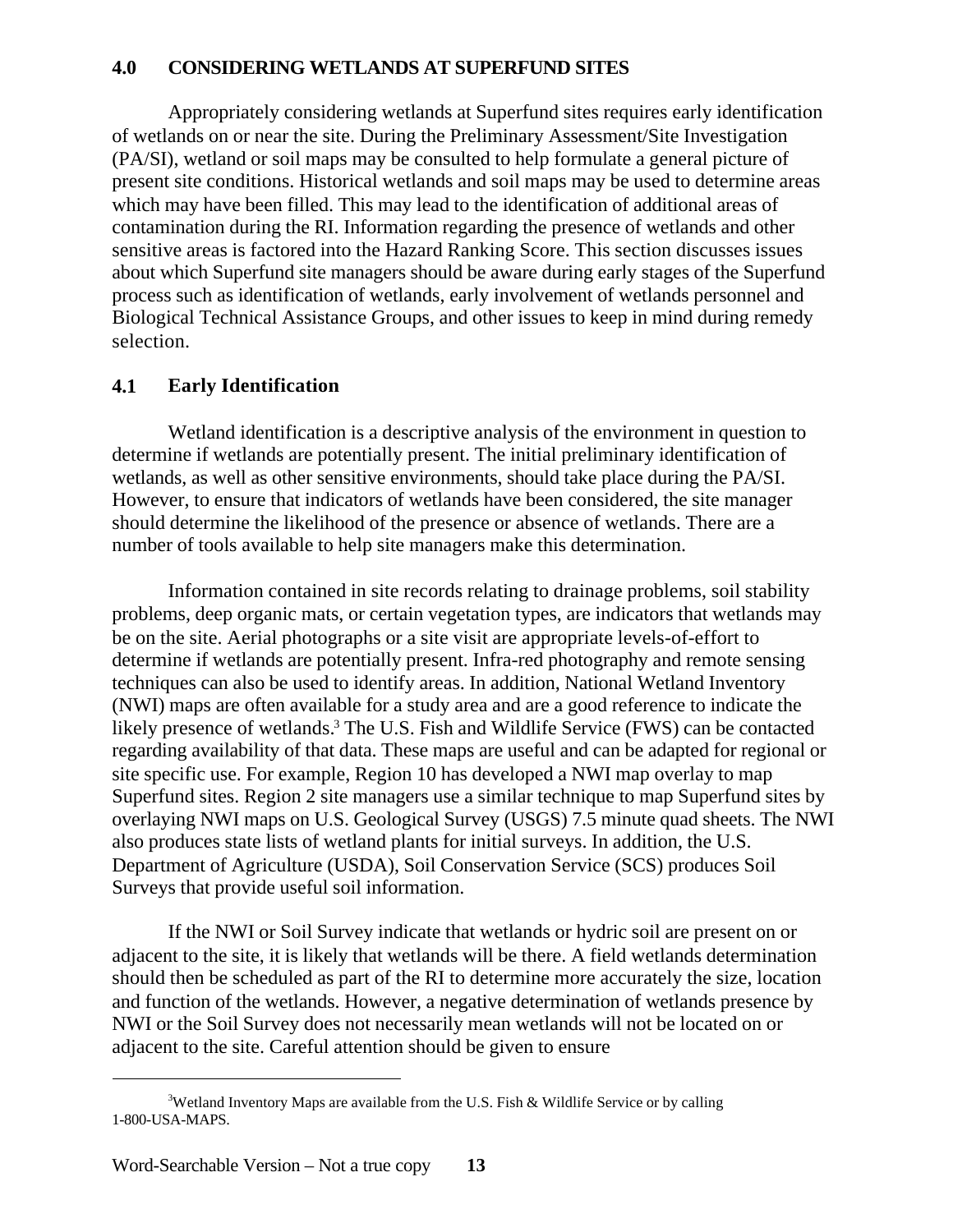## 4.0 CONSIDERING WETLANDS AT SUPERFUND SITES

Appropriately considering wetlands at Superfund sites requires early identification of wetlands on or near the site. During the Preliminary Assessment/Site Investigation (PA/SI), wetland or soil maps may be consulted to help formulate a general picture of present site conditions. Historical wetlands and soil maps may be used to determine areas which may have been filled. This may lead to the identification of additional areas of contamination during the RI. Information regarding the presence of wetlands and other sensitive areas is factored into the Hazard Ranking Score. This section discusses issues about which Superfund site managers should be aware during early stages of the Superfund process such as identification of wetlands, early involvement of wetlands personnel and Biological Technical Assistance Groups, and other issues to keep in mind during remedy selection.

### 4.1 Early Identification

Wetland identification is a descriptive analysis of the environment in question to determine if wetlands are potentially present. The initial preliminary identification of wetlands, as well as other sensitive environments, should take place during the PA/SI. However, to ensure that indicators of wetlands have been considered, the site manager should determine the likelihood of the presence or absence of wetlands. There are a number of tools available to help site managers make this determination.

Information contained in site records relating to drainage problems, soil stability problems, deep organic mats, or certain vegetation types, are indicators that wetlands may be on the site. Aerial photographs or a site visit are appropriate levels-of-effort to determine if wetlands are potentially present. Infra-red photography and remote sensing techniques can also be used to identify areas. In addition, National Wetland Inventory (NWI) maps are often available for a study area and are a good reference to indicate the likely presence of wetlands.[3] The U.S. Fish and Wildlife Service (FWS) can be contacted regarding availability of that data. These maps are useful and can be adapted for regional or site specific use. For example, Region 10 has developed a NWI map overlay to map Superfund sites. Region 2 site managers use a similar technique to map Superfund sites by overlaying NWI maps on U.S. Geological Survey (USGS) 7.5 minute quad sheets. The NWI also produces state lists of wetland plants for initial surveys. In addition, the U.S. Department of Agriculture (USDA), Soil Conservation Service (SCS) produces Soil Surveys that provide useful soil information.

If the NWI or Soil Survey indicate that wetlands or hydric soil are present on or adjacent to the site, it is likely that wetlands will be there. A field wetlands determination should then be scheduled as part of the RI to determine more accurately the size, location and function of the wetlands. However, a negative determination of wetlands presence by NWI or the Soil Survey does not necessarily mean wetlands will not be located on or adjacent to the site. Careful attention should be given to ensure

[3] Wetland Inventory Maps are available from the U.S. Fish & Wildlife Service or by calling 1-800-USA-MAPS.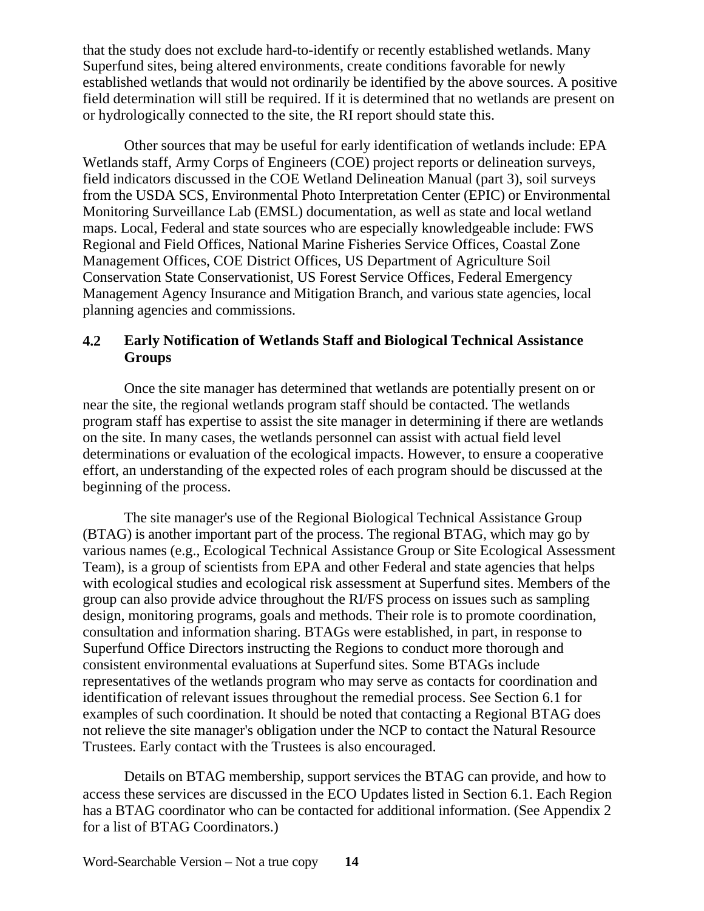that the study does not exclude hard-to-identify or recently established wetlands. Many Superfund sites, being altered environments, create conditions favorable for newly established wetlands that would not ordinarily be identified by the above sources. A positive field determination will still be required. If it is determined that no wetlands are present on or hydrologically connected to the site, the RI report should state this.

Other sources that may be useful for early identification of wetlands include: EPA Wetlands staff, Army Corps of Engineers (COE) project reports or delineation surveys, field indicators discussed in the COE Wetland Delineation Manual (part 3), soil surveys from the USDA SCS, Environmental Photo Interpretation Center (EPIC) or Environmental Monitoring Surveillance Lab (EMSL) documentation, as well as state and local wetland maps. Local, Federal and state sources who are especially knowledgeable include: FWS Regional and Field Offices, National Marine Fisheries Service Offices, Coastal Zone Management Offices, COE District Offices, US Department of Agriculture Soil Conservation State Conservationist, US Forest Service Offices, Federal Emergency Management Agency Insurance and Mitigation Branch, and various state agencies, local planning agencies and commissions.

## 4.2 Early Notification of Wetlands Staff and Biological Technical Assistance Groups

Once the site manager has determined that wetlands are potentially present on or near the site, the regional wetlands program staff should be contacted. The wetlands program staff has expertise to assist the site manager in determining if there are wetlands on the site. In many cases, the wetlands personnel can assist with actual field level determinations or evaluation of the ecological impacts. However, to ensure a cooperative effort, an understanding of the expected roles of each program should be discussed at the beginning of the process.

The site manager's use of the Regional Biological Technical Assistance Group (BTAG) is another important part of the process. The regional BTAG, which may go by various names (e.g., Ecological Technical Assistance Group or Site Ecological Assessment Team), is a group of scientists from EPA and other Federal and state agencies that helps with ecological studies and ecological risk assessment at Superfund sites. Members of the group can also provide advice throughout the RI/FS process on issues such as sampling design, monitoring programs, goals and methods. Their role is to promote coordination, consultation and information sharing. BTAGs were established, in part, in response to Superfund Office Directors instructing the Regions to conduct more thorough and consistent environmental evaluations at Superfund sites. Some BTAGs include representatives of the wetlands program who may serve as contacts for coordination and identification of relevant issues throughout the remedial process. See Section 6.1 for examples of such coordination. It should be noted that contacting a Regional BTAG does not relieve the site manager's obligation under the NCP to contact the Natural Resource Trustees. Early contact with the Trustees is also encouraged.

Details on BTAG membership, support services the BTAG can provide, and how to access these services are discussed in the ECO Updates listed in Section 6.1. Each Region has a BTAG coordinator who can be contacted for additional information. (See Appendix 2 for a list of BTAG Coordinators.)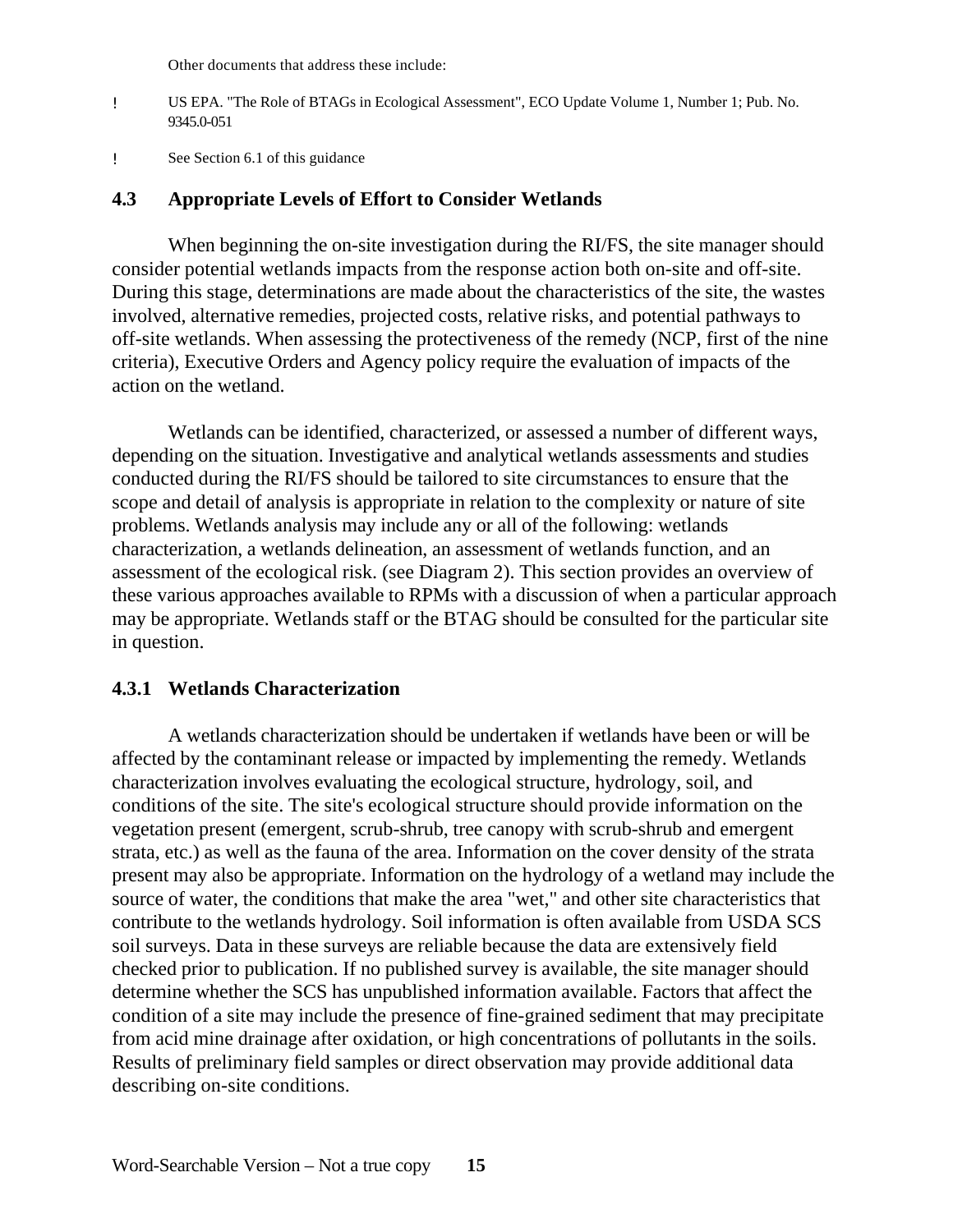Other documents that address these include:

- US EPA. "The Role of BTAGs in Ecological Assessment", ECO Update Volume 1, Number 1; Pub. No. 9345.0-051
- See Section 6.1 of this guidance

## 4.3 Appropriate Levels of Effort to Consider Wetlands

When beginning the on-site investigation during the RI/FS, the site manager should consider potential wetlands impacts from the response action both on-site and off-site. During this stage, determinations are made about the characteristics of the site, the wastes involved, alternative remedies, projected costs, relative risks, and potential pathways to off-site wetlands. When assessing the protectiveness of the remedy (NCP, first of the nine criteria), Executive Orders and Agency policy require the evaluation of impacts of the action on the wetland.

Wetlands can be identified, characterized, or assessed a number of different ways, depending on the situation. Investigative and analytical wetlands assessments and studies conducted during the RI/FS should be tailored to site circumstances to ensure that the scope and detail of analysis is appropriate in relation to the complexity or nature of site problems. Wetlands analysis may include any or all of the following: wetlands characterization, a wetlands delineation, an assessment of wetlands function, and an assessment of the ecological risk. (see Diagram 2). This section provides an overview of these various approaches available to RPMs with a discussion of when a particular approach may be appropriate. Wetlands staff or the BTAG should be consulted for the particular site in question.

### 4.3.1 Wetlands Characterization

A wetlands characterization should be undertaken if wetlands have been or will be affected by the contaminant release or impacted by implementing the remedy. Wetlands characterization involves evaluating the ecological structure, hydrology, soil, and conditions of the site. The site's ecological structure should provide information on the vegetation present (emergent, scrub-shrub, tree canopy with scrub-shrub and emergent strata, etc.) as well as the fauna of the area. Information on the cover density of the strata present may also be appropriate. Information on the hydrology of a wetland may include the source of water, the conditions that make the area "wet," and other site characteristics that contribute to the wetlands hydrology. Soil information is often available from USDA SCS soil surveys. Data in these surveys are reliable because the data are extensively field checked prior to publication. If no published survey is available, the site manager should determine whether the SCS has unpublished information available. Factors that affect the condition of a site may include the presence of fine-grained sediment that may precipitate from acid mine drainage after oxidation, or high concentrations of pollutants in the soils. Results of preliminary field samples or direct observation may provide additional data describing on-site conditions.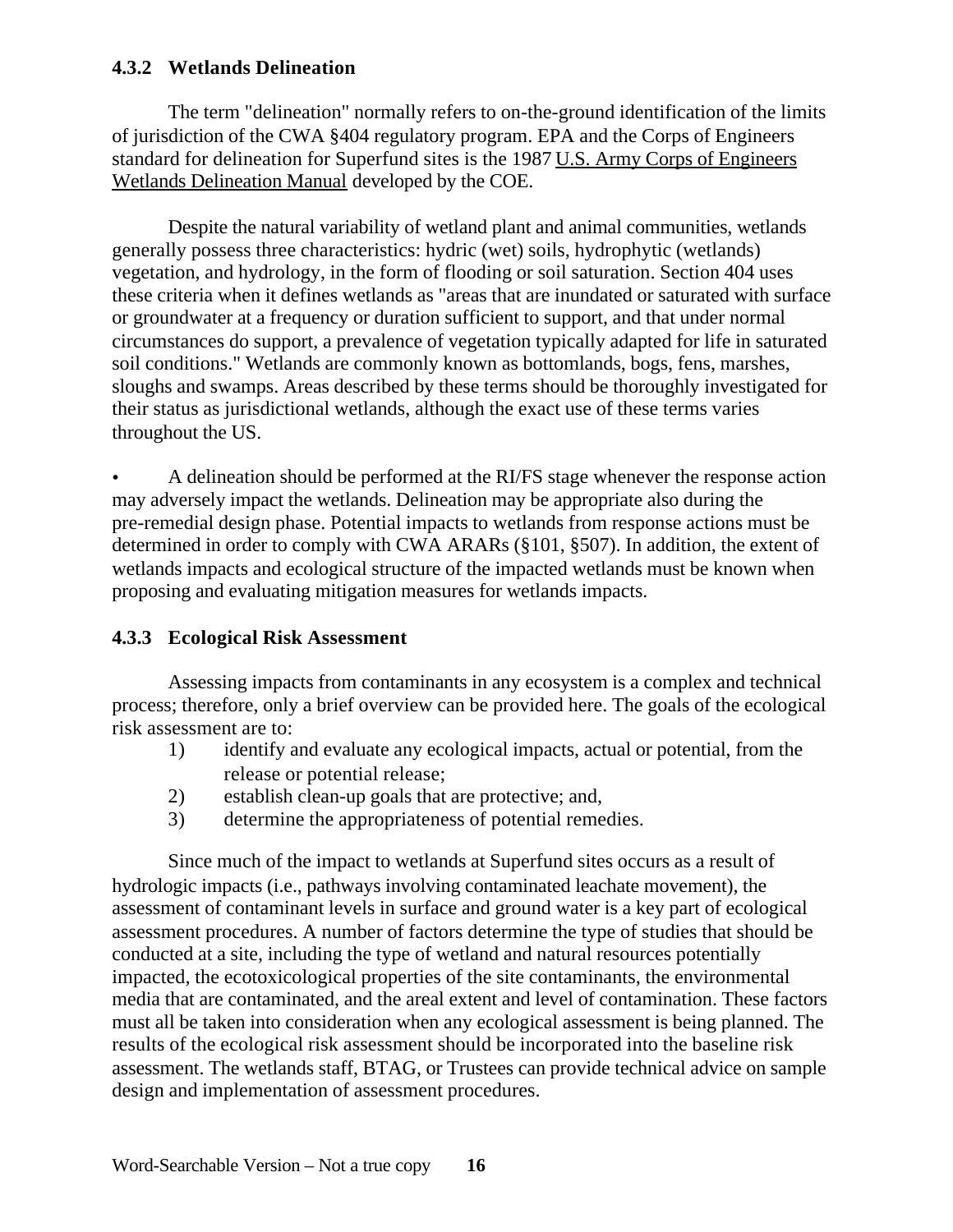### 4.3.2 Wetlands Delineation

The term "delineation" normally refers to on-the-ground identification of the limits of jurisdiction of the CWA §404 regulatory program. EPA and the Corps of Engineers standard for delineation for Superfund sites is the 1987 U.S. Army Corps of Engineers Wetlands Delineation Manual developed by the COE.

Despite the natural variability of wetland plant and animal communities, wetlands generally possess three characteristics: hydric (wet) soils, hydrophytic (wetlands) vegetation, and hydrology, in the form of flooding or soil saturation. Section 404 uses these criteria when it defines wetlands as "areas that are inundated or saturated with surface or groundwater at a frequency or duration sufficient to support, and that under normal circumstances do support, a prevalence of vegetation typically adapted for life in saturated soil conditions." Wetlands are commonly known as bottomlands, bogs, fens, marshes, sloughs and swamps. Areas described by these terms should be thoroughly investigated for their status as jurisdictional wetlands, although the exact use of these terms varies throughout the US.

- A delineation should be performed at the RI/FS stage whenever the response action may adversely impact the wetlands. Delineation may be appropriate also during the pre-remedial design phase. Potential impacts to wetlands from response actions must be determined in order to comply with CWA ARARs (§101, §507). In addition, the extent of wetlands impacts and ecological structure of the impacted wetlands must be known when proposing and evaluating mitigation measures for wetlands impacts.

### 4.3.3 Ecological Risk Assessment

Assessing impacts from contaminants in any ecosystem is a complex and technical process; therefore, only a brief overview can be provided here. The goals of the ecological risk assessment are to:

1) identify and evaluate any ecological impacts, actual or potential, from the release or potential release;
2) establish clean-up goals that are protective; and,
3) determine the appropriateness of potential remedies.

Since much of the impact to wetlands at Superfund sites occurs as a result of hydrologic impacts (i.e., pathways involving contaminated leachate movement), the assessment of contaminant levels in surface and ground water is a key part of ecological assessment procedures. A number of factors determine the type of studies that should be conducted at a site, including the type of wetland and natural resources potentially impacted, the ecotoxicological properties of the site contaminants, the environmental media that are contaminated, and the areal extent and level of contamination. These factors must all be taken into consideration when any ecological assessment is being planned. The results of the ecological risk assessment should be incorporated into the baseline risk assessment. The wetlands staff, BTAG, or Trustees can provide technical advice on sample design and implementation of assessment procedures.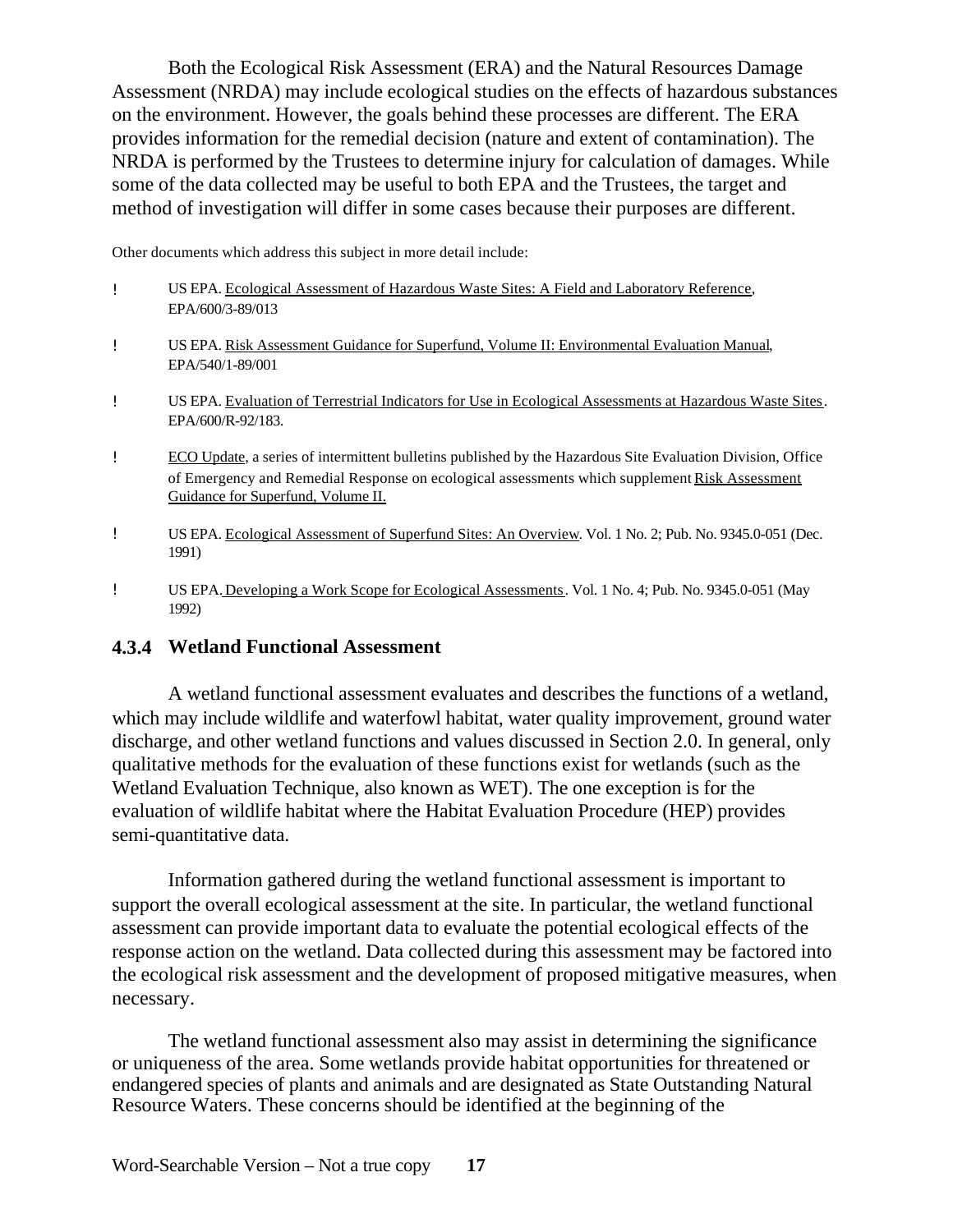Both the Ecological Risk Assessment (ERA) and the Natural Resources Damage Assessment (NRDA) may include ecological studies on the effects of hazardous substances on the environment. However, the goals behind these processes are different. The ERA provides information for the remedial decision (nature and extent of contamination). The NRDA is performed by the Trustees to determine injury for calculation of damages. While some of the data collected may be useful to both EPA and the Trustees, the target and method of investigation will differ in some cases because their purposes are different.

Other documents which address this subject in more detail include:

- US EPA. Ecological Assessment of Hazardous Waste Sites: A Field and Laboratory Reference, EPA/600/3-89/013
- US EPA. Risk Assessment Guidance for Superfund, Volume II: Environmental Evaluation Manual, EPA/540/1-89/001
- US EPA. Evaluation of Terrestrial Indicators for Use in Ecological Assessments at Hazardous Waste Sites. EPA/600/R-92/183.
- ECO Update, a series of intermittent bulletins published by the Hazardous Site Evaluation Division, Office of Emergency and Remedial Response on ecological assessments which supplement Risk Assessment Guidance for Superfund, Volume II.
- US EPA. Ecological Assessment of Superfund Sites: An Overview. Vol. 1 No. 2; Pub. No. 9345.0-051 (Dec. 1991)
- US EPA. Developing a Work Scope for Ecological Assessments. Vol. 1 No. 4; Pub. No. 9345.0-051 (May 1992)

### 4.3.4 Wetland Functional Assessment

A wetland functional assessment evaluates and describes the functions of a wetland, which may include wildlife and waterfowl habitat, water quality improvement, ground water discharge, and other wetland functions and values discussed in Section 2.0. In general, only qualitative methods for the evaluation of these functions exist for wetlands (such as the Wetland Evaluation Technique, also known as WET). The one exception is for the evaluation of wildlife habitat where the Habitat Evaluation Procedure (HEP) provides semi-quantitative data.

Information gathered during the wetland functional assessment is important to support the overall ecological assessment at the site. In particular, the wetland functional assessment can provide important data to evaluate the potential ecological effects of the response action on the wetland. Data collected during this assessment may be factored into the ecological risk assessment and the development of proposed mitigative measures, when necessary.

The wetland functional assessment also may assist in determining the significance or uniqueness of the area. Some wetlands provide habitat opportunities for threatened or endangered species of plants and animals and are designated as State Outstanding Natural Resource Waters. These concerns should be identified at the beginning of the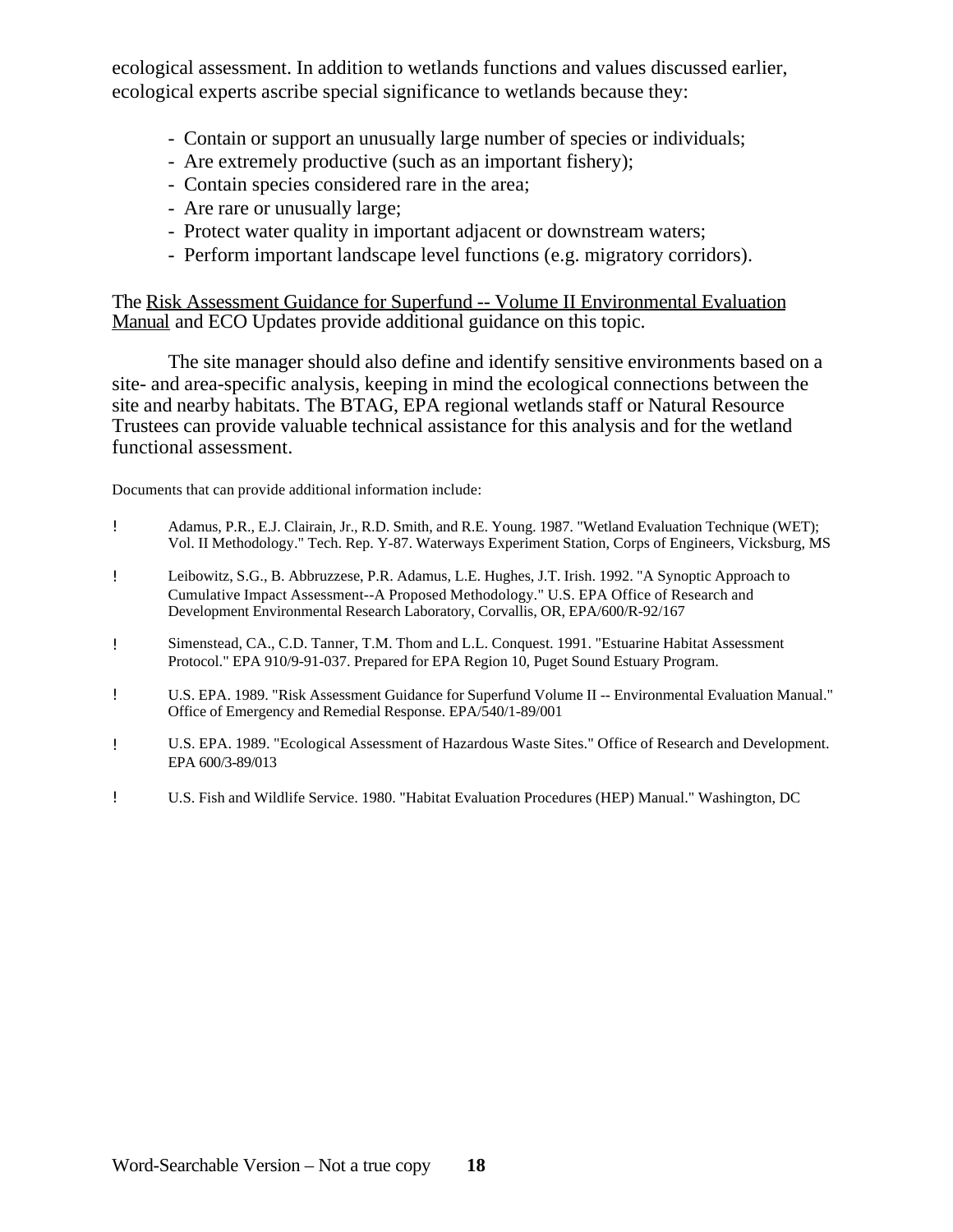ecological assessment. In addition to wetlands functions and values discussed earlier, ecological experts ascribe special significance to wetlands because they:

- Contain or support an unusually large number of species or individuals;
- Are extremely productive (such as an important fishery);
- Contain species considered rare in the area;
- Are rare or unusually large;
- Protect water quality in important adjacent or downstream waters;
- Perform important landscape level functions (e.g. migratory corridors).

The Risk Assessment Guidance for Superfund -- Volume II Environmental Evaluation Manual and ECO Updates provide additional guidance on this topic.

The site manager should also define and identify sensitive environments based on a site- and area-specific analysis, keeping in mind the ecological connections between the site and nearby habitats. The BTAG, EPA regional wetlands staff or Natural Resource Trustees can provide valuable technical assistance for this analysis and for the wetland functional assessment.

Documents that can provide additional information include:

- Adamus, P.R., E.J. Clairain, Jr., R.D. Smith, and R.E. Young. 1987. "Wetland Evaluation Technique (WET); Vol. II Methodology." Tech. Rep. Y-87. Waterways Experiment Station, Corps of Engineers, Vicksburg, MS
- Leibowitz, S.G., B. Abbruzzese, P.R. Adamus, L.E. Hughes, J.T. Irish. 1992. "A Synoptic Approach to Cumulative Impact Assessment--A Proposed Methodology." U.S. EPA Office of Research and Development Environmental Research Laboratory, Corvallis, OR, EPA/600/R-92/167
- Simenstead, CA., C.D. Tanner, T.M. Thom and L.L. Conquest. 1991. "Estuarine Habitat Assessment Protocol." EPA 910/9-91-037. Prepared for EPA Region 10, Puget Sound Estuary Program.
- U.S. EPA. 1989. "Risk Assessment Guidance for Superfund Volume II -- Environmental Evaluation Manual." Office of Emergency and Remedial Response. EPA/540/1-89/001
- U.S. EPA. 1989. "Ecological Assessment of Hazardous Waste Sites." Office of Research and Development. EPA 600/3-89/013
- U.S. Fish and Wildlife Service. 1980. "Habitat Evaluation Procedures (HEP) Manual." Washington, DC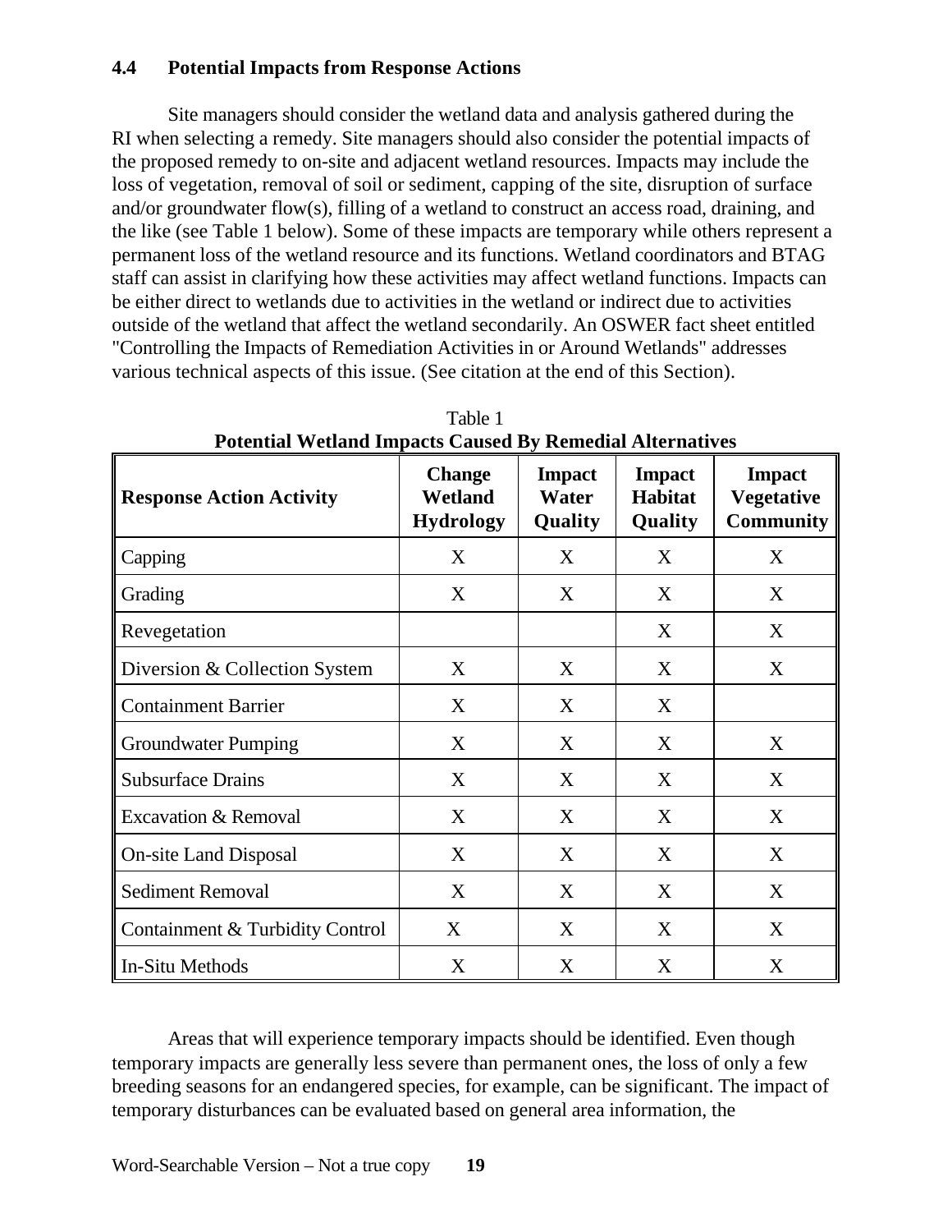### 4.4 Potential Impacts from Response Actions

Site managers should consider the wetland data and analysis gathered during the RI when selecting a remedy. Site managers should also consider the potential impacts of the proposed remedy to on-site and adjacent wetland resources. Impacts may include the loss of vegetation, removal of soil or sediment, capping of the site, disruption of surface and/or groundwater flow(s), filling of a wetland to construct an access road, draining, and the like (see Table 1 below). Some of these impacts are temporary while others represent a permanent loss of the wetland resource and its functions. Wetland coordinators and BTAG staff can assist in clarifying how these activities may affect wetland functions. Impacts can be either direct to wetlands due to activities in the wetland or indirect due to activities outside of the wetland that affect the wetland secondarily. An OSWER fact sheet entitled "Controlling the Impacts of Remediation Activities in or Around Wetlands" addresses various technical aspects of this issue. (See citation at the end of this Section).

Table 1
**Potential Wetland Impacts Caused By Remedial Alternatives**

| Response Action Activity | Change Wetland Hydrology | Impact Water Quality | Impact Habitat Quality | Impact Vegetative Community |
|---|---|---|---|---|
| Capping | X | X | X | X |
| Grading | X | X | X | X |
| Revegetation | | | X | X |
| Diversion & Collection System | X | X | X | X |
| Containment Barrier | X | X | X | |
| Groundwater Pumping | X | X | X | X |
| Subsurface Drains | X | X | X | X |
| Excavation & Removal | X | X | X | X |
| On-site Land Disposal | X | X | X | X |
| Sediment Removal | X | X | X | X |
| Containment & Turbidity Control | X | X | X | X |
| In-Situ Methods | X | X | X | X |

Areas that will experience temporary impacts should be identified. Even though temporary impacts are generally less severe than permanent ones, the loss of only a few breeding seasons for an endangered species, for example, can be significant. The impact of temporary disturbances can be evaluated based on general area information, the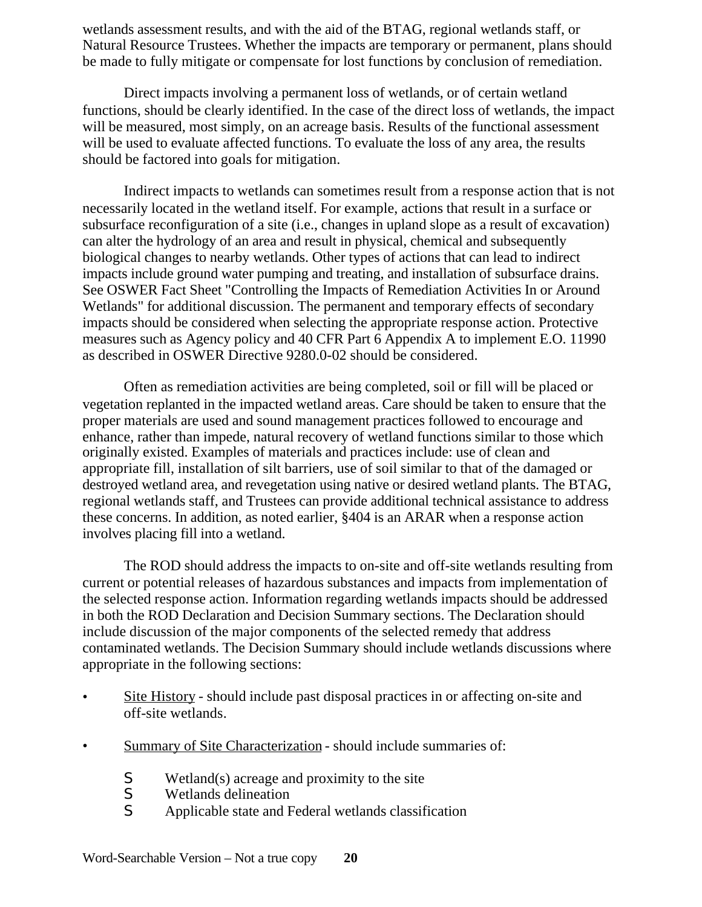wetlands assessment results, and with the aid of the BTAG, regional wetlands staff, or Natural Resource Trustees. Whether the impacts are temporary or permanent, plans should be made to fully mitigate or compensate for lost functions by conclusion of remediation.

Direct impacts involving a permanent loss of wetlands, or of certain wetland functions, should be clearly identified. In the case of the direct loss of wetlands, the impact will be measured, most simply, on an acreage basis. Results of the functional assessment will be used to evaluate affected functions. To evaluate the loss of any area, the results should be factored into goals for mitigation.

Indirect impacts to wetlands can sometimes result from a response action that is not necessarily located in the wetland itself. For example, actions that result in a surface or subsurface reconfiguration of a site (i.e., changes in upland slope as a result of excavation) can alter the hydrology of an area and result in physical, chemical and subsequently biological changes to nearby wetlands. Other types of actions that can lead to indirect impacts include ground water pumping and treating, and installation of subsurface drains. See OSWER Fact Sheet "Controlling the Impacts of Remediation Activities In or Around Wetlands" for additional discussion. The permanent and temporary effects of secondary impacts should be considered when selecting the appropriate response action. Protective measures such as Agency policy and 40 CFR Part 6 Appendix A to implement E.O. 11990 as described in OSWER Directive 9280.0-02 should be considered.

Often as remediation activities are being completed, soil or fill will be placed or vegetation replanted in the impacted wetland areas. Care should be taken to ensure that the proper materials are used and sound management practices followed to encourage and enhance, rather than impede, natural recovery of wetland functions similar to those which originally existed. Examples of materials and practices include: use of clean and appropriate fill, installation of silt barriers, use of soil similar to that of the damaged or destroyed wetland area, and revegetation using native or desired wetland plants. The BTAG, regional wetlands staff, and Trustees can provide additional technical assistance to address these concerns. In addition, as noted earlier, §404 is an ARAR when a response action involves placing fill into a wetland.

The ROD should address the impacts to on-site and off-site wetlands resulting from current or potential releases of hazardous substances and impacts from implementation of the selected response action. Information regarding wetlands impacts should be addressed in both the ROD Declaration and Decision Summary sections. The Declaration should include discussion of the major components of the selected remedy that address contaminated wetlands. The Decision Summary should include wetlands discussions where appropriate in the following sections:

- Site History - should include past disposal practices in or affecting on-site and off-site wetlands.

- Summary of Site Characterization - should include summaries of:

  - Wetland(s) acreage and proximity to the site
  - Wetlands delineation
  - Applicable state and Federal wetlands classification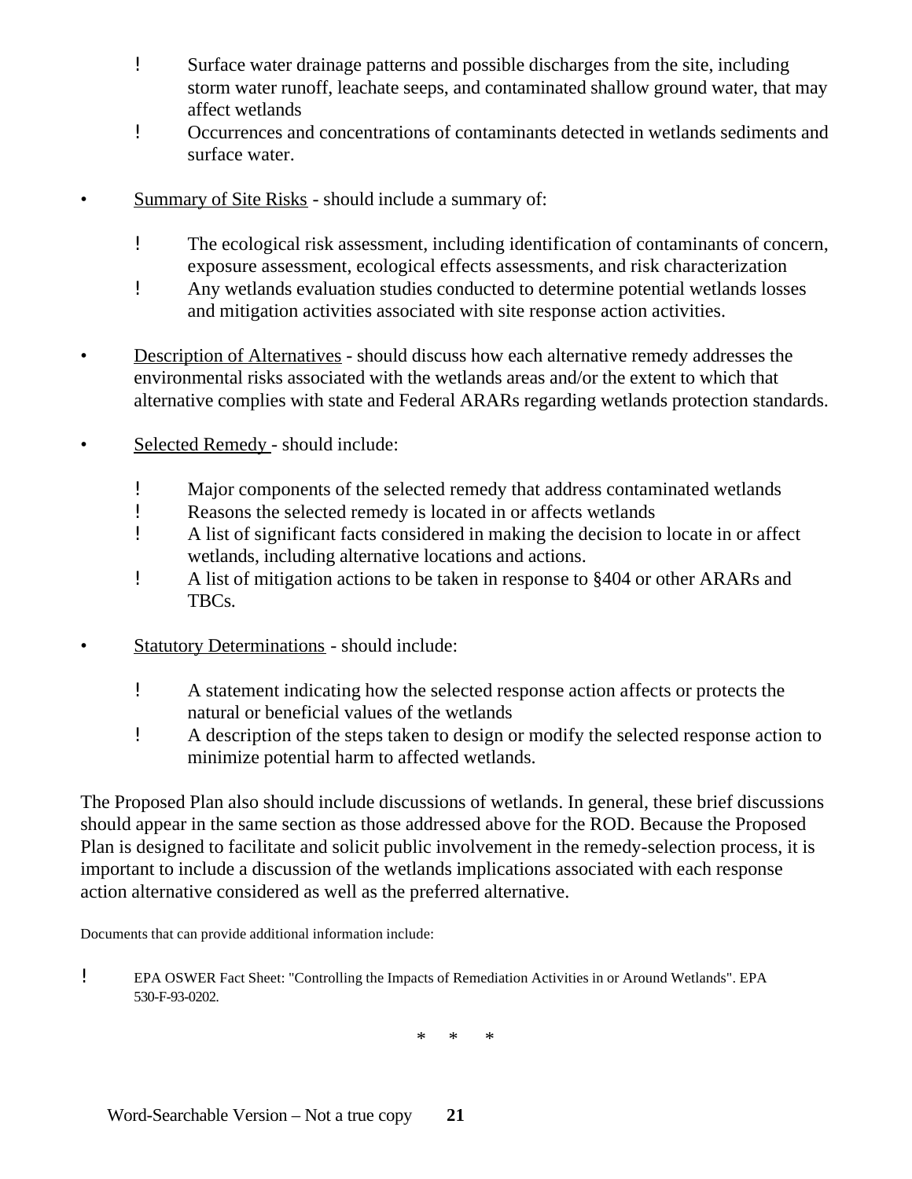- Surface water drainage patterns and possible discharges from the site, including storm water runoff, leachate seeps, and contaminated shallow ground water, that may affect wetlands
  - Occurrences and concentrations of contaminants detected in wetlands sediments and surface water.

- <u>Summary of Site Risks</u> - should include a summary of:

  - The ecological risk assessment, including identification of contaminants of concern, exposure assessment, ecological effects assessments, and risk characterization
  - Any wetlands evaluation studies conducted to determine potential wetlands losses and mitigation activities associated with site response action activities.

- <u>Description of Alternatives</u> - should discuss how each alternative remedy addresses the environmental risks associated with the wetlands areas and/or the extent to which that alternative complies with state and Federal ARARs regarding wetlands protection standards.

- <u>Selected Remedy</u> - should include:

  - Major components of the selected remedy that address contaminated wetlands
  - Reasons the selected remedy is located in or affects wetlands
  - A list of significant facts considered in making the decision to locate in or affect wetlands, including alternative locations and actions.
  - A list of mitigation actions to be taken in response to §404 or other ARARs and TBCs.

- <u>Statutory Determinations</u> - should include:

  - A statement indicating how the selected response action affects or protects the natural or beneficial values of the wetlands
  - A description of the steps taken to design or modify the selected response action to minimize potential harm to affected wetlands.

The Proposed Plan also should include discussions of wetlands. In general, these brief discussions should appear in the same section as those addressed above for the ROD. Because the Proposed Plan is designed to facilitate and solicit public involvement in the remedy-selection process, it is important to include a discussion of the wetlands implications associated with each response action alternative considered as well as the preferred alternative.

Documents that can provide additional information include:

- EPA OSWER Fact Sheet: "Controlling the Impacts of Remediation Activities in or Around Wetlands". EPA 530-F-93-0202.

\* \* \*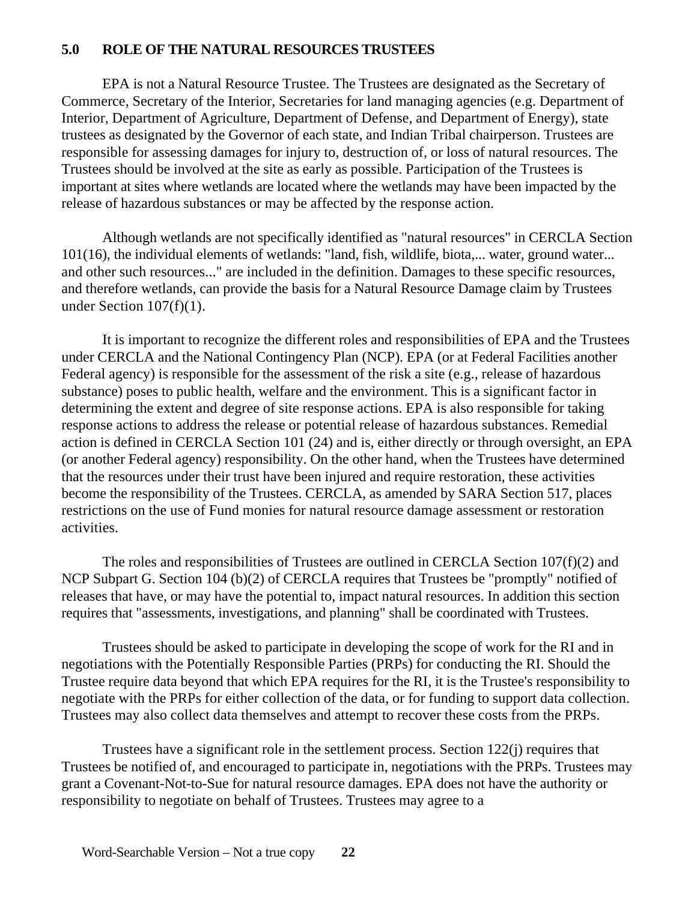## 5.0 ROLE OF THE NATURAL RESOURCES TRUSTEES

EPA is not a Natural Resource Trustee. The Trustees are designated as the Secretary of Commerce, Secretary of the Interior, Secretaries for land managing agencies (e.g. Department of Interior, Department of Agriculture, Department of Defense, and Department of Energy), state trustees as designated by the Governor of each state, and Indian Tribal chairperson. Trustees are responsible for assessing damages for injury to, destruction of, or loss of natural resources. The Trustees should be involved at the site as early as possible. Participation of the Trustees is important at sites where wetlands are located where the wetlands may have been impacted by the release of hazardous substances or may be affected by the response action.

Although wetlands are not specifically identified as "natural resources" in CERCLA Section 101(16), the individual elements of wetlands: "land, fish, wildlife, biota,... water, ground water... and other such resources..." are included in the definition. Damages to these specific resources, and therefore wetlands, can provide the basis for a Natural Resource Damage claim by Trustees under Section 107(f)(1).

It is important to recognize the different roles and responsibilities of EPA and the Trustees under CERCLA and the National Contingency Plan (NCP). EPA (or at Federal Facilities another Federal agency) is responsible for the assessment of the risk a site (e.g., release of hazardous substance) poses to public health, welfare and the environment. This is a significant factor in determining the extent and degree of site response actions. EPA is also responsible for taking response actions to address the release or potential release of hazardous substances. Remedial action is defined in CERCLA Section 101 (24) and is, either directly or through oversight, an EPA (or another Federal agency) responsibility. On the other hand, when the Trustees have determined that the resources under their trust have been injured and require restoration, these activities become the responsibility of the Trustees. CERCLA, as amended by SARA Section 517, places restrictions on the use of Fund monies for natural resource damage assessment or restoration activities.

The roles and responsibilities of Trustees are outlined in CERCLA Section 107(f)(2) and NCP Subpart G. Section 104 (b)(2) of CERCLA requires that Trustees be "promptly" notified of releases that have, or may have the potential to, impact natural resources. In addition this section requires that "assessments, investigations, and planning" shall be coordinated with Trustees.

Trustees should be asked to participate in developing the scope of work for the RI and in negotiations with the Potentially Responsible Parties (PRPs) for conducting the RI. Should the Trustee require data beyond that which EPA requires for the RI, it is the Trustee's responsibility to negotiate with the PRPs for either collection of the data, or for funding to support data collection. Trustees may also collect data themselves and attempt to recover these costs from the PRPs.

Trustees have a significant role in the settlement process. Section 122(j) requires that Trustees be notified of, and encouraged to participate in, negotiations with the PRPs. Trustees may grant a Covenant-Not-to-Sue for natural resource damages. EPA does not have the authority or responsibility to negotiate on behalf of Trustees. Trustees may agree to a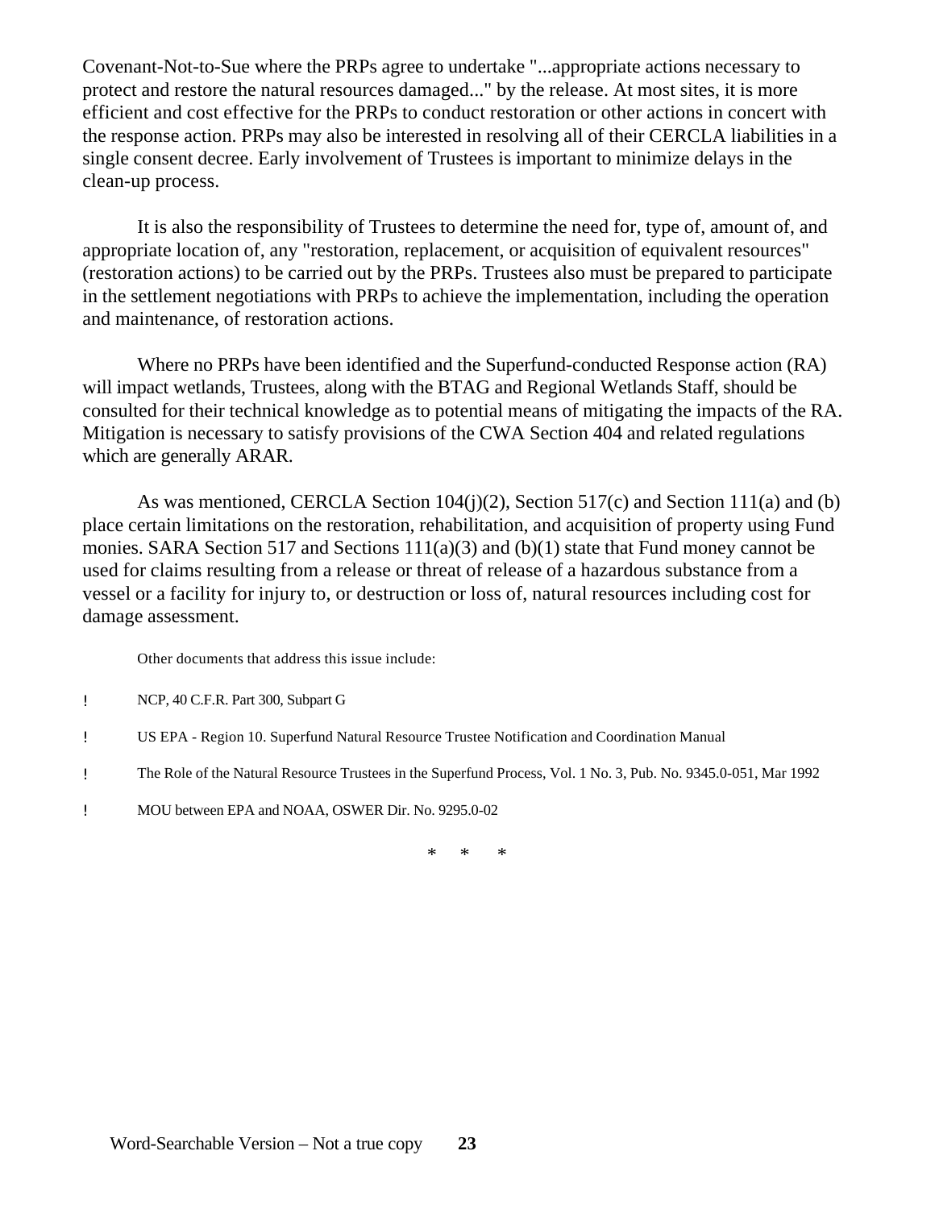Covenant-Not-to-Sue where the PRPs agree to undertake "...appropriate actions necessary to protect and restore the natural resources damaged..." by the release. At most sites, it is more efficient and cost effective for the PRPs to conduct restoration or other actions in concert with the response action. PRPs may also be interested in resolving all of their CERCLA liabilities in a single consent decree. Early involvement of Trustees is important to minimize delays in the clean-up process.

It is also the responsibility of Trustees to determine the need for, type of, amount of, and appropriate location of, any "restoration, replacement, or acquisition of equivalent resources" (restoration actions) to be carried out by the PRPs. Trustees also must be prepared to participate in the settlement negotiations with PRPs to achieve the implementation, including the operation and maintenance, of restoration actions.

Where no PRPs have been identified and the Superfund-conducted Response action (RA) will impact wetlands, Trustees, along with the BTAG and Regional Wetlands Staff, should be consulted for their technical knowledge as to potential means of mitigating the impacts of the RA. Mitigation is necessary to satisfy provisions of the CWA Section 404 and related regulations which are generally ARAR.

As was mentioned, CERCLA Section 104(j)(2), Section 517(c) and Section 111(a) and (b) place certain limitations on the restoration, rehabilitation, and acquisition of property using Fund monies. SARA Section 517 and Sections 111(a)(3) and (b)(1) state that Fund money cannot be used for claims resulting from a release or threat of release of a hazardous substance from a vessel or a facility for injury to, or destruction or loss of, natural resources including cost for damage assessment.

Other documents that address this issue include:

- NCP, 40 C.F.R. Part 300, Subpart G
- US EPA - Region 10. Superfund Natural Resource Trustee Notification and Coordination Manual
- The Role of the Natural Resource Trustees in the Superfund Process, Vol. 1 No. 3, Pub. No. 9345.0-051, Mar 1992
- MOU between EPA and NOAA, OSWER Dir. No. 9295.0-02

\* \* \*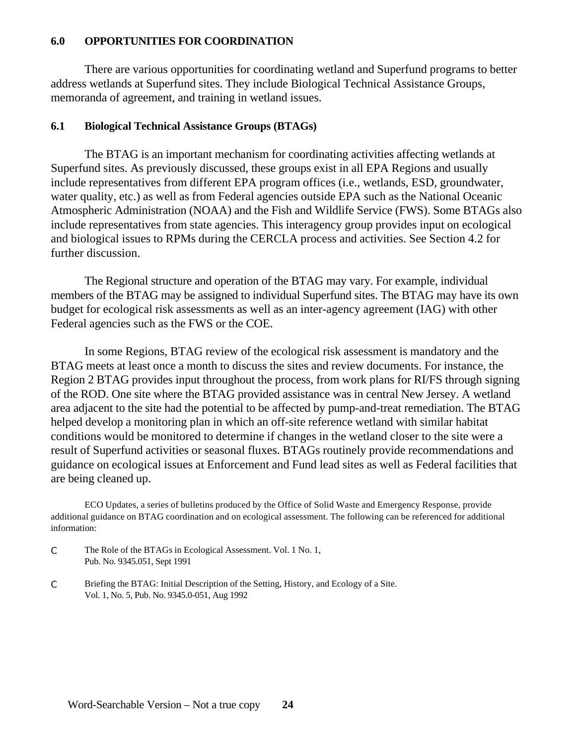## 6.0 OPPORTUNITIES FOR COORDINATION

There are various opportunities for coordinating wetland and Superfund programs to better address wetlands at Superfund sites. They include Biological Technical Assistance Groups, memoranda of agreement, and training in wetland issues.

### 6.1 Biological Technical Assistance Groups (BTAGs)

The BTAG is an important mechanism for coordinating activities affecting wetlands at Superfund sites. As previously discussed, these groups exist in all EPA Regions and usually include representatives from different EPA program offices (i.e., wetlands, ESD, groundwater, water quality, etc.) as well as from Federal agencies outside EPA such as the National Oceanic Atmospheric Administration (NOAA) and the Fish and Wildlife Service (FWS). Some BTAGs also include representatives from state agencies. This interagency group provides input on ecological and biological issues to RPMs during the CERCLA process and activities. See Section 4.2 for further discussion.

The Regional structure and operation of the BTAG may vary. For example, individual members of the BTAG may be assigned to individual Superfund sites. The BTAG may have its own budget for ecological risk assessments as well as an inter-agency agreement (IAG) with other Federal agencies such as the FWS or the COE.

In some Regions, BTAG review of the ecological risk assessment is mandatory and the BTAG meets at least once a month to discuss the sites and review documents. For instance, the Region 2 BTAG provides input throughout the process, from work plans for RI/FS through signing of the ROD. One site where the BTAG provided assistance was in central New Jersey. A wetland area adjacent to the site had the potential to be affected by pump-and-treat remediation. The BTAG helped develop a monitoring plan in which an off-site reference wetland with similar habitat conditions would be monitored to determine if changes in the wetland closer to the site were a result of Superfund activities or seasonal fluxes. BTAGs routinely provide recommendations and guidance on ecological issues at Enforcement and Fund lead sites as well as Federal facilities that are being cleaned up.

ECO Updates, a series of bulletins produced by the Office of Solid Waste and Emergency Response, provide additional guidance on BTAG coordination and on ecological assessment. The following can be referenced for additional information:

- The Role of the BTAGs in Ecological Assessment. Vol. 1 No. 1, Pub. No. 9345.051, Sept 1991
- Briefing the BTAG: Initial Description of the Setting, History, and Ecology of a Site. Vol. 1, No. 5, Pub. No. 9345.0-051, Aug 1992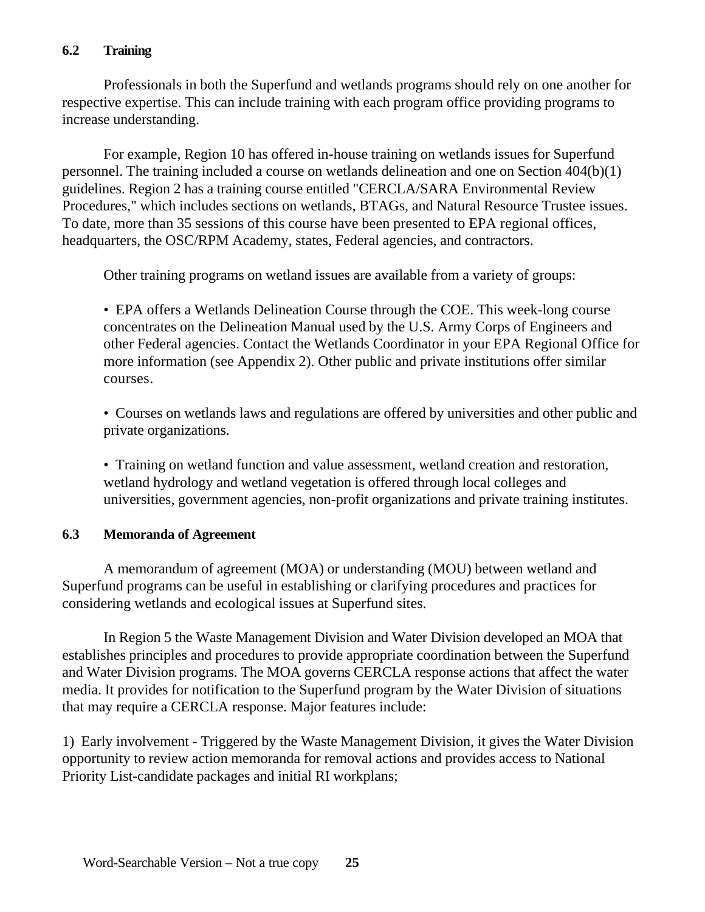### 6.2 Training

Professionals in both the Superfund and wetlands programs should rely on one another for respective expertise. This can include training with each program office providing programs to increase understanding.

For example, Region 10 has offered in-house training on wetlands issues for Superfund personnel. The training included a course on wetlands delineation and one on Section 404(b)(1) guidelines. Region 2 has a training course entitled "CERCLA/SARA Environmental Review Procedures," which includes sections on wetlands, BTAGs, and Natural Resource Trustee issues. To date, more than 35 sessions of this course have been presented to EPA regional offices, headquarters, the OSC/RPM Academy, states, Federal agencies, and contractors.

Other training programs on wetland issues are available from a variety of groups:

- EPA offers a Wetlands Delineation Course through the COE. This week-long course concentrates on the Delineation Manual used by the U.S. Army Corps of Engineers and other Federal agencies. Contact the Wetlands Coordinator in your EPA Regional Office for more information (see Appendix 2). Other public and private institutions offer similar courses.

- Courses on wetlands laws and regulations are offered by universities and other public and private organizations.

- Training on wetland function and value assessment, wetland creation and restoration, wetland hydrology and wetland vegetation is offered through local colleges and universities, government agencies, non-profit organizations and private training institutes.

### 6.3 Memoranda of Agreement

A memorandum of agreement (MOA) or understanding (MOU) between wetland and Superfund programs can be useful in establishing or clarifying procedures and practices for considering wetlands and ecological issues at Superfund sites.

In Region 5 the Waste Management Division and Water Division developed an MOA that establishes principles and procedures to provide appropriate coordination between the Superfund and Water Division programs. The MOA governs CERCLA response actions that affect the water media. It provides for notification to the Superfund program by the Water Division of situations that may require a CERCLA response. Major features include:

1) Early involvement - Triggered by the Waste Management Division, it gives the Water Division opportunity to review action memoranda for removal actions and provides access to National Priority List-candidate packages and initial RI workplans;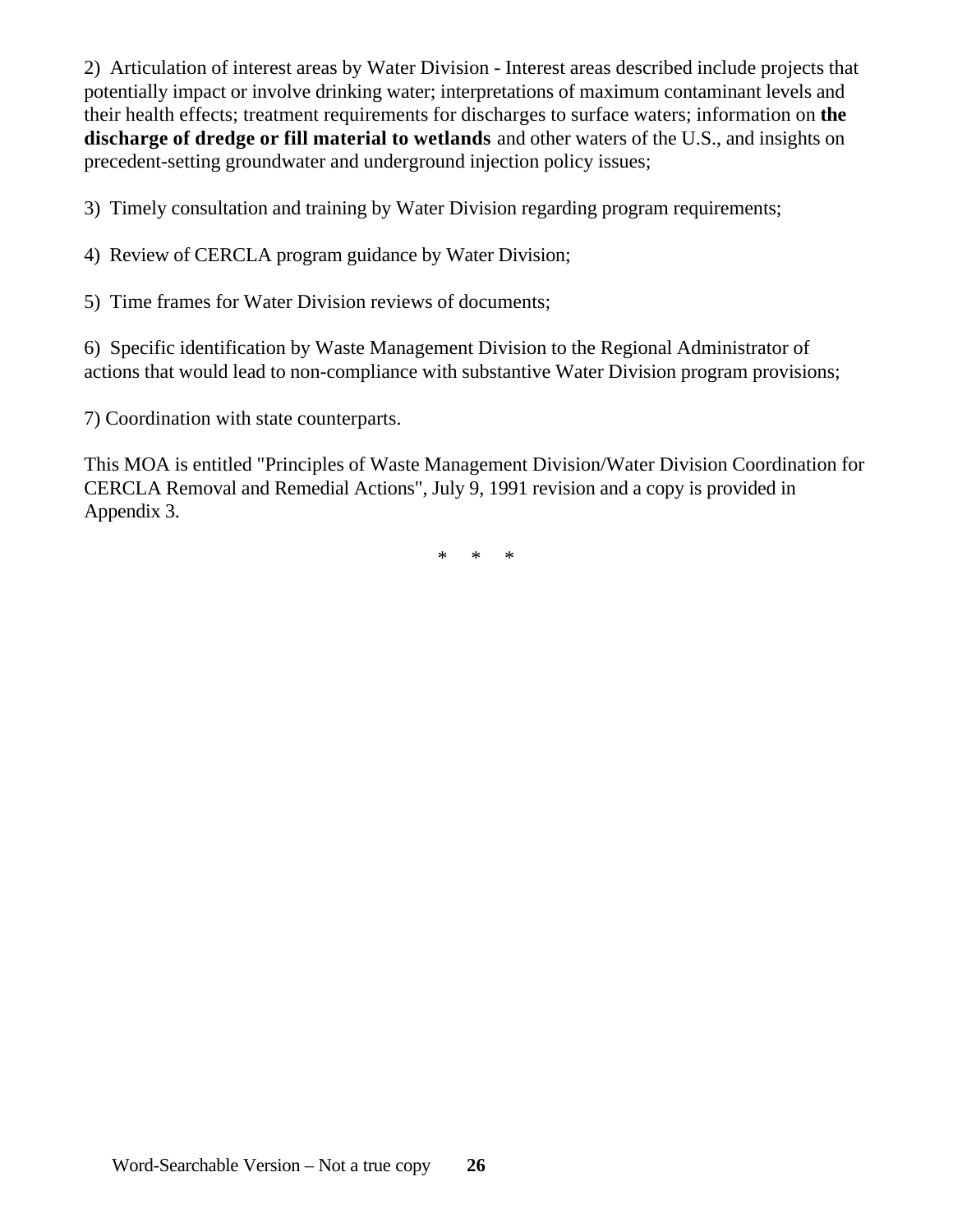2)  Articulation of interest areas by Water Division - Interest areas described include projects that potentially impact or involve drinking water; interpretations of maximum contaminant levels and their health effects; treatment requirements for discharges to surface waters; information on **the discharge of dredge or fill material to wetlands** and other waters of the U.S., and insights on precedent-setting groundwater and underground injection policy issues;

3)  Timely consultation and training by Water Division regarding program requirements;

4)  Review of CERCLA program guidance by Water Division;

5)  Time frames for Water Division reviews of documents;

6)  Specific identification by Waste Management Division to the Regional Administrator of actions that would lead to non-compliance with substantive Water Division program provisions;

7) Coordination with state counterparts.

This MOA is entitled "Principles of Waste Management Division/Water Division Coordination for CERCLA Removal and Remedial Actions", July 9, 1991 revision and a copy is provided in Appendix 3.

\*     \*     \*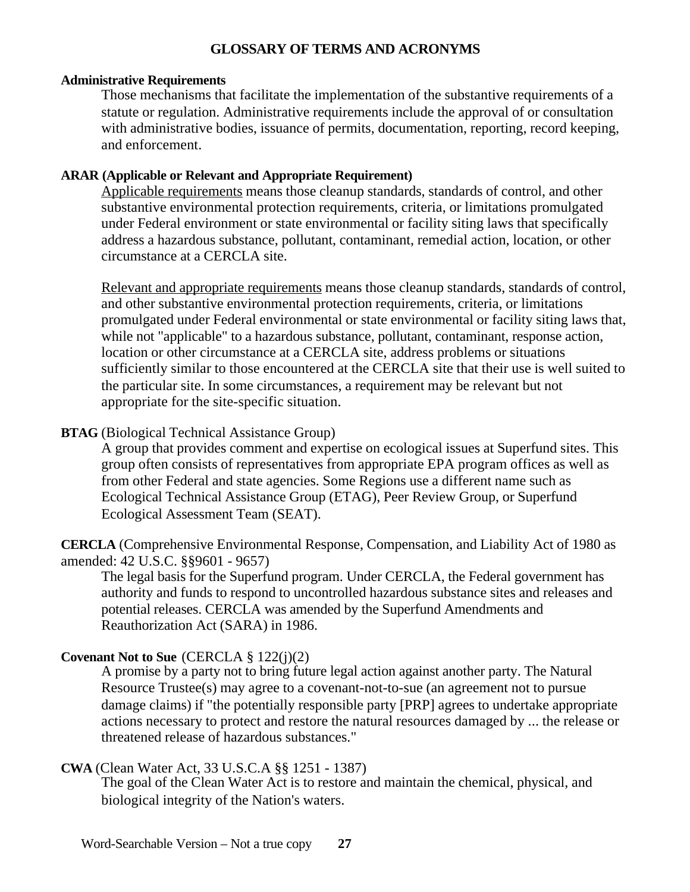## GLOSSARY OF TERMS AND ACRONYMS

**Administrative Requirements**

Those mechanisms that facilitate the implementation of the substantive requirements of a statute or regulation. Administrative requirements include the approval of or consultation with administrative bodies, issuance of permits, documentation, reporting, record keeping, and enforcement.

**ARAR (Applicable or Relevant and Appropriate Requirement)**

Applicable requirements means those cleanup standards, standards of control, and other substantive environmental protection requirements, criteria, or limitations promulgated under Federal environment or state environmental or facility siting laws that specifically address a hazardous substance, pollutant, contaminant, remedial action, location, or other circumstance at a CERCLA site.

Relevant and appropriate requirements means those cleanup standards, standards of control, and other substantive environmental protection requirements, criteria, or limitations promulgated under Federal environmental or state environmental or facility siting laws that, while not "applicable" to a hazardous substance, pollutant, contaminant, response action, location or other circumstance at a CERCLA site, address problems or situations sufficiently similar to those encountered at the CERCLA site that their use is well suited to the particular site. In some circumstances, a requirement may be relevant but not appropriate for the site-specific situation.

**BTAG** (Biological Technical Assistance Group)

A group that provides comment and expertise on ecological issues at Superfund sites. This group often consists of representatives from appropriate EPA program offices as well as from other Federal and state agencies. Some Regions use a different name such as Ecological Technical Assistance Group (ETAG), Peer Review Group, or Superfund Ecological Assessment Team (SEAT).

**CERCLA** (Comprehensive Environmental Response, Compensation, and Liability Act of 1980 as amended: 42 U.S.C. §§9601 - 9657)

The legal basis for the Superfund program. Under CERCLA, the Federal government has authority and funds to respond to uncontrolled hazardous substance sites and releases and potential releases. CERCLA was amended by the Superfund Amendments and Reauthorization Act (SARA) in 1986.

**Covenant Not to Sue** (CERCLA § 122(j)(2)

A promise by a party not to bring future legal action against another party. The Natural Resource Trustee(s) may agree to a covenant-not-to-sue (an agreement not to pursue damage claims) if "the potentially responsible party [PRP] agrees to undertake appropriate actions necessary to protect and restore the natural resources damaged by ... the release or threatened release of hazardous substances."

**CWA** (Clean Water Act, 33 U.S.C.A §§ 1251 - 1387)

The goal of the Clean Water Act is to restore and maintain the chemical, physical, and biological integrity of the Nation's waters.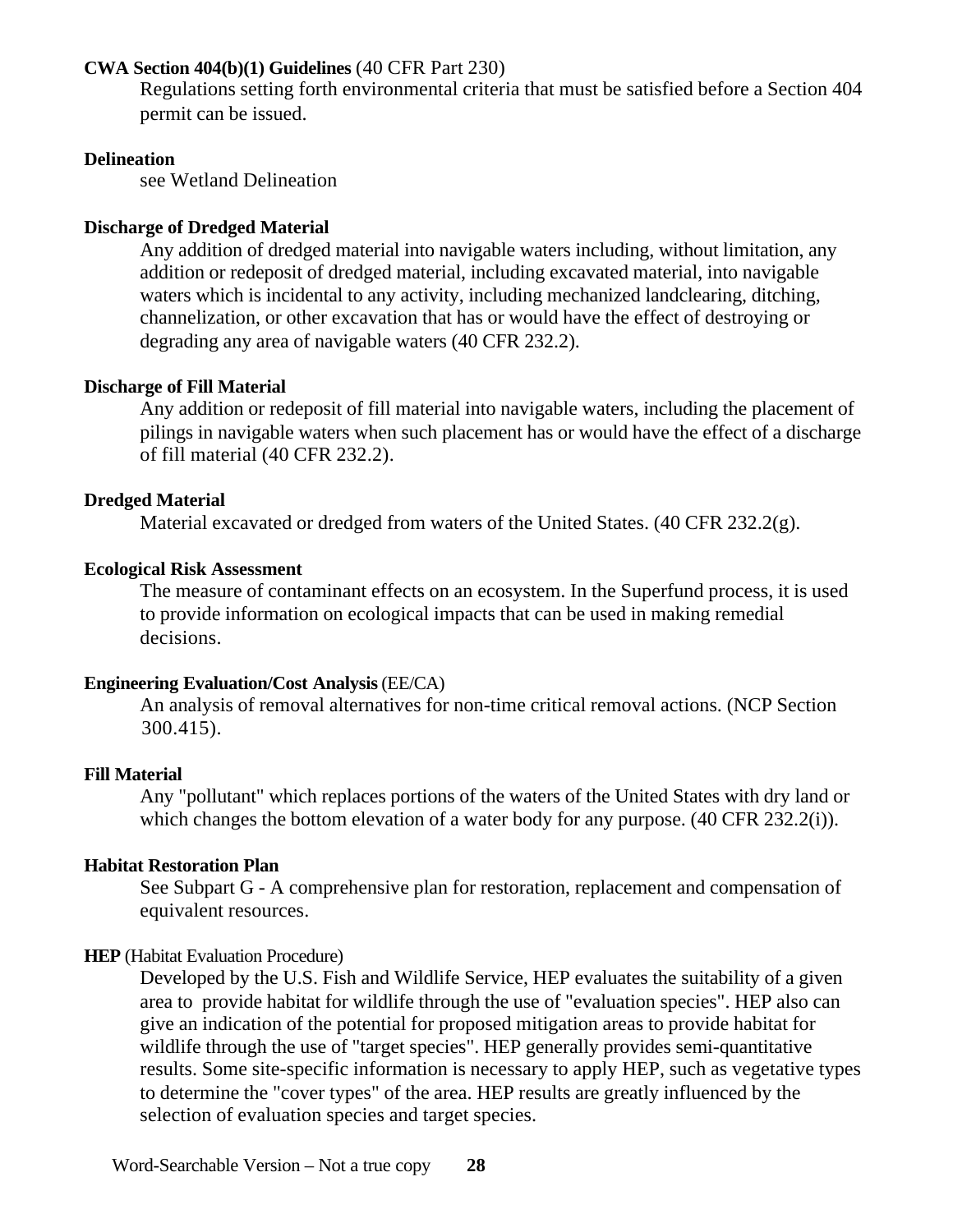**CWA Section 404(b)(1) Guidelines** (40 CFR Part 230)

Regulations setting forth environmental criteria that must be satisfied before a Section 404 permit can be issued.

**Delineation**

see Wetland Delineation

**Discharge of Dredged Material**

Any addition of dredged material into navigable waters including, without limitation, any addition or redeposit of dredged material, including excavated material, into navigable waters which is incidental to any activity, including mechanized landclearing, ditching, channelization, or other excavation that has or would have the effect of destroying or degrading any area of navigable waters (40 CFR 232.2).

**Discharge of Fill Material**

Any addition or redeposit of fill material into navigable waters, including the placement of pilings in navigable waters when such placement has or would have the effect of a discharge of fill material (40 CFR 232.2).

**Dredged Material**

Material excavated or dredged from waters of the United States. (40 CFR 232.2(g).

**Ecological Risk Assessment**

The measure of contaminant effects on an ecosystem. In the Superfund process, it is used to provide information on ecological impacts that can be used in making remedial decisions.

**Engineering Evaluation/Cost Analysis** (EE/CA)

An analysis of removal alternatives for non-time critical removal actions. (NCP Section 300.415).

**Fill Material**

Any "pollutant" which replaces portions of the waters of the United States with dry land or which changes the bottom elevation of a water body for any purpose. (40 CFR 232.2(i)).

**Habitat Restoration Plan**

See Subpart G - A comprehensive plan for restoration, replacement and compensation of equivalent resources.

**HEP** (Habitat Evaluation Procedure)

Developed by the U.S. Fish and Wildlife Service, HEP evaluates the suitability of a given area to provide habitat for wildlife through the use of "evaluation species". HEP also can give an indication of the potential for proposed mitigation areas to provide habitat for wildlife through the use of "target species". HEP generally provides semi-quantitative results. Some site-specific information is necessary to apply HEP, such as vegetative types to determine the "cover types" of the area. HEP results are greatly influenced by the selection of evaluation species and target species.

Word-Searchable Version – Not a true copy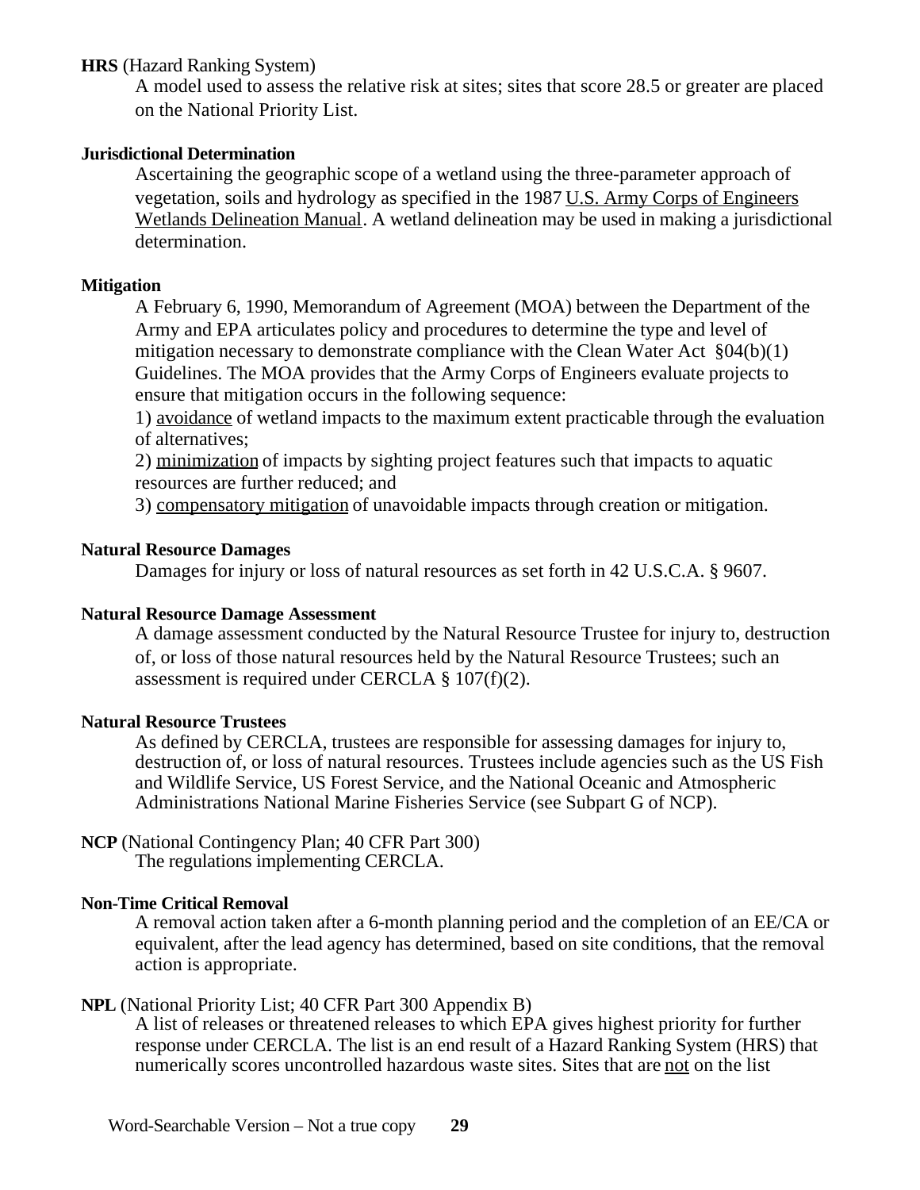**HRS** (Hazard Ranking System)

A model used to assess the relative risk at sites; sites that score 28.5 or greater are placed on the National Priority List.

**Jurisdictional Determination**

Ascertaining the geographic scope of a wetland using the three-parameter approach of vegetation, soils and hydrology as specified in the 1987 U.S. Army Corps of Engineers Wetlands Delineation Manual. A wetland delineation may be used in making a jurisdictional determination.

**Mitigation**

A February 6, 1990, Memorandum of Agreement (MOA) between the Department of the Army and EPA articulates policy and procedures to determine the type and level of mitigation necessary to demonstrate compliance with the Clean Water Act §04(b)(1) Guidelines. The MOA provides that the Army Corps of Engineers evaluate projects to ensure that mitigation occurs in the following sequence:

1) avoidance of wetland impacts to the maximum extent practicable through the evaluation of alternatives;

2) minimization of impacts by sighting project features such that impacts to aquatic resources are further reduced; and

3) compensatory mitigation of unavoidable impacts through creation or mitigation.

**Natural Resource Damages**

Damages for injury or loss of natural resources as set forth in 42 U.S.C.A. § 9607.

**Natural Resource Damage Assessment**

A damage assessment conducted by the Natural Resource Trustee for injury to, destruction of, or loss of those natural resources held by the Natural Resource Trustees; such an assessment is required under CERCLA § 107(f)(2).

**Natural Resource Trustees**

As defined by CERCLA, trustees are responsible for assessing damages for injury to, destruction of, or loss of natural resources. Trustees include agencies such as the US Fish and Wildlife Service, US Forest Service, and the National Oceanic and Atmospheric Administrations National Marine Fisheries Service (see Subpart G of NCP).

**NCP** (National Contingency Plan; 40 CFR Part 300)

The regulations implementing CERCLA.

**Non-Time Critical Removal**

A removal action taken after a 6-month planning period and the completion of an EE/CA or equivalent, after the lead agency has determined, based on site conditions, that the removal action is appropriate.

**NPL** (National Priority List; 40 CFR Part 300 Appendix B)

A list of releases or threatened releases to which EPA gives highest priority for further response under CERCLA. The list is an end result of a Hazard Ranking System (HRS) that numerically scores uncontrolled hazardous waste sites. Sites that are not on the list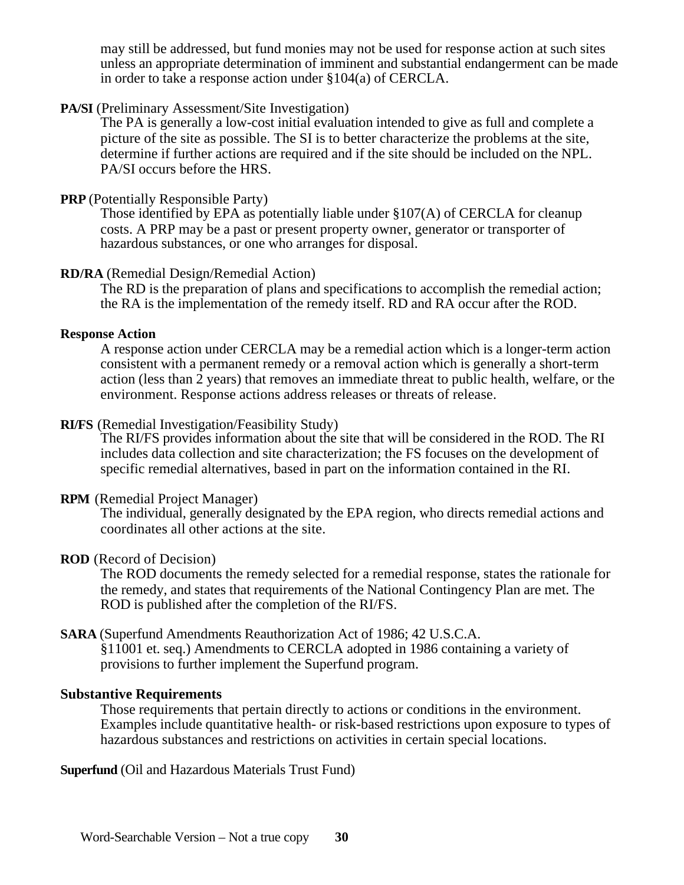may still be addressed, but fund monies may not be used for response action at such sites unless an appropriate determination of imminent and substantial endangerment can be made in order to take a response action under §104(a) of CERCLA.

**PA/SI** (Preliminary Assessment/Site Investigation)
The PA is generally a low-cost initial evaluation intended to give as full and complete a picture of the site as possible. The SI is to better characterize the problems at the site, determine if further actions are required and if the site should be included on the NPL. PA/SI occurs before the HRS.

**PRP** (Potentially Responsible Party)
Those identified by EPA as potentially liable under §107(A) of CERCLA for cleanup costs. A PRP may be a past or present property owner, generator or transporter of hazardous substances, or one who arranges for disposal.

**RD/RA** (Remedial Design/Remedial Action)
The RD is the preparation of plans and specifications to accomplish the remedial action; the RA is the implementation of the remedy itself. RD and RA occur after the ROD.

**Response Action**
A response action under CERCLA may be a remedial action which is a longer-term action consistent with a permanent remedy or a removal action which is generally a short-term action (less than 2 years) that removes an immediate threat to public health, welfare, or the environment. Response actions address releases or threats of release.

**RI/FS** (Remedial Investigation/Feasibility Study)
The RI/FS provides information about the site that will be considered in the ROD. The RI includes data collection and site characterization; the FS focuses on the development of specific remedial alternatives, based in part on the information contained in the RI.

**RPM** (Remedial Project Manager)
The individual, generally designated by the EPA region, who directs remedial actions and coordinates all other actions at the site.

**ROD** (Record of Decision)
The ROD documents the remedy selected for a remedial response, states the rationale for the remedy, and states that requirements of the National Contingency Plan are met. The ROD is published after the completion of the RI/FS.

**SARA** (Superfund Amendments Reauthorization Act of 1986; 42 U.S.C.A. §11001 et. seq.) Amendments to CERCLA adopted in 1986 containing a variety of provisions to further implement the Superfund program.

**Substantive Requirements**
Those requirements that pertain directly to actions or conditions in the environment. Examples include quantitative health- or risk-based restrictions upon exposure to types of hazardous substances and restrictions on activities in certain special locations.

**Superfund** (Oil and Hazardous Materials Trust Fund)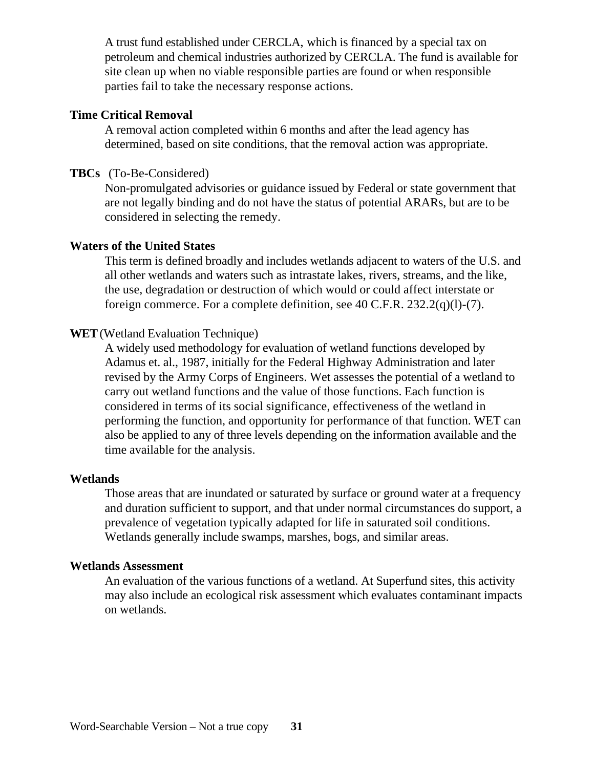A trust fund established under CERCLA, which is financed by a special tax on petroleum and chemical industries authorized by CERCLA. The fund is available for site clean up when no viable responsible parties are found or when responsible parties fail to take the necessary response actions.

**Time Critical Removal**

A removal action completed within 6 months and after the lead agency has determined, based on site conditions, that the removal action was appropriate.

**TBCs** (To-Be-Considered)

Non-promulgated advisories or guidance issued by Federal or state government that are not legally binding and do not have the status of potential ARARs, but are to be considered in selecting the remedy.

**Waters of the United States**

This term is defined broadly and includes wetlands adjacent to waters of the U.S. and all other wetlands and waters such as intrastate lakes, rivers, streams, and the like, the use, degradation or destruction of which would or could affect interstate or foreign commerce. For a complete definition, see 40 C.F.R. 232.2(q)(l)-(7).

**WET** (Wetland Evaluation Technique)

A widely used methodology for evaluation of wetland functions developed by Adamus et. al., 1987, initially for the Federal Highway Administration and later revised by the Army Corps of Engineers. Wet assesses the potential of a wetland to carry out wetland functions and the value of those functions. Each function is considered in terms of its social significance, effectiveness of the wetland in performing the function, and opportunity for performance of that function. WET can also be applied to any of three levels depending on the information available and the time available for the analysis.

**Wetlands**

Those areas that are inundated or saturated by surface or ground water at a frequency and duration sufficient to support, and that under normal circumstances do support, a prevalence of vegetation typically adapted for life in saturated soil conditions. Wetlands generally include swamps, marshes, bogs, and similar areas.

**Wetlands Assessment**

An evaluation of the various functions of a wetland. At Superfund sites, this activity may also include an ecological risk assessment which evaluates contaminant impacts on wetlands.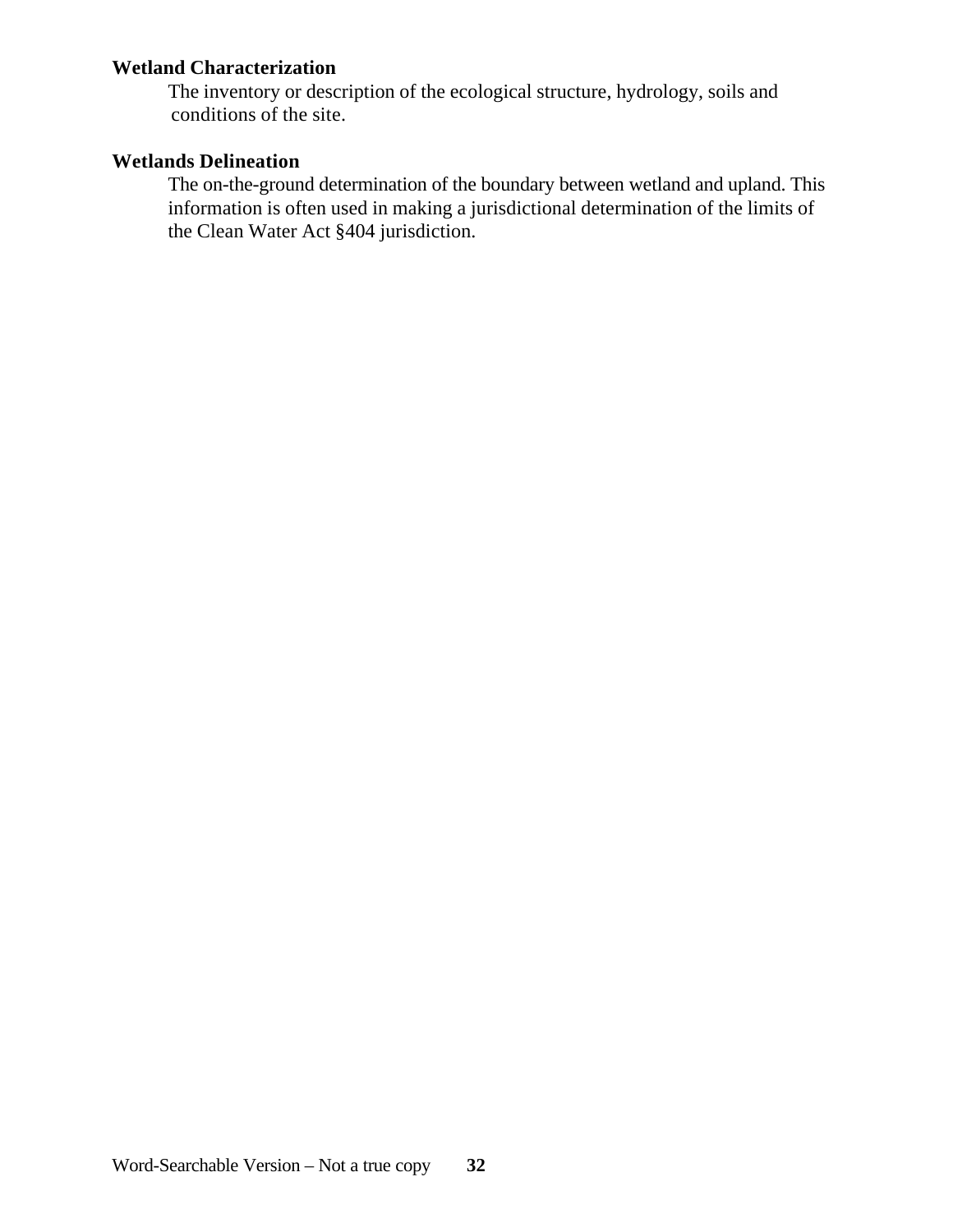**Wetland Characterization**

The inventory or description of the ecological structure, hydrology, soils and conditions of the site.

**Wetlands Delineation**

The on-the-ground determination of the boundary between wetland and upland. This information is often used in making a jurisdictional determination of the limits of the Clean Water Act §404 jurisdiction.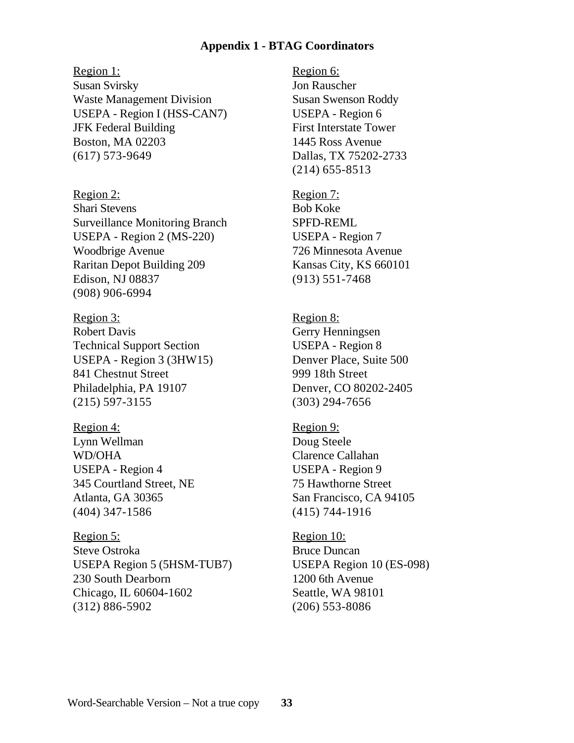## Appendix 1 - BTAG Coordinators

<u>Region 1:</u>
Susan Svirsky
Waste Management Division
USEPA - Region I (HSS-CAN7)
JFK Federal Building
Boston, MA 02203
(617) 573-9649

<u>Region 2:</u>
Shari Stevens
Surveillance Monitoring Branch
USEPA - Region 2 (MS-220)
Woodbrige Avenue
Raritan Depot Building 209
Edison, NJ 08837
(908) 906-6994

<u>Region 3:</u>
Robert Davis
Technical Support Section
USEPA - Region 3 (3HW15)
841 Chestnut Street
Philadelphia, PA 19107
(215) 597-3155

<u>Region 4:</u>
Lynn Wellman
WD/OHA
USEPA - Region 4
345 Courtland Street, NE
Atlanta, GA 30365
(404) 347-1586

<u>Region 5:</u>
Steve Ostroka
USEPA Region 5 (5HSM-TUB7)
230 South Dearborn
Chicago, IL 60604-1602
(312) 886-5902

<u>Region 6:</u>
Jon Rauscher
Susan Swenson Roddy
USEPA - Region 6
First Interstate Tower
1445 Ross Avenue
Dallas, TX 75202-2733
(214) 655-8513

<u>Region 7:</u>
Bob Koke
SPFD-REML
USEPA - Region 7
726 Minnesota Avenue
Kansas City, KS 660101
(913) 551-7468

<u>Region 8:</u>
Gerry Henningsen
USEPA - Region 8
Denver Place, Suite 500
999 18th Street
Denver, CO 80202-2405
(303) 294-7656

<u>Region 9:</u>
Doug Steele
Clarence Callahan
USEPA - Region 9
75 Hawthorne Street
San Francisco, CA 94105
(415) 744-1916

<u>Region 10:</u>
Bruce Duncan
USEPA Region 10 (ES-098)
1200 6th Avenue
Seattle, WA 98101
(206) 553-8086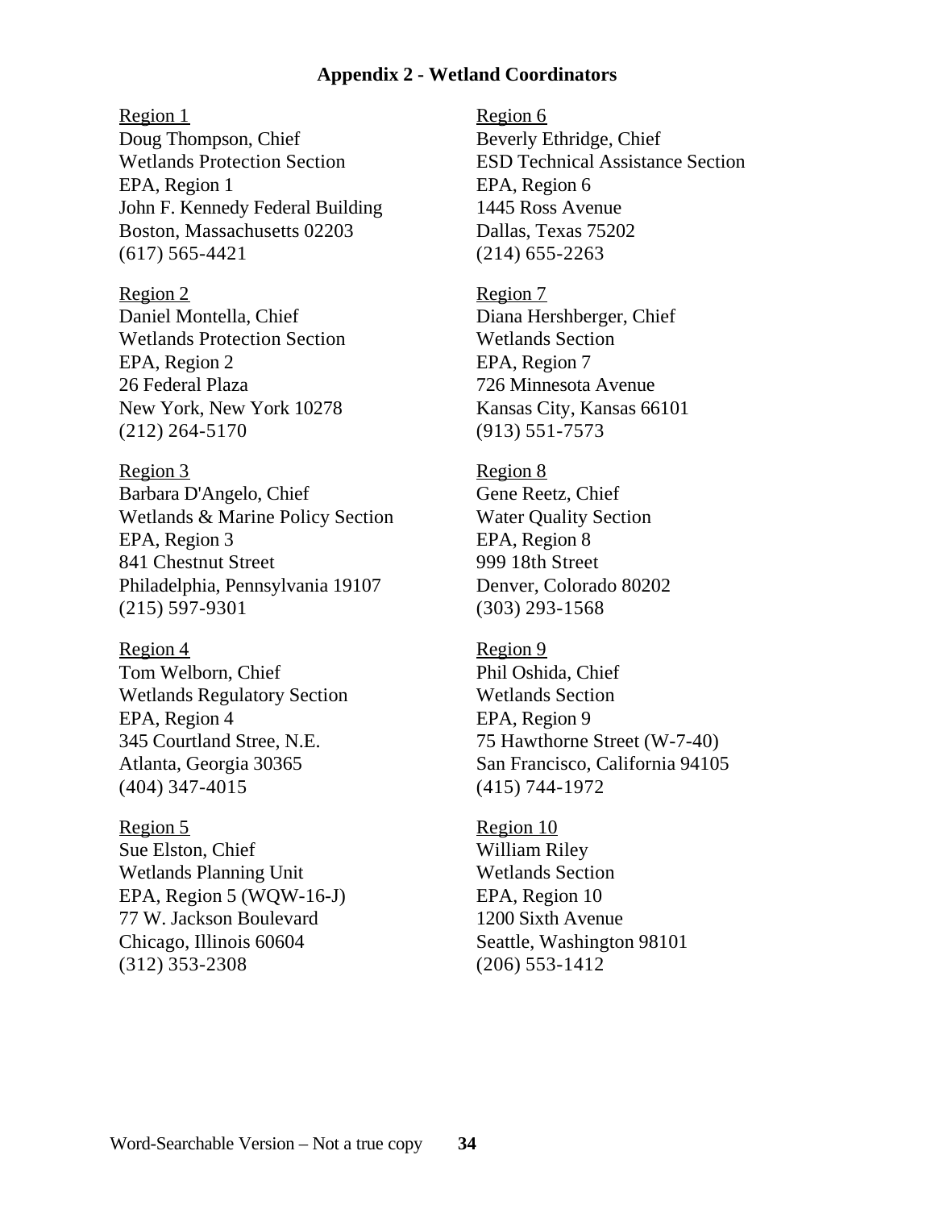**Appendix 2 - Wetland Coordinators**

Region 1
Doug Thompson, Chief
Wetlands Protection Section
EPA, Region 1
John F. Kennedy Federal Building
Boston, Massachusetts 02203
(617) 565-4421

Region 2
Daniel Montella, Chief
Wetlands Protection Section
EPA, Region 2
26 Federal Plaza
New York, New York 10278
(212) 264-5170

Region 3
Barbara D'Angelo, Chief
Wetlands & Marine Policy Section
EPA, Region 3
841 Chestnut Street
Philadelphia, Pennsylvania 19107
(215) 597-9301

Region 4
Tom Welborn, Chief
Wetlands Regulatory Section
EPA, Region 4
345 Courtland Stree, N.E.
Atlanta, Georgia 30365
(404) 347-4015

Region 5
Sue Elston, Chief
Wetlands Planning Unit
EPA, Region 5 (WQW-16-J)
77 W. Jackson Boulevard
Chicago, Illinois 60604
(312) 353-2308

Region 6
Beverly Ethridge, Chief
ESD Technical Assistance Section
EPA, Region 6
1445 Ross Avenue
Dallas, Texas 75202
(214) 655-2263

Region 7
Diana Hershberger, Chief
Wetlands Section
EPA, Region 7
726 Minnesota Avenue
Kansas City, Kansas 66101
(913) 551-7573

Region 8
Gene Reetz, Chief
Water Quality Section
EPA, Region 8
999 18th Street
Denver, Colorado 80202
(303) 293-1568

Region 9
Phil Oshida, Chief
Wetlands Section
EPA, Region 9
75 Hawthorne Street (W-7-40)
San Francisco, California 94105
(415) 744-1972

Region 10
William Riley
Wetlands Section
EPA, Region 10
1200 Sixth Avenue
Seattle, Washington 98101
(206) 553-1412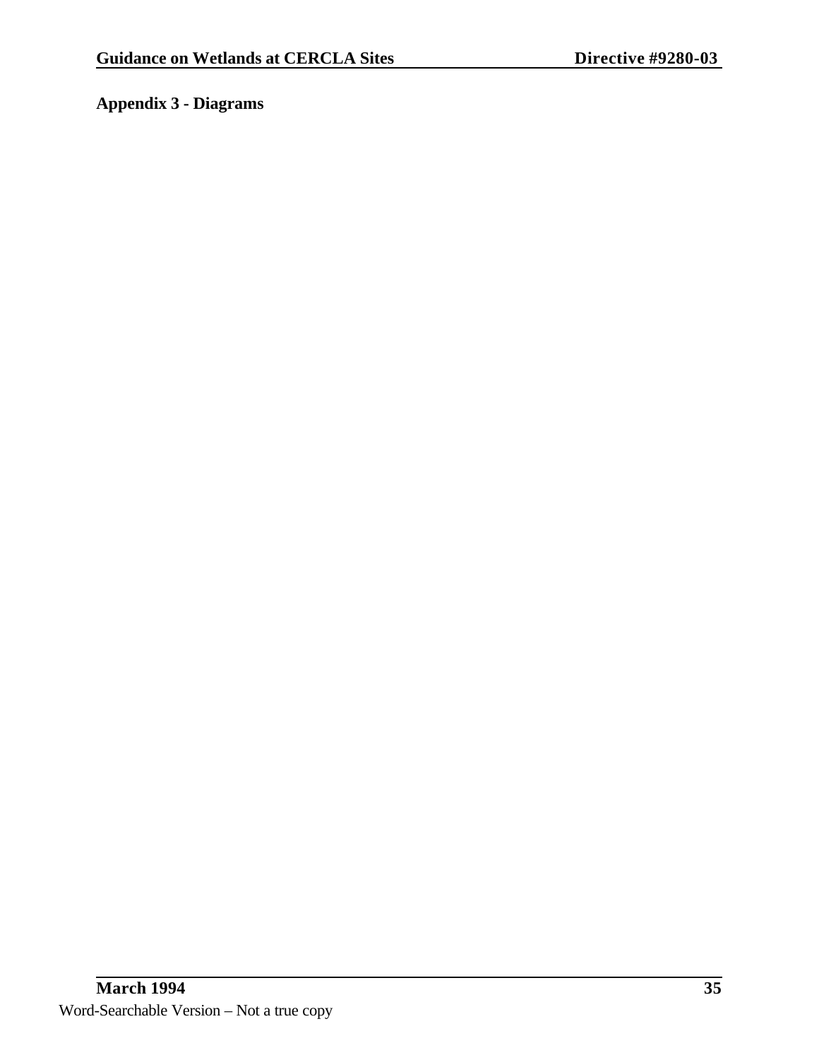**Appendix 3 - Diagrams**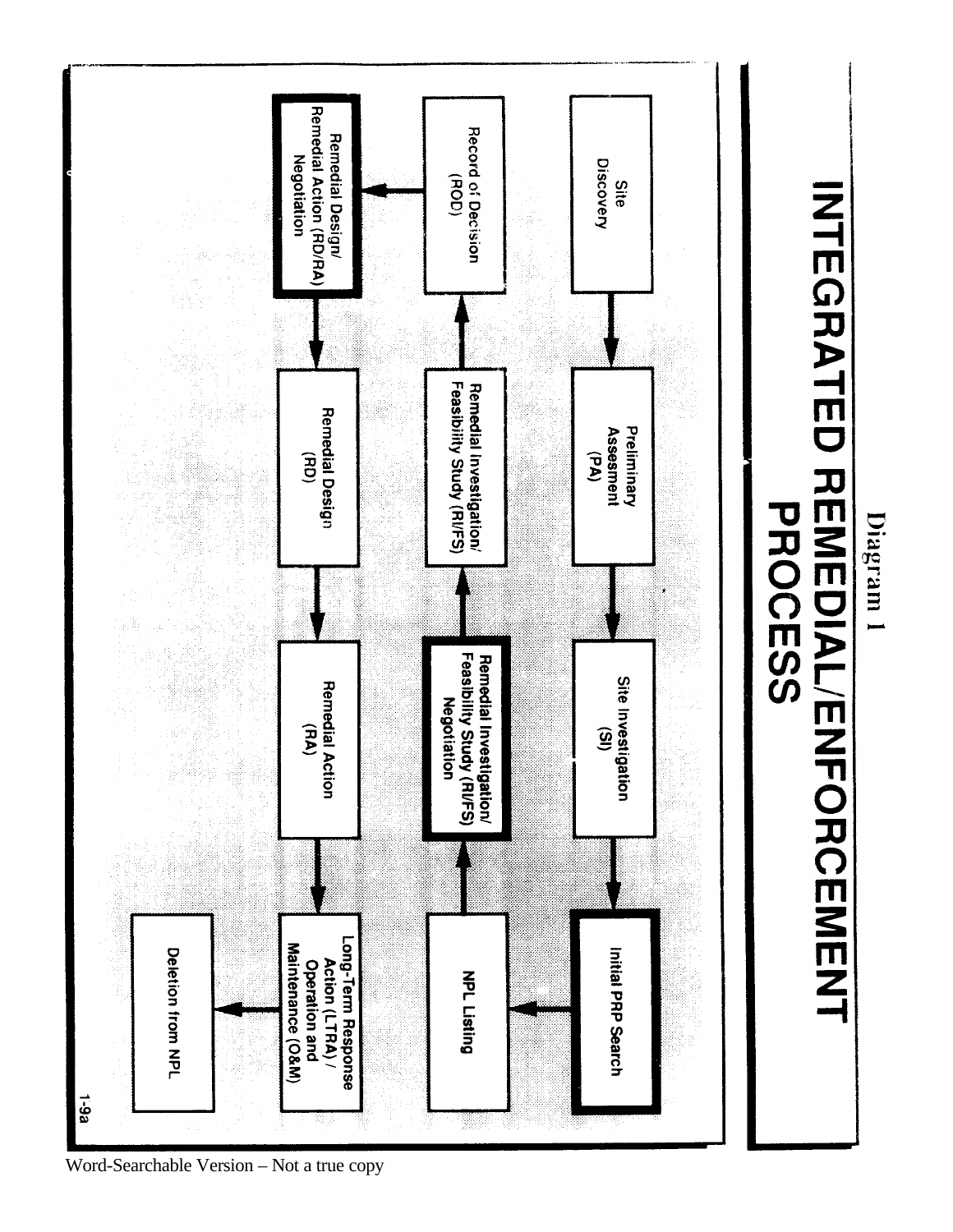Diagram 1

# INTEGRATED REMEDIAL/ENFORCEMENT PROCESS

- Site Discovery
- Preliminary Assesment (PA)
- Site Investigation (SI)
- **Initial PRP Search**
- NPL Listing
- **Remedial Investigation/ Feasibility Study (RI/FS) Negotiation**
- Remedial Investigation/ Feasibility Study (RI/FS)
- Record of Decision (ROD)
- **Remedial Design/ Remedial Action (RD/RA) Negotiation**
- Remedial Design (RD)
- Remedial Action (RA)
- Long-Term Response Action (LTRA) / Operation and Maintenance (O&M)
- Deletion from NPL

Word-Searchable Version – Not a true copy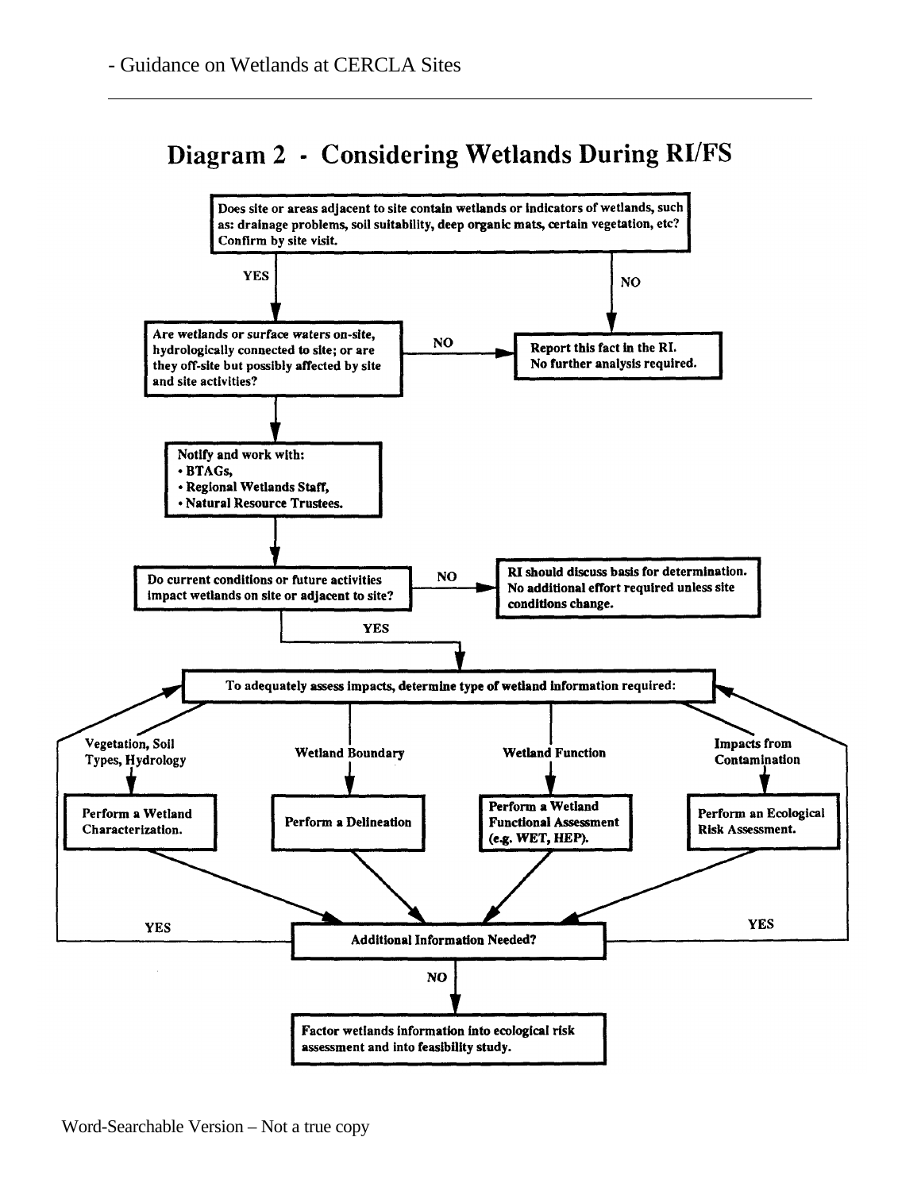# Diagram 2 - Considering Wetlands During RI/FS

Does site or areas adjacent to site contain wetlands or indicators of wetlands, such as: drainage problems, soil suitability, deep organic mats, certain vegetation, etc? Confirm by site visit.

- **NO** → Report this fact in the RI. No further analysis required.
- **YES** → Are wetlands or surface waters on-site, hydrologically connected to site; or are they off-site but possibly affected by site and site activities?
  - **NO** → Report this fact in the RI. No further analysis required.
  - → Notify and work with:
    - BTAGs,
    - Regional Wetlands Staff,
    - Natural Resource Trustees.
  - → Do current conditions or future activities impact wetlands on site or adjacent to site?
    - **NO** → RI should discuss basis for determination. No additional effort required unless site conditions change.
    - **YES** → To adequately assess impacts, determine type of wetland information required:
      - Vegetation, Soil Types, Hydrology → Perform a Wetland Characterization.
      - Wetland Boundary → Perform a Delineation
      - Wetland Function → Perform a Wetland Functional Assessment (e.g. WET, HEP).
      - Impacts from Contamination → Perform an Ecological Risk Assessment.
      - → Additional Information Needed?
        - **YES** → return to "To adequately assess impacts, determine type of wetland information required"
        - **NO** → Factor wetlands information into ecological risk assessment and into feasibility study.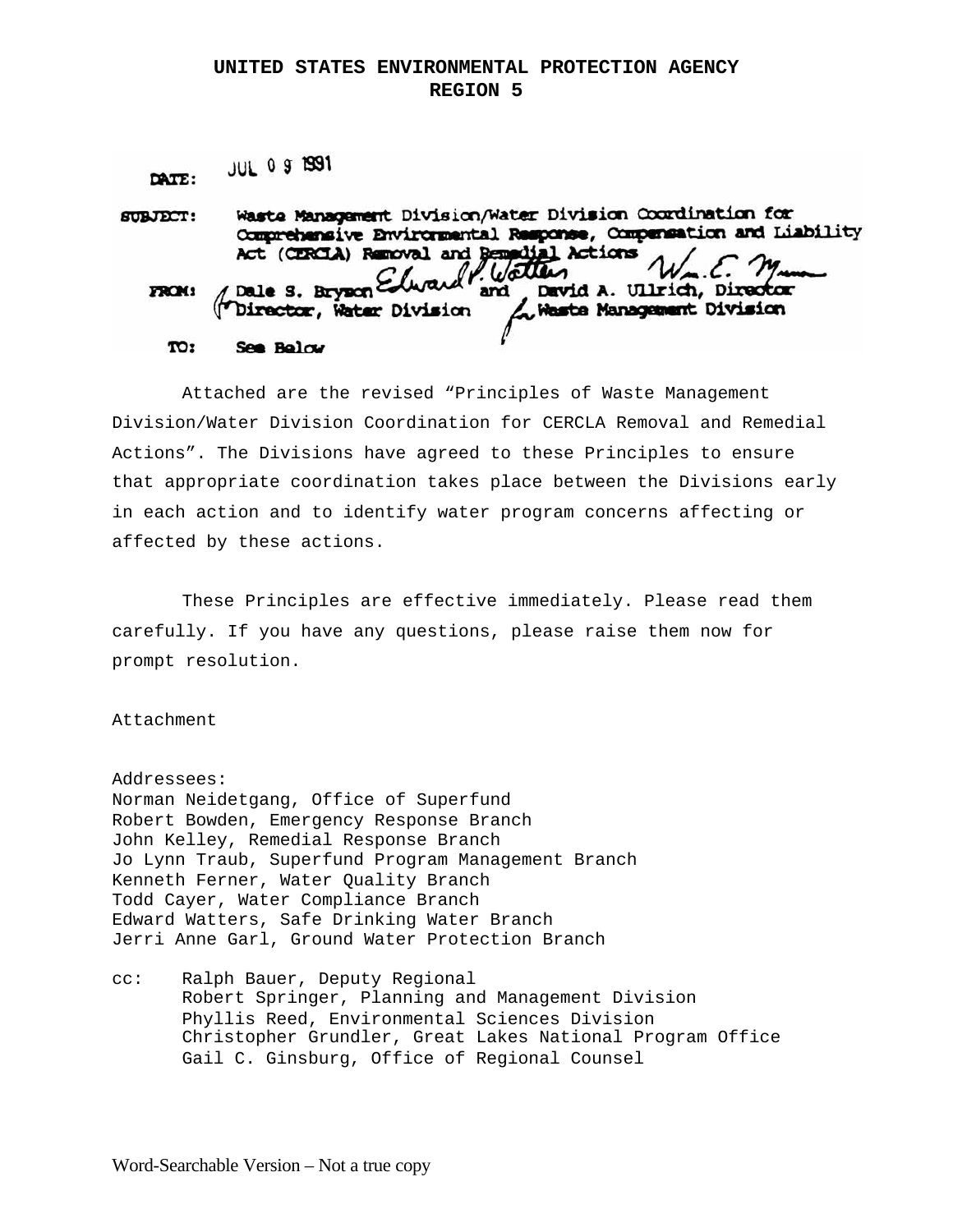# UNITED STATES ENVIRONMENTAL PROTECTION AGENCY
## REGION 5

**DATE:** JUL 09 1991

**SUBJECT:** Waste Management Division/Water Division Coordination for Comprehensive Environmental Response, Compensation and Liability Act (CERCLA) Removal and Remedial Actions

**FROM:** Dale S. Bryson and David A. Ullrich, Director
Director, Water Division — Waste Management Division

**TO:** See Below

Attached are the revised "Principles of Waste Management Division/Water Division Coordination for CERCLA Removal and Remedial Actions". The Divisions have agreed to these Principles to ensure that appropriate coordination takes place between the Divisions early in each action and to identify water program concerns affecting or affected by these actions.

These Principles are effective immediately. Please read them carefully. If you have any questions, please raise them now for prompt resolution.

Attachment

Addressees:
Norman Neidetgang, Office of Superfund
Robert Bowden, Emergency Response Branch
John Kelley, Remedial Response Branch
Jo Lynn Traub, Superfund Program Management Branch
Kenneth Ferner, Water Quality Branch
Todd Cayer, Water Compliance Branch
Edward Watters, Safe Drinking Water Branch
Jerri Anne Garl, Ground Water Protection Branch

cc: Ralph Bauer, Deputy Regional
Robert Springer, Planning and Management Division
Phyllis Reed, Environmental Sciences Division
Christopher Grundler, Great Lakes National Program Office
Gail C. Ginsburg, Office of Regional Counsel

Word-Searchable Version – Not a true copy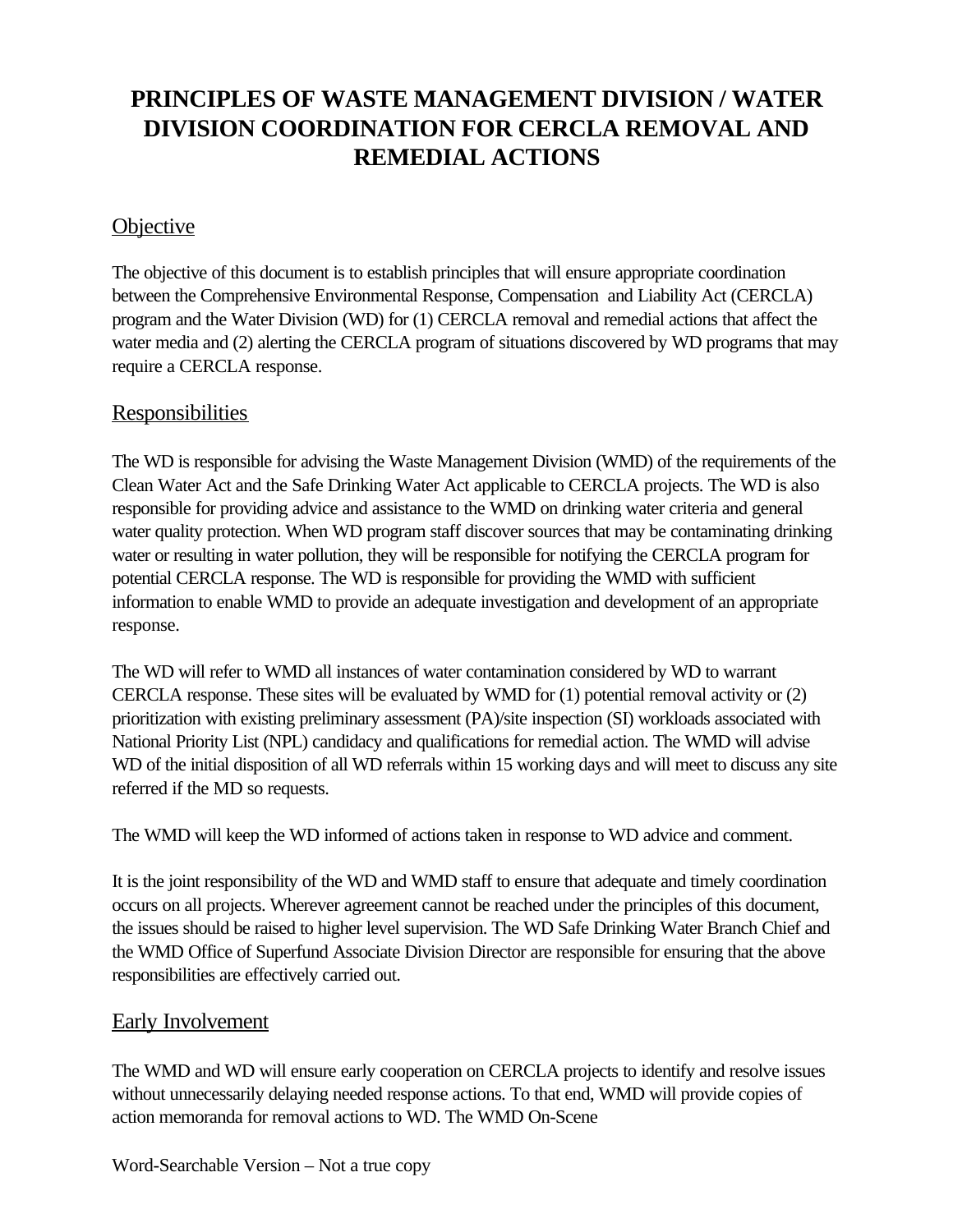# PRINCIPLES OF WASTE MANAGEMENT DIVISION / WATER DIVISION COORDINATION FOR CERCLA REMOVAL AND REMEDIAL ACTIONS

## Objective

The objective of this document is to establish principles that will ensure appropriate coordination between the Comprehensive Environmental Response, Compensation and Liability Act (CERCLA) program and the Water Division (WD) for (1) CERCLA removal and remedial actions that affect the water media and (2) alerting the CERCLA program of situations discovered by WD programs that may require a CERCLA response.

## Responsibilities

The WD is responsible for advising the Waste Management Division (WMD) of the requirements of the Clean Water Act and the Safe Drinking Water Act applicable to CERCLA projects. The WD is also responsible for providing advice and assistance to the WMD on drinking water criteria and general water quality protection. When WD program staff discover sources that may be contaminating drinking water or resulting in water pollution, they will be responsible for notifying the CERCLA program for potential CERCLA response. The WD is responsible for providing the WMD with sufficient information to enable WMD to provide an adequate investigation and development of an appropriate response.

The WD will refer to WMD all instances of water contamination considered by WD to warrant CERCLA response. These sites will be evaluated by WMD for (1) potential removal activity or (2) prioritization with existing preliminary assessment (PA)/site inspection (SI) workloads associated with National Priority List (NPL) candidacy and qualifications for remedial action. The WMD will advise WD of the initial disposition of all WD referrals within 15 working days and will meet to discuss any site referred if the MD so requests.

The WMD will keep the WD informed of actions taken in response to WD advice and comment.

It is the joint responsibility of the WD and WMD staff to ensure that adequate and timely coordination occurs on all projects. Wherever agreement cannot be reached under the principles of this document, the issues should be raised to higher level supervision. The WD Safe Drinking Water Branch Chief and the WMD Office of Superfund Associate Division Director are responsible for ensuring that the above responsibilities are effectively carried out.

## Early Involvement

The WMD and WD will ensure early cooperation on CERCLA projects to identify and resolve issues without unnecessarily delaying needed response actions. To that end, WMD will provide copies of action memoranda for removal actions to WD. The WMD On-Scene

Word-Searchable Version – Not a true copy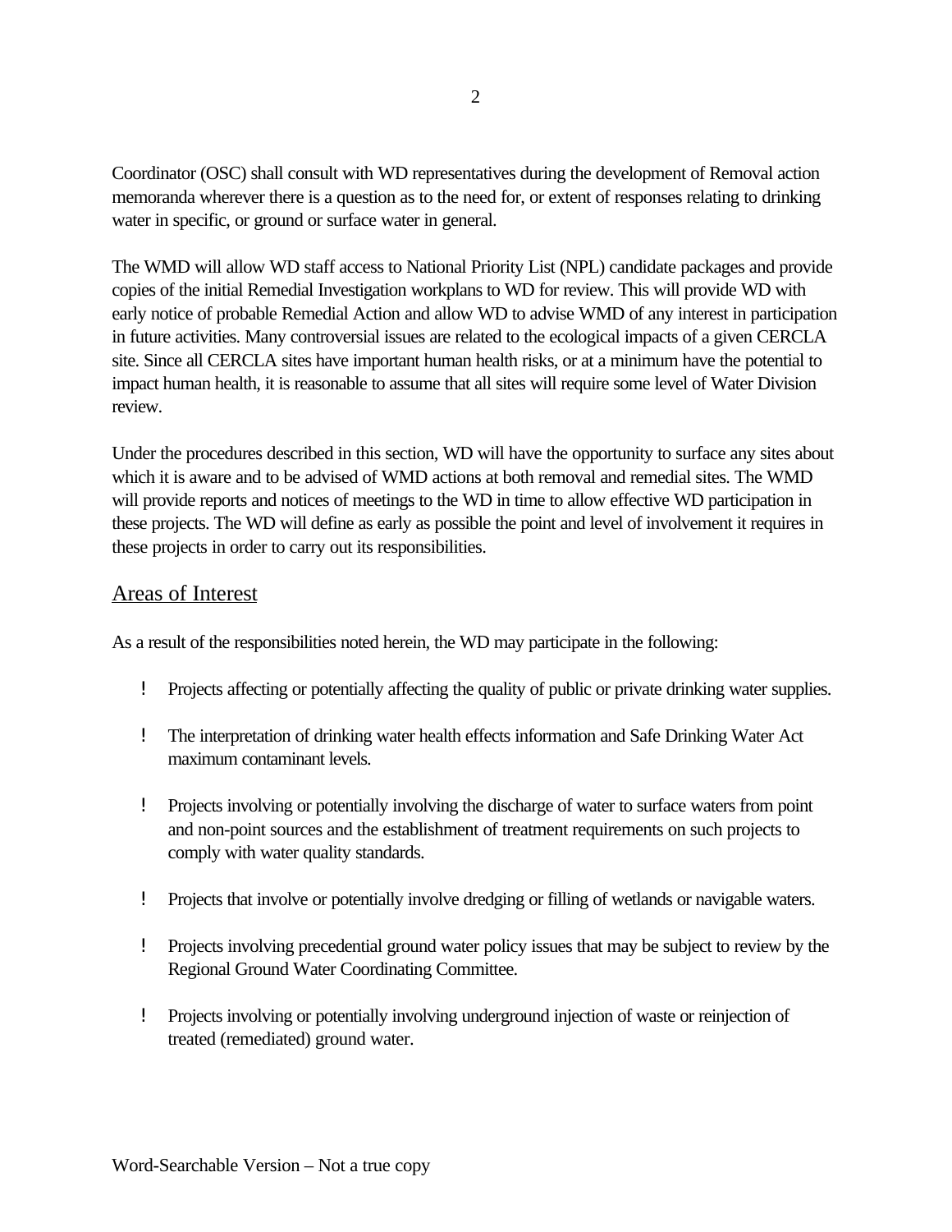Coordinator (OSC) shall consult with WD representatives during the development of Removal action memoranda wherever there is a question as to the need for, or extent of responses relating to drinking water in specific, or ground or surface water in general.

The WMD will allow WD staff access to National Priority List (NPL) candidate packages and provide copies of the initial Remedial Investigation workplans to WD for review. This will provide WD with early notice of probable Remedial Action and allow WD to advise WMD of any interest in participation in future activities. Many controversial issues are related to the ecological impacts of a given CERCLA site. Since all CERCLA sites have important human health risks, or at a minimum have the potential to impact human health, it is reasonable to assume that all sites will require some level of Water Division review.

Under the procedures described in this section, WD will have the opportunity to surface any sites about which it is aware and to be advised of WMD actions at both removal and remedial sites. The WMD will provide reports and notices of meetings to the WD in time to allow effective WD participation in these projects. The WD will define as early as possible the point and level of involvement it requires in these projects in order to carry out its responsibilities.

## Areas of Interest

As a result of the responsibilities noted herein, the WD may participate in the following:

- Projects affecting or potentially affecting the quality of public or private drinking water supplies.
- The interpretation of drinking water health effects information and Safe Drinking Water Act maximum contaminant levels.
- Projects involving or potentially involving the discharge of water to surface waters from point and non-point sources and the establishment of treatment requirements on such projects to comply with water quality standards.
- Projects that involve or potentially involve dredging or filling of wetlands or navigable waters.
- Projects involving precedential ground water policy issues that may be subject to review by the Regional Ground Water Coordinating Committee.
- Projects involving or potentially involving underground injection of waste or reinjection of treated (remediated) ground water.

Word-Searchable Version – Not a true copy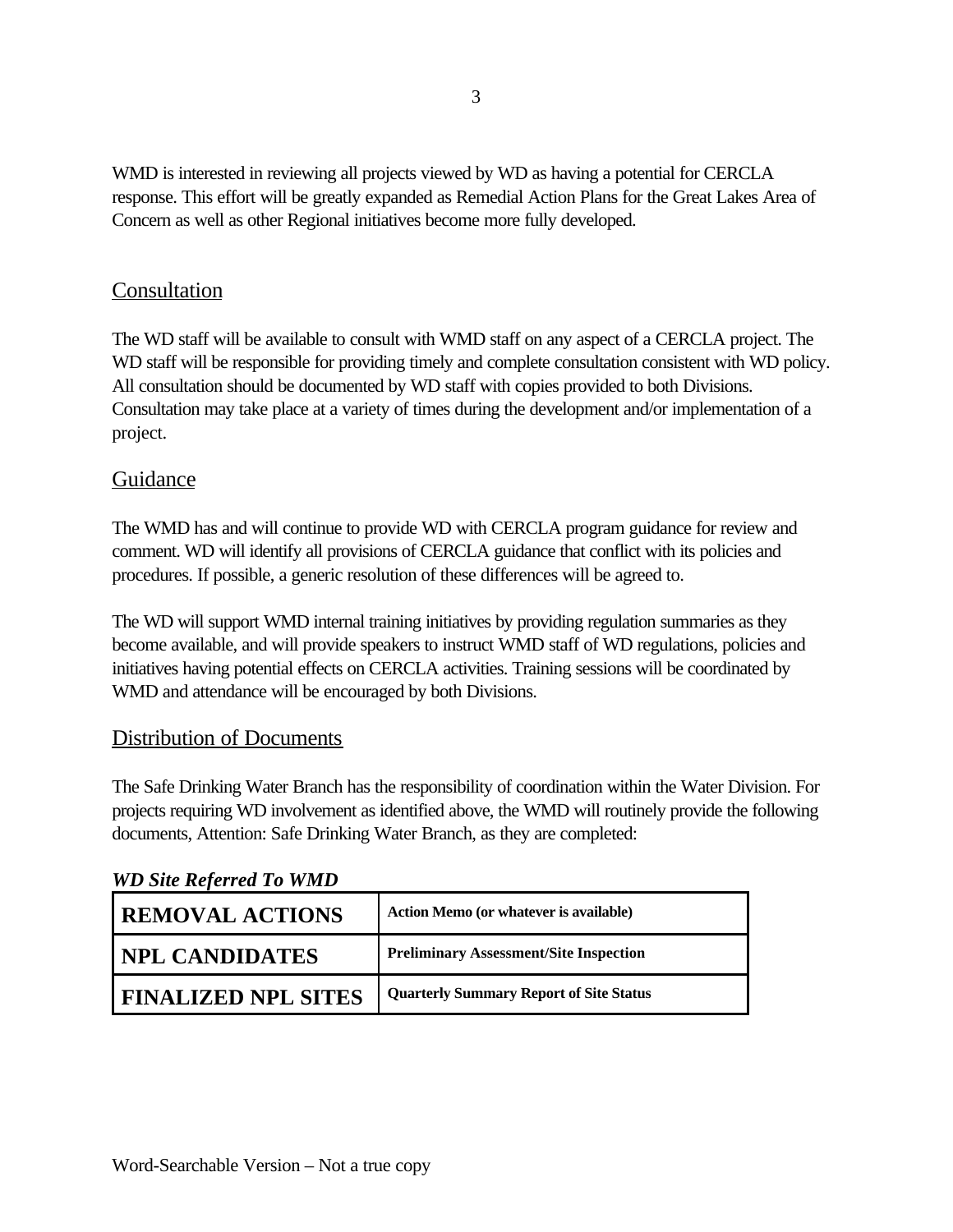WMD is interested in reviewing all projects viewed by WD as having a potential for CERCLA response. This effort will be greatly expanded as Remedial Action Plans for the Great Lakes Area of Concern as well as other Regional initiatives become more fully developed.

## Consultation

The WD staff will be available to consult with WMD staff on any aspect of a CERCLA project. The WD staff will be responsible for providing timely and complete consultation consistent with WD policy. All consultation should be documented by WD staff with copies provided to both Divisions. Consultation may take place at a variety of times during the development and/or implementation of a project.

## Guidance

The WMD has and will continue to provide WD with CERCLA program guidance for review and comment. WD will identify all provisions of CERCLA guidance that conflict with its policies and procedures. If possible, a generic resolution of these differences will be agreed to.

The WD will support WMD internal training initiatives by providing regulation summaries as they become available, and will provide speakers to instruct WMD staff of WD regulations, policies and initiatives having potential effects on CERCLA activities. Training sessions will be coordinated by WMD and attendance will be encouraged by both Divisions.

## Distribution of Documents

The Safe Drinking Water Branch has the responsibility of coordination within the Water Division. For projects requiring WD involvement as identified above, the WMD will routinely provide the following documents, Attention: Safe Drinking Water Branch, as they are completed:

***WD Site Referred To WMD***

| | |
|---|---|
| **REMOVAL ACTIONS** | **Action Memo (or whatever is available)** |
| **NPL CANDIDATES** | **Preliminary Assessment/Site Inspection** |
| **FINALIZED NPL SITES** | **Quarterly Summary Report of Site Status** |

Word-Searchable Version – Not a true copy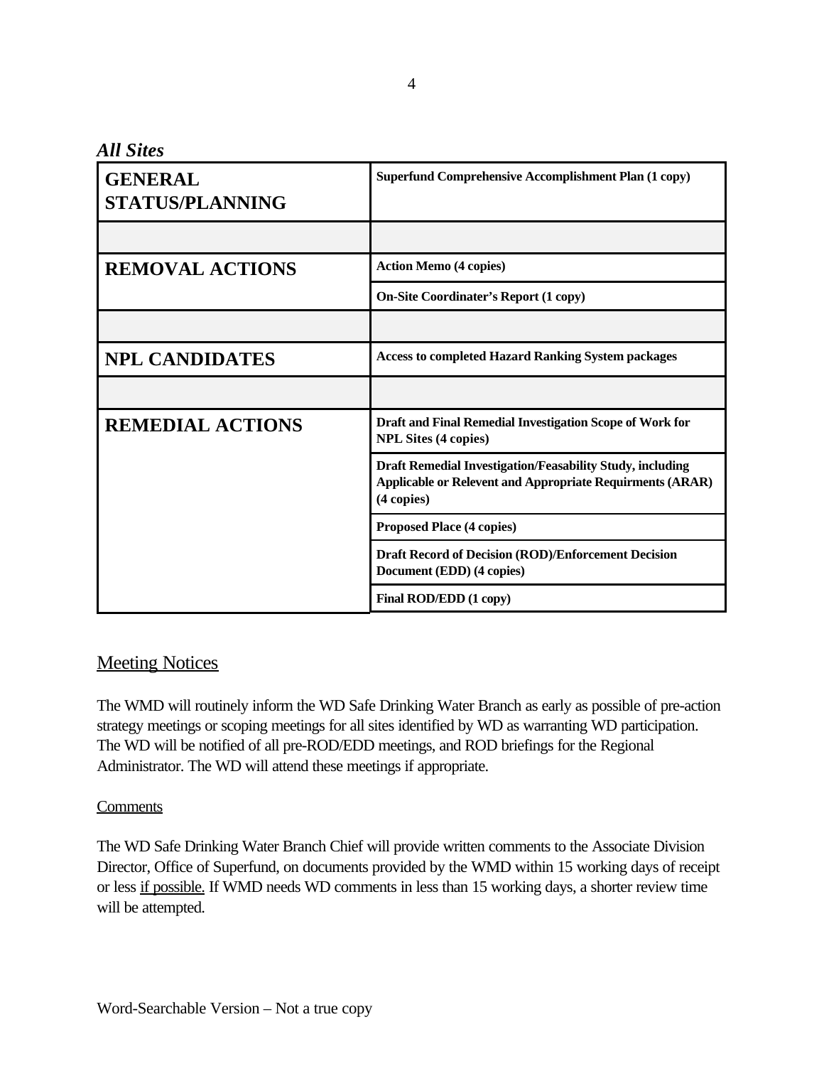***All Sites***

| | |
|---|---|
| **GENERAL STATUS/PLANNING** | **Superfund Comprehensive Accomplishment Plan (1 copy)** |
| | |
| **REMOVAL ACTIONS** | **Action Memo (4 copies)** |
| | **On-Site Coordinater's Report (1 copy)** |
| | |
| **NPL CANDIDATES** | **Access to completed Hazard Ranking System packages** |
| | |
| **REMEDIAL ACTIONS** | **Draft and Final Remedial Investigation Scope of Work for NPL Sites (4 copies)** |
| | **Draft Remedial Investigation/Feasability Study, including Applicable or Relevent and Appropriate Requirments (ARAR) (4 copies)** |
| | **Proposed Place (4 copies)** |
| | **Draft Record of Decision (ROD)/Enforcement Decision Document (EDD) (4 copies)** |
| | **Final ROD/EDD (1 copy)** |

## Meeting Notices

The WMD will routinely inform the WD Safe Drinking Water Branch as early as possible of pre-action strategy meetings or scoping meetings for all sites identified by WD as warranting WD participation. The WD will be notified of all pre-ROD/EDD meetings, and ROD briefings for the Regional Administrator. The WD will attend these meetings if appropriate.

### Comments

The WD Safe Drinking Water Branch Chief will provide written comments to the Associate Division Director, Office of Superfund, on documents provided by the WMD within 15 working days of receipt or less if possible. If WMD needs WD comments in less than 15 working days, a shorter review time will be attempted.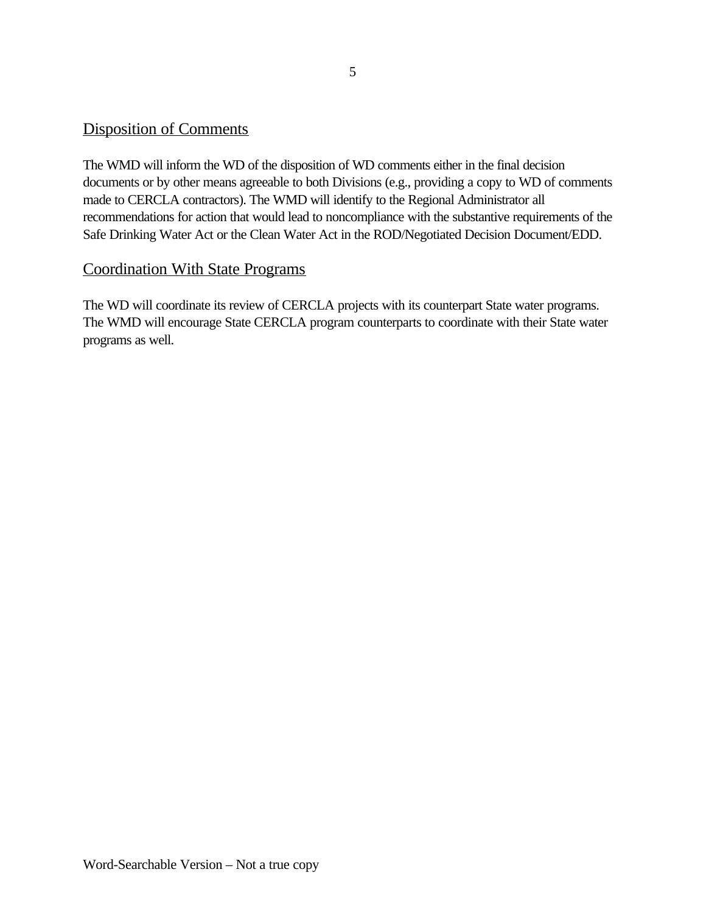## Disposition of Comments

The WMD will inform the WD of the disposition of WD comments either in the final decision documents or by other means agreeable to both Divisions (e.g., providing a copy to WD of comments made to CERCLA contractors). The WMD will identify to the Regional Administrator all recommendations for action that would lead to noncompliance with the substantive requirements of the Safe Drinking Water Act or the Clean Water Act in the ROD/Negotiated Decision Document/EDD.

## Coordination With State Programs

The WD will coordinate its review of CERCLA projects with its counterpart State water programs. The WMD will encourage State CERCLA program counterparts to coordinate with their State water programs as well.

Word-Searchable Version – Not a true copy